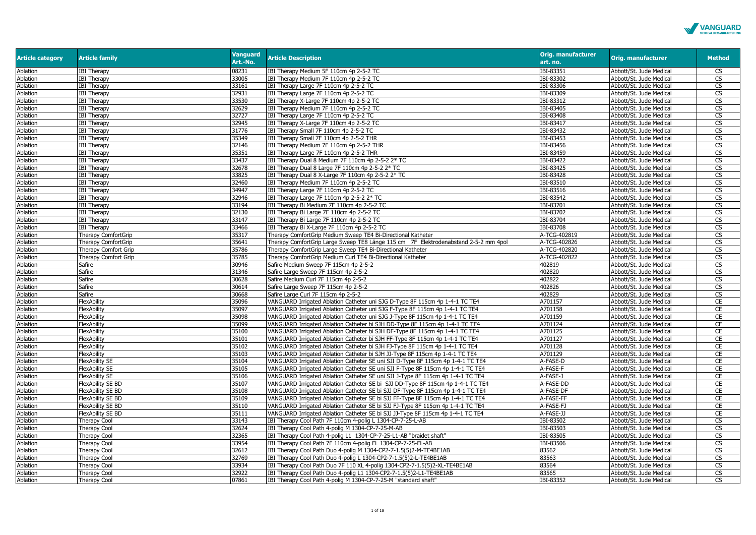| Article category | Article family | Vanguard Art.-No. | Article Description | Orig. manufacturer art. no. | Orig. manufacturer | Method |
|---|---|---|---|---|---|---|
| Ablation | IBI Therapy | 08231 | IBI Therapy Medium 5F 110cm 4p 2-5-2 TC | IBI-83351 | Abbott/St. Jude Medical | CS |
| Ablation | IBI Therapy | 33005 | IBI Therapy Medium 7F 110cm 4p 2-5-2 TC | IBI-83302 | Abbott/St. Jude Medical | CS |
| Ablation | IBI Therapy | 33161 | IBI Therapy Large 7F 110cm 4p 2-5-2 TC | IBI-83306 | Abbott/St. Jude Medical | CS |
| Ablation | IBI Therapy | 32931 | IBI Therapy Large 7F 110cm 4p 2-5-2 TC | IBI-83309 | Abbott/St. Jude Medical | CS |
| Ablation | IBI Therapy | 33530 | IBI Therapy X-Large 7F 110cm 4p 2-5-2 TC | IBI-83312 | Abbott/St. Jude Medical | CS |
| Ablation | IBI Therapy | 32629 | IBI Therapy Medium 7F 110cm 4p 2-5-2 TC | IBI-83405 | Abbott/St. Jude Medical | CS |
| Ablation | IBI Therapy | 32727 | IBI Therapy Large 7F 110cm 4p 2-5-2 TC | IBI-83408 | Abbott/St. Jude Medical | CS |
| Ablation | IBI Therapy | 32945 | IBI Therapy X-Large 7F 110cm 4p 2-5-2 TC | IBI-83417 | Abbott/St. Jude Medical | CS |
| Ablation | IBI Therapy | 31776 | IBI Therapy Small 7F 110cm 4p 2-5-2 TC | IBI-83432 | Abbott/St. Jude Medical | CS |
| Ablation | IBI Therapy | 35349 | IBI Therapy Small 7F 110cm 4p 2-5-2 THR | IBI-83453 | Abbott/St. Jude Medical | CS |
| Ablation | IBI Therapy | 32146 | IBI Therapy Medium 7F 110cm 4p 2-5-2 THR | IBI-83456 | Abbott/St. Jude Medical | CS |
| Ablation | IBI Therapy | 35351 | IBI Therapy Large 7F 110cm 4p 2-5-2 THR | IBI-83459 | Abbott/St. Jude Medical | CS |
| Ablation | IBI Therapy | 33437 | IBI Therapy Dual 8 Medium 7F 110cm 4p 2-5-2 2* TC | IBI-83422 | Abbott/St. Jude Medical | CS |
| Ablation | IBI Therapy | 32678 | IBI Therapy Dual 8 Large 7F 110cm 4p 2-5-2 2* TC | IBI-83425 | Abbott/St. Jude Medical | CS |
| Ablation | IBI Therapy | 33825 | IBI Therapy Dual 8 X-Large 7F 110cm 4p 2-5-2 2* TC | IBI-83428 | Abbott/St. Jude Medical | CS |
| Ablation | IBI Therapy | 32460 | IBI Therapy Medium 7F 110cm 4p 2-5-2 TC | IBI-83510 | Abbott/St. Jude Medical | CS |
| Ablation | IBI Therapy | 34947 | IBI Therapy Large 7F 110cm 4p 2-5-2 TC | IBI-83516 | Abbott/St. Jude Medical | CS |
| Ablation | IBI Therapy | 32946 | IBI Therapy Large 7F 110cm 4p 2-5-2 2* TC | IBI-83542 | Abbott/St. Jude Medical | CS |
| Ablation | IBI Therapy | 33194 | IBI Therapy Bi Medium 7F 110cm 4p 2-5-2 TC | IBI-83701 | Abbott/St. Jude Medical | CS |
| Ablation | IBI Therapy | 32130 | IBI Therapy Bi Large 7F 110cm 4p 2-5-2 TC | IBI-83702 | Abbott/St. Jude Medical | CS |
| Ablation | IBI Therapy | 33147 | IBI Therapy Bi Large 7F 110cm 4p 2-5-2 TC | IBI-83704 | Abbott/St. Jude Medical | CS |
| Ablation | IBI Therapy | 33466 | IBI Therapy Bi X-Large 7F 110cm 4p 2-5-2 TC | IBI-83708 | Abbott/St. Jude Medical | CS |
| Ablation | Therapy ComfortGrip | 35317 | Therapy ComfortGrip Medium Sweep TE4 Bi-Directional Katheter | A-TCG-402819 | Abbott/St. Jude Medical | CS |
| Ablation | Therapy ComfortGrip | 35641 | Therapy ComfortGrip Large Sweep TE8 Länge 115 cm 7F Elektrodenabstand 2-5-2 mm 4pol | A-TCG-402826 | Abbott/St. Jude Medical | CS |
| Ablation | Therapy Comfort Grip | 35786 | Therapy ComfortGrip Large Sweep TE4 Bi-Directional Katheter | A-TCG-402820 | Abbott/St. Jude Medical | CS |
| Ablation | Therapy Comfort Grip | 35785 | Therapy ComfortGrip Medium Curl TE4 Bi-Directional Katheter | A-TCG-402822 | Abbott/St. Jude Medical | CS |
| Ablation | Safire | 30946 | Safire Medium Sweep 7F 115cm 4p 2-5-2 | 402819 | Abbott/St. Jude Medical | CS |
| Ablation | Safire | 31346 | Safire Large Sweep 7F 115cm 4p 2-5-2 | 402820 | Abbott/St. Jude Medical | CS |
| Ablation | Safire | 30628 | Safire Medium Curl 7F 115cm 4p 2-5-2 | 402822 | Abbott/St. Jude Medical | CS |
| Ablation | Safire | 30614 | Safire Large Sweep 7F 115cm 4p 2-5-2 | 402826 | Abbott/St. Jude Medical | CS |
| Ablation | Safire | 30668 | Safire Large Curl 7F 115cm 4p 2-5-2 | 402829 | Abbott/St. Jude Medical | CS |
| Ablation | FlexAbility | 35096 | VANGUARD Irrigated Ablation Catheter uni SJG D-Type 8F 115cm 4p 1-4-1 TC TE4 | A701157 | Abbott/St. Jude Medical | CE |
| Ablation | FlexAbility | 35097 | VANGUARD Irrigated Ablation Catheter uni SJG F-Type 8F 115cm 4p 1-4-1 TC TE4 | A701158 | Abbott/St. Jude Medical | CE |
| Ablation | FlexAbility | 35098 | VANGUARD Irrigated Ablation Catheter uni SJG J-Type 8F 115cm 4p 1-4-1 TC TE4 | A701159 | Abbott/St. Jude Medical | CE |
| Ablation | FlexAbility | 35099 | VANGUARD Irrigated Ablation Catheter bi SJH DD-Type 8F 115cm 4p 1-4-1 TC TE4 | A701124 | Abbott/St. Jude Medical | CE |
| Ablation | FlexAbility | 35100 | VANGUARD Irrigated Ablation Catheter bi SJH DF-Type 8F 115cm 4p 1-4-1 TC TE4 | A701125 | Abbott/St. Jude Medical | CE |
| Ablation | FlexAbility | 35101 | VANGUARD Irrigated Ablation Catheter bi SJH FF-Type 8F 115cm 4p 1-4-1 TC TE4 | A701127 | Abbott/St. Jude Medical | CE |
| Ablation | FlexAbility | 35102 | VANGUARD Irrigated Ablation Catheter bi SJH FJ-Type 8F 115cm 4p 1-4-1 TC TE4 | A701128 | Abbott/St. Jude Medical | CE |
| Ablation | FlexAbility | 35103 | VANGUARD Irrigated Ablation Catheter bi SJH JJ-Type 8F 115cm 4p 1-4-1 TC TE4 | A701129 | Abbott/St. Jude Medical | CE |
| Ablation | FlexAbility SE | 35104 | VANGUARD Irrigated Ablation Catheter SE uni SJI D-Type 8F 115cm 4p 1-4-1 TC TE4 | A-FASE-D | Abbott/St. Jude Medical | CE |
| Ablation | FlexAbility SE | 35105 | VANGUARD Irrigated Ablation Catheter SE uni SJI F-Type 8F 115cm 4p 1-4-1 TC TE4 | A-FASE-F | Abbott/St. Jude Medical | CE |
| Ablation | FlexAbility SE | 35106 | VANGUARD Irrigated Ablation Catheter SE uni SJI J-Type 8F 115cm 4p 1-4-1 TC TE4 | A-FASE-J | Abbott/St. Jude Medical | CE |
| Ablation | FlexAbility SE BD | 35107 | VANGUARD Irrigated Ablation Catheter SE bi SJJ DD-Type 8F 115cm 4p 1-4-1 TC TE4 | A-FASE-DD | Abbott/St. Jude Medical | CE |
| Ablation | FlexAbility SE BD | 35108 | VANGUARD Irrigated Ablation Catheter SE bi SJJ DF-Type 8F 115cm 4p 1-4-1 TC TE4 | A-FASE-DF | Abbott/St. Jude Medical | CE |
| Ablation | FlexAbility SE BD | 35109 | VANGUARD Irrigated Ablation Catheter SE bi SJJ FF-Type 8F 115cm 4p 1-4-1 TC TE4 | A-FASE-FF | Abbott/St. Jude Medical | CE |
| Ablation | FlexAbility SE BD | 35110 | VANGUARD Irrigated Ablation Catheter SE bi SJJ FJ-Type 8F 115cm 4p 1-4-1 TC TE4 | A-FASE-FJ | Abbott/St. Jude Medical | CE |
| Ablation | FlexAbility SE BD | 35111 | VANGUARD Irrigated Ablation Catheter SE bi SJJ JJ-Type 8F 115cm 4p 1-4-1 TC TE4 | A-FASE-JJ | Abbott/St. Jude Medical | CE |
| Ablation | Therapy Cool | 33143 | IBI Therapy Cool Path 7F 110cm 4-polig L 1304-CP-7-25-L-AB | IBI-83502 | Abbott/St. Jude Medical | CS |
| Ablation | Therapy Cool | 32624 | IBI Therapy Cool Path 4-polig M 1304-CP-7-25-M-AB | IBI-83503 | Abbott/St. Jude Medical | CS |
| Ablation | Therapy Cool | 32365 | IBI Therapy Cool Path 4-polig L1 1304-CP-7-25-L1-AB "braidet shaft" | IBI-83505 | Abbott/St. Jude Medical | CS |
| Ablation | Therapy Cool | 33954 | IBI Therapy Cool Path 7F 110cm 4-polig FL 1304-CP-7-25-FL-AB | IBI-83506 | Abbott/St. Jude Medical | CS |
| Ablation | Therapy Cool | 32612 | IBI Therapy Cool Path Duo 4-polig M 1304-CP2-7-1.5(5)2-M-TE4BE1AB | 83562 | Abbott/St. Jude Medical | CS |
| Ablation | Therapy Cool | 32769 | IBI Therapy Cool Path Duo 4-polig L 1304-CP2-7-1.5(5)2-L-TE4BE1AB | 83563 | Abbott/St. Jude Medical | CS |
| Ablation | Therapy Cool | 33934 | IBI Therapy Cool Path Duo 7F 110 XL 4-polig 1304-CP2-7-1.5(5)2-XL-TE4BE1AB | 83564 | Abbott/St. Jude Medical | CS |
| Ablation | Therapy Cool | 32922 | IBI Therapy Cool Path Duo 4-polig L1 1304-CP2-7-1.5(5)2-L1-TE4BE1AB | 83565 | Abbott/St. Jude Medical | CS |
| Ablation | Therapy Cool | 07861 | IBI Therapy Cool Path 4-polig M 1304-CP-7-25-M "standard shaft" | IBI-83352 | Abbott/St. Jude Medical | CS |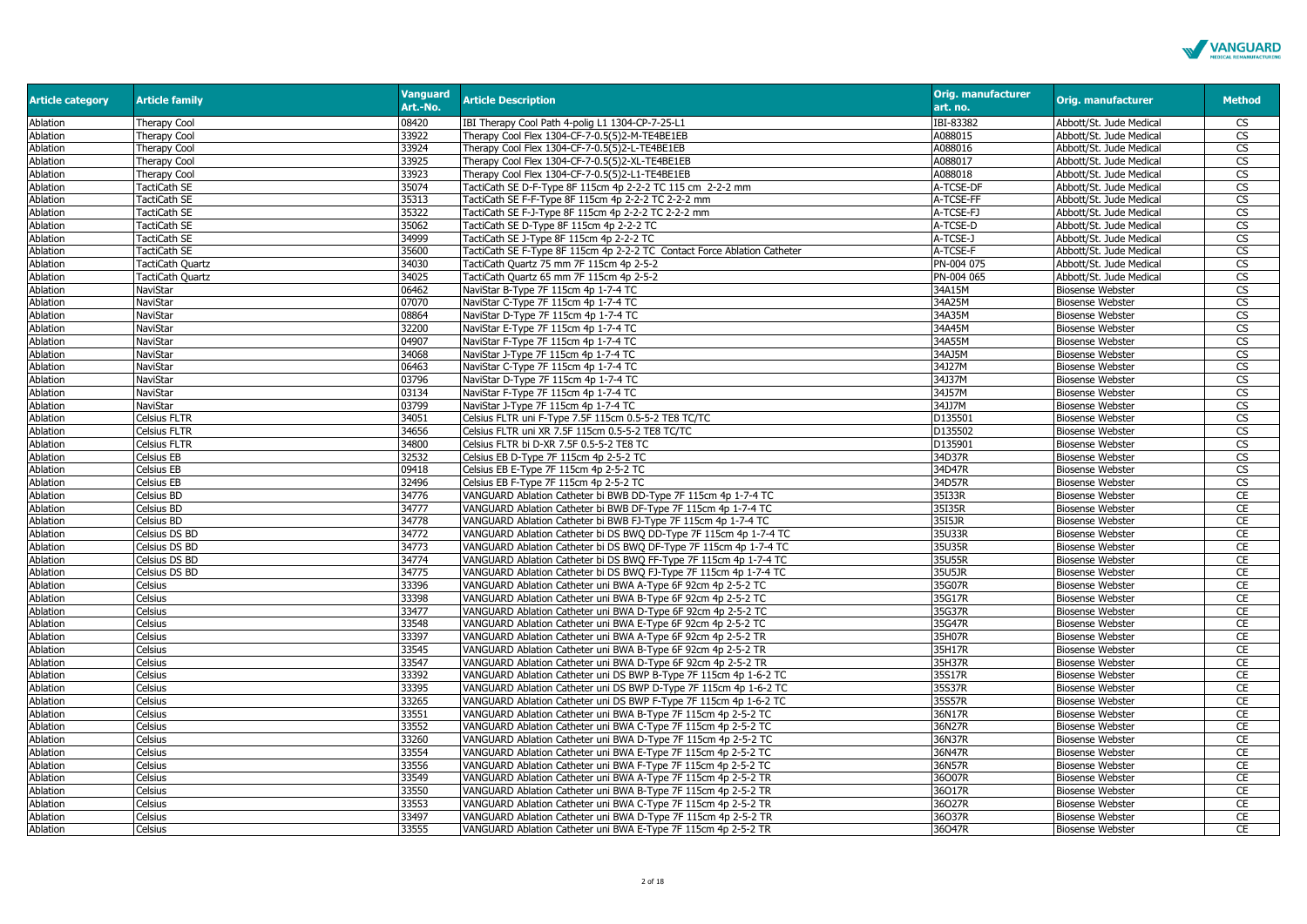| Article category | Article family | Vanguard Art.-No. | Article Description | Orig. manufacturer art. no. | Orig. manufacturer | Method |
|---|---|---|---|---|---|---|
| Ablation | Therapy Cool | 08420 | IBI Therapy Cool Path 4-polig L1 1304-CP-7-25-L1 | IBI-83382 | Abbott/St. Jude Medical | CS |
| Ablation | Therapy Cool | 33922 | Therapy Cool Flex 1304-CF-7-0.5(5)2-M-TE4BE1EB | A088015 | Abbott/St. Jude Medical | CS |
| Ablation | Therapy Cool | 33924 | Therapy Cool Flex 1304-CF-7-0.5(5)2-L-TE4BE1EB | A088016 | Abbott/St. Jude Medical | CS |
| Ablation | Therapy Cool | 33925 | Therapy Cool Flex 1304-CF-7-0.5(5)2-XL-TE4BE1EB | A088017 | Abbott/St. Jude Medical | CS |
| Ablation | Therapy Cool | 33923 | Therapy Cool Flex 1304-CF-7-0.5(5)2-L1-TE4BE1EB | A088018 | Abbott/St. Jude Medical | CS |
| Ablation | TactiCath SE | 35074 | TactiCath SE D-F-Type 8F 115cm 4p 2-2-2 TC 115 cm 2-2-2 mm | A-TCSE-DF | Abbott/St. Jude Medical | CS |
| Ablation | TactiCath SE | 35313 | TactiCath SE F-F-Type 8F 115cm 4p 2-2-2 TC 2-2-2 mm | A-TCSE-FF | Abbott/St. Jude Medical | CS |
| Ablation | TactiCath SE | 35322 | TactiCath SE F-J-Type 8F 115cm 4p 2-2-2 TC 2-2-2 mm | A-TCSE-FJ | Abbott/St. Jude Medical | CS |
| Ablation | TactiCath SE | 35062 | TactiCath SE D-Type 8F 115cm 4p 2-2-2 TC | A-TCSE-D | Abbott/St. Jude Medical | CS |
| Ablation | TactiCath SE | 34999 | TactiCath SE J-Type 8F 115cm 4p 2-2-2 TC | A-TCSE-J | Abbott/St. Jude Medical | CS |
| Ablation | TactiCath SE | 35600 | TactiCath SE F-Type 8F 115cm 4p 2-2-2 TC Contact Force Ablation Catheter | A-TCSE-F | Abbott/St. Jude Medical | CS |
| Ablation | TactiCath Quartz | 34030 | TactiCath Quartz 75 mm 7F 115cm 4p 2-5-2 | PN-004 075 | Abbott/St. Jude Medical | CS |
| Ablation | TactiCath Quartz | 34025 | TactiCath Quartz 65 mm 7F 115cm 4p 2-5-2 | PN-004 065 | Abbott/St. Jude Medical | CS |
| Ablation | NaviStar | 06462 | NaviStar B-Type 7F 115cm 4p 1-7-4 TC | 34A15M | Biosense Webster | CS |
| Ablation | NaviStar | 07070 | NaviStar C-Type 7F 115cm 4p 1-7-4 TC | 34A25M | Biosense Webster | CS |
| Ablation | NaviStar | 08864 | NaviStar D-Type 7F 115cm 4p 1-7-4 TC | 34A35M | Biosense Webster | CS |
| Ablation | NaviStar | 32200 | NaviStar E-Type 7F 115cm 4p 1-7-4 TC | 34A45M | Biosense Webster | CS |
| Ablation | NaviStar | 04907 | NaviStar F-Type 7F 115cm 4p 1-7-4 TC | 34A55M | Biosense Webster | CS |
| Ablation | NaviStar | 34068 | NaviStar J-Type 7F 115cm 4p 1-7-4 TC | 34AJ5M | Biosense Webster | CS |
| Ablation | NaviStar | 06463 | NaviStar C-Type 7F 115cm 4p 1-7-4 TC | 34J27M | Biosense Webster | CS |
| Ablation | NaviStar | 03796 | NaviStar D-Type 7F 115cm 4p 1-7-4 TC | 34J37M | Biosense Webster | CS |
| Ablation | NaviStar | 03134 | NaviStar F-Type 7F 115cm 4p 1-7-4 TC | 34J57M | Biosense Webster | CS |
| Ablation | NaviStar | 03799 | NaviStar J-Type 7F 115cm 4p 1-7-4 TC | 34JJ7M | Biosense Webster | CS |
| Ablation | Celsius FLTR | 34051 | Celsius FLTR uni F-Type 7.5F 115cm 0.5-5-2 TE8 TC/TC | D135501 | Biosense Webster | CS |
| Ablation | Celsius FLTR | 34656 | Celsius FLTR uni XR 7.5F 115cm 0.5-5-2 TE8 TC/TC | D135502 | Biosense Webster | CS |
| Ablation | Celsius FLTR | 34800 | Celsius FLTR bi D-XR 7.5F 0.5-5-2 TE8 TC | D135901 | Biosense Webster | CS |
| Ablation | Celsius EB | 32532 | Celsius EB D-Type 7F 115cm 4p 2-5-2 TC | 34D37R | Biosense Webster | CS |
| Ablation | Celsius EB | 09418 | Celsius EB E-Type 7F 115cm 4p 2-5-2 TC | 34D47R | Biosense Webster | CS |
| Ablation | Celsius EB | 32496 | Celsius EB F-Type 7F 115cm 4p 2-5-2 TC | 34D57R | Biosense Webster | CS |
| Ablation | Celsius BD | 34776 | VANGUARD Ablation Catheter bi BWB DD-Type 7F 115cm 4p 1-7-4 TC | 35I33R | Biosense Webster | CE |
| Ablation | Celsius BD | 34777 | VANGUARD Ablation Catheter bi BWB DF-Type 7F 115cm 4p 1-7-4 TC | 35I35R | Biosense Webster | CE |
| Ablation | Celsius BD | 34778 | VANGUARD Ablation Catheter bi BWB FJ-Type 7F 115cm 4p 1-7-4 TC | 35I5JR | Biosense Webster | CE |
| Ablation | Celsius DS BD | 34772 | VANGUARD Ablation Catheter bi DS BWQ DD-Type 7F 115cm 4p 1-7-4 TC | 35U33R | Biosense Webster | CE |
| Ablation | Celsius DS BD | 34773 | VANGUARD Ablation Catheter bi DS BWQ DF-Type 7F 115cm 4p 1-7-4 TC | 35U35R | Biosense Webster | CE |
| Ablation | Celsius DS BD | 34774 | VANGUARD Ablation Catheter bi DS BWQ FF-Type 7F 115cm 4p 1-7-4 TC | 35U55R | Biosense Webster | CE |
| Ablation | Celsius DS BD | 34775 | VANGUARD Ablation Catheter bi DS BWQ FJ-Type 7F 115cm 4p 1-7-4 TC | 35U5JR | Biosense Webster | CE |
| Ablation | Celsius | 33396 | VANGUARD Ablation Catheter uni BWA A-Type 6F 92cm 4p 2-5-2 TC | 35G07R | Biosense Webster | CE |
| Ablation | Celsius | 33398 | VANGUARD Ablation Catheter uni BWA B-Type 6F 92cm 4p 2-5-2 TC | 35G17R | Biosense Webster | CE |
| Ablation | Celsius | 33477 | VANGUARD Ablation Catheter uni BWA D-Type 6F 92cm 4p 2-5-2 TC | 35G37R | Biosense Webster | CE |
| Ablation | Celsius | 33548 | VANGUARD Ablation Catheter uni BWA E-Type 6F 92cm 4p 2-5-2 TC | 35G47R | Biosense Webster | CE |
| Ablation | Celsius | 33397 | VANGUARD Ablation Catheter uni BWA A-Type 6F 92cm 4p 2-5-2 TR | 35H07R | Biosense Webster | CE |
| Ablation | Celsius | 33545 | VANGUARD Ablation Catheter uni BWA B-Type 6F 92cm 4p 2-5-2 TR | 35H17R | Biosense Webster | CE |
| Ablation | Celsius | 33547 | VANGUARD Ablation Catheter uni BWA D-Type 6F 92cm 4p 2-5-2 TR | 35H37R | Biosense Webster | CE |
| Ablation | Celsius | 33392 | VANGUARD Ablation Catheter uni DS BWP B-Type 7F 115cm 4p 1-6-2 TC | 35S17R | Biosense Webster | CE |
| Ablation | Celsius | 33395 | VANGUARD Ablation Catheter uni DS BWP D-Type 7F 115cm 4p 1-6-2 TC | 35S37R | Biosense Webster | CE |
| Ablation | Celsius | 33265 | VANGUARD Ablation Catheter uni DS BWP F-Type 7F 115cm 4p 1-6-2 TC | 35S57R | Biosense Webster | CE |
| Ablation | Celsius | 33551 | VANGUARD Ablation Catheter uni BWA B-Type 7F 115cm 4p 2-5-2 TC | 36N17R | Biosense Webster | CE |
| Ablation | Celsius | 33552 | VANGUARD Ablation Catheter uni BWA C-Type 7F 115cm 4p 2-5-2 TC | 36N27R | Biosense Webster | CE |
| Ablation | Celsius | 33260 | VANGUARD Ablation Catheter uni BWA D-Type 7F 115cm 4p 2-5-2 TC | 36N37R | Biosense Webster | CE |
| Ablation | Celsius | 33554 | VANGUARD Ablation Catheter uni BWA E-Type 7F 115cm 4p 2-5-2 TC | 36N47R | Biosense Webster | CE |
| Ablation | Celsius | 33556 | VANGUARD Ablation Catheter uni BWA F-Type 7F 115cm 4p 2-5-2 TC | 36N57R | Biosense Webster | CE |
| Ablation | Celsius | 33549 | VANGUARD Ablation Catheter uni BWA A-Type 7F 115cm 4p 2-5-2 TR | 36O07R | Biosense Webster | CE |
| Ablation | Celsius | 33550 | VANGUARD Ablation Catheter uni BWA B-Type 7F 115cm 4p 2-5-2 TR | 36O17R | Biosense Webster | CE |
| Ablation | Celsius | 33553 | VANGUARD Ablation Catheter uni BWA C-Type 7F 115cm 4p 2-5-2 TR | 36O27R | Biosense Webster | CE |
| Ablation | Celsius | 33497 | VANGUARD Ablation Catheter uni BWA D-Type 7F 115cm 4p 2-5-2 TR | 36O37R | Biosense Webster | CE |
| Ablation | Celsius | 33555 | VANGUARD Ablation Catheter uni BWA E-Type 7F 115cm 4p 2-5-2 TR | 36O47R | Biosense Webster | CE |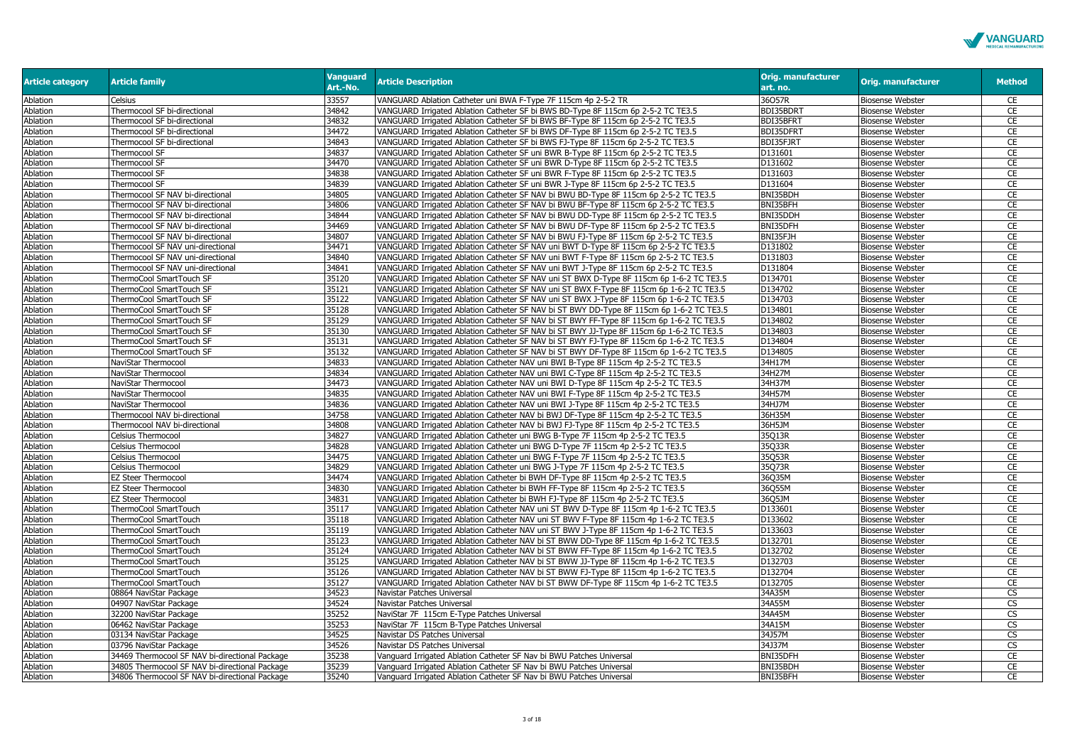| Article category | Article family | Vanguard Art.-No. | Article Description | Orig. manufacturer art. no. | Orig. manufacturer | Method |
|---|---|---|---|---|---|---|
| Ablation | Celsius | 33557 | VANGUARD Ablation Catheter uni BWA F-Type 7F 115cm 4p 2-5-2 TR | 36O57R | Biosense Webster | CE |
| Ablation | Thermocool SF bi-directional | 34842 | VANGUARD Irrigated Ablation Catheter SF bi BWS BD-Type 8F 115cm 6p 2-5-2 TC TE3.5 | BDI35BDRT | Biosense Webster | CE |
| Ablation | Thermocool SF bi-directional | 34832 | VANGUARD Irrigated Ablation Catheter SF bi BWS BF-Type 8F 115cm 6p 2-5-2 TC TE3.5 | BDI35BFRT | Biosense Webster | CE |
| Ablation | Thermocool SF bi-directional | 34472 | VANGUARD Irrigated Ablation Catheter SF bi BWS DF-Type 8F 115cm 6p 2-5-2 TC TE3.5 | BDI35DFRT | Biosense Webster | CE |
| Ablation | Thermocool SF bi-directional | 34843 | VANGUARD Irrigated Ablation Catheter SF bi BWS FJ-Type 8F 115cm 6p 2-5-2 TC TE3.5 | BDI35FJRT | Biosense Webster | CE |
| Ablation | Thermocool SF | 34837 | VANGUARD Irrigated Ablation Catheter SF uni BWR B-Type 8F 115cm 6p 2-5-2 TC TE3.5 | D131601 | Biosense Webster | CE |
| Ablation | Thermocool SF | 34470 | VANGUARD Irrigated Ablation Catheter SF uni BWR D-Type 8F 115cm 6p 2-5-2 TC TE3.5 | D131602 | Biosense Webster | CE |
| Ablation | Thermocool SF | 34838 | VANGUARD Irrigated Ablation Catheter SF uni BWR F-Type 8F 115cm 6p 2-5-2 TC TE3.5 | D131603 | Biosense Webster | CE |
| Ablation | Thermocool SF | 34839 | VANGUARD Irrigated Ablation Catheter SF uni BWR J-Type 8F 115cm 6p 2-5-2 TC TE3.5 | D131604 | Biosense Webster | CE |
| Ablation | Thermocool SF NAV bi-directional | 34805 | VANGUARD Irrigated Ablation Catheter SF NAV bi BWU BD-Type 8F 115cm 6p 2-5-2 TC TE3.5 | BNI35BDH | Biosense Webster | CE |
| Ablation | Thermocool SF NAV bi-directional | 34806 | VANGUARD Irrigated Ablation Catheter SF NAV bi BWU BF-Type 8F 115cm 6p 2-5-2 TC TE3.5 | BNI35BFH | Biosense Webster | CE |
| Ablation | Thermocool SF NAV bi-directional | 34844 | VANGUARD Irrigated Ablation Catheter SF NAV bi BWU DD-Type 8F 115cm 6p 2-5-2 TC TE3.5 | BNI35DDH | Biosense Webster | CE |
| Ablation | Thermocool SF NAV bi-directional | 34469 | VANGUARD Irrigated Ablation Catheter SF NAV bi BWU DF-Type 8F 115cm 6p 2-5-2 TC TE3.5 | BNI35DFH | Biosense Webster | CE |
| Ablation | Thermocool SF NAV bi-directional | 34807 | VANGUARD Irrigated Ablation Catheter SF NAV bi BWU FJ-Type 8F 115cm 6p 2-5-2 TC TE3.5 | BNI35FJH | Biosense Webster | CE |
| Ablation | Thermocool SF NAV uni-directional | 34471 | VANGUARD Irrigated Ablation Catheter SF NAV uni BWT D-Type 8F 115cm 6p 2-5-2 TC TE3.5 | D131802 | Biosense Webster | CE |
| Ablation | Thermocool SF NAV uni-directional | 34840 | VANGUARD Irrigated Ablation Catheter SF NAV uni BWT F-Type 8F 115cm 6p 2-5-2 TC TE3.5 | D131803 | Biosense Webster | CE |
| Ablation | Thermocool SF NAV uni-directional | 34841 | VANGUARD Irrigated Ablation Catheter SF NAV uni BWT J-Type 8F 115cm 6p 2-5-2 TC TE3.5 | D131804 | Biosense Webster | CE |
| Ablation | ThermoCool SmartTouch SF | 35120 | VANGUARD Irrigated Ablation Catheter SF NAV uni ST BWX D-Type 8F 115cm 6p 1-6-2 TC TE3.5 | D134701 | Biosense Webster | CE |
| Ablation | ThermoCool SmartTouch SF | 35121 | VANGUARD Irrigated Ablation Catheter SF NAV uni ST BWX F-Type 8F 115cm 6p 1-6-2 TC TE3.5 | D134702 | Biosense Webster | CE |
| Ablation | ThermoCool SmartTouch SF | 35122 | VANGUARD Irrigated Ablation Catheter SF NAV uni ST BWX J-Type 8F 115cm 6p 1-6-2 TC TE3.5 | D134703 | Biosense Webster | CE |
| Ablation | ThermoCool SmartTouch SF | 35128 | VANGUARD Irrigated Ablation Catheter SF NAV bi ST BWY DD-Type 8F 115cm 6p 1-6-2 TC TE3.5 | D134801 | Biosense Webster | CE |
| Ablation | ThermoCool SmartTouch SF | 35129 | VANGUARD Irrigated Ablation Catheter SF NAV bi ST BWY FF-Type 8F 115cm 6p 1-6-2 TC TE3.5 | D134802 | Biosense Webster | CE |
| Ablation | ThermoCool SmartTouch SF | 35130 | VANGUARD Irrigated Ablation Catheter SF NAV bi ST BWY JJ-Type 8F 115cm 6p 1-6-2 TC TE3.5 | D134803 | Biosense Webster | CE |
| Ablation | ThermoCool SmartTouch SF | 35131 | VANGUARD Irrigated Ablation Catheter SF NAV bi ST BWY FJ-Type 8F 115cm 6p 1-6-2 TC TE3.5 | D134804 | Biosense Webster | CE |
| Ablation | ThermoCool SmartTouch SF | 35132 | VANGUARD Irrigated Ablation Catheter SF NAV bi ST BWY DF-Type 8F 115cm 6p 1-6-2 TC TE3.5 | D134805 | Biosense Webster | CE |
| Ablation | NaviStar Thermocool | 34833 | VANGUARD Irrigated Ablation Catheter NAV uni BWI B-Type 8F 115cm 4p 2-5-2 TC TE3.5 | 34H17M | Biosense Webster | CE |
| Ablation | NaviStar Thermocool | 34834 | VANGUARD Irrigated Ablation Catheter NAV uni BWI C-Type 8F 115cm 4p 2-5-2 TC TE3.5 | 34H27M | Biosense Webster | CE |
| Ablation | NaviStar Thermocool | 34473 | VANGUARD Irrigated Ablation Catheter NAV uni BWI D-Type 8F 115cm 4p 2-5-2 TC TE3.5 | 34H37M | Biosense Webster | CE |
| Ablation | NaviStar Thermocool | 34835 | VANGUARD Irrigated Ablation Catheter NAV uni BWI F-Type 8F 115cm 4p 2-5-2 TC TE3.5 | 34H57M | Biosense Webster | CE |
| Ablation | NaviStar Thermocool | 34836 | VANGUARD Irrigated Ablation Catheter NAV uni BWI J-Type 8F 115cm 4p 2-5-2 TC TE3.5 | 34HJ7M | Biosense Webster | CE |
| Ablation | Thermocool NAV bi-directional | 34758 | VANGUARD Irrigated Ablation Catheter NAV bi BWJ DF-Type 8F 115cm 4p 2-5-2 TC TE3.5 | 36H35M | Biosense Webster | CE |
| Ablation | Thermocool NAV bi-directional | 34808 | VANGUARD Irrigated Ablation Catheter NAV bi BWJ FJ-Type 8F 115cm 4p 2-5-2 TC TE3.5 | 36H5JM | Biosense Webster | CE |
| Ablation | Celsius Thermocool | 34827 | VANGUARD Irrigated Ablation Catheter uni BWG B-Type 7F 115cm 4p 2-5-2 TC TE3.5 | 35Q13R | Biosense Webster | CE |
| Ablation | Celsius Thermocool | 34828 | VANGUARD Irrigated Ablation Catheter uni BWG D-Type 7F 115cm 4p 2-5-2 TC TE3.5 | 35Q33R | Biosense Webster | CE |
| Ablation | Celsius Thermocool | 34475 | VANGUARD Irrigated Ablation Catheter uni BWG F-Type 7F 115cm 4p 2-5-2 TC TE3.5 | 35Q53R | Biosense Webster | CE |
| Ablation | Celsius Thermocool | 34829 | VANGUARD Irrigated Ablation Catheter uni BWG J-Type 7F 115cm 4p 2-5-2 TC TE3.5 | 35Q73R | Biosense Webster | CE |
| Ablation | EZ Steer Thermocool | 34474 | VANGUARD Irrigated Ablation Catheter bi BWH DF-Type 8F 115cm 4p 2-5-2 TC TE3.5 | 36Q35M | Biosense Webster | CE |
| Ablation | EZ Steer Thermocool | 34830 | VANGUARD Irrigated Ablation Catheter bi BWH FF-Type 8F 115cm 4p 2-5-2 TC TE3.5 | 36Q55M | Biosense Webster | CE |
| Ablation | EZ Steer Thermocool | 34831 | VANGUARD Irrigated Ablation Catheter bi BWH FJ-Type 8F 115cm 4p 2-5-2 TC TE3.5 | 36Q5JM | Biosense Webster | CE |
| Ablation | ThermoCool SmartTouch | 35117 | VANGUARD Irrigated Ablation Catheter NAV uni ST BWV D-Type 8F 115cm 4p 1-6-2 TC TE3.5 | D133601 | Biosense Webster | CE |
| Ablation | ThermoCool SmartTouch | 35118 | VANGUARD Irrigated Ablation Catheter NAV uni ST BWV F-Type 8F 115cm 4p 1-6-2 TC TE3.5 | D133602 | Biosense Webster | CE |
| Ablation | ThermoCool SmartTouch | 35119 | VANGUARD Irrigated Ablation Catheter NAV uni ST BWV J-Type 8F 115cm 4p 1-6-2 TC TE3.5 | D133603 | Biosense Webster | CE |
| Ablation | ThermoCool SmartTouch | 35123 | VANGUARD Irrigated Ablation Catheter NAV bi ST BWW DD-Type 8F 115cm 4p 1-6-2 TC TE3.5 | D132701 | Biosense Webster | CE |
| Ablation | ThermoCool SmartTouch | 35124 | VANGUARD Irrigated Ablation Catheter NAV bi ST BWW FF-Type 8F 115cm 4p 1-6-2 TC TE3.5 | D132702 | Biosense Webster | CE |
| Ablation | ThermoCool SmartTouch | 35125 | VANGUARD Irrigated Ablation Catheter NAV bi ST BWW JJ-Type 8F 115cm 4p 1-6-2 TC TE3.5 | D132703 | Biosense Webster | CE |
| Ablation | ThermoCool SmartTouch | 35126 | VANGUARD Irrigated Ablation Catheter NAV bi ST BWW FJ-Type 8F 115cm 4p 1-6-2 TC TE3.5 | D132704 | Biosense Webster | CE |
| Ablation | ThermoCool SmartTouch | 35127 | VANGUARD Irrigated Ablation Catheter NAV bi ST BWW DF-Type 8F 115cm 4p 1-6-2 TC TE3.5 | D132705 | Biosense Webster | CE |
| Ablation | 08864 NaviStar Package | 34523 | Navistar Patches Universal | 34A35M | Biosense Webster | CS |
| Ablation | 04907 NaviStar Package | 34524 | Navistar Patches Universal | 34A55M | Biosense Webster | CS |
| Ablation | 32200 NaviStar Package | 35252 | NaviStar 7F 115cm E-Type Patches Universal | 34A45M | Biosense Webster | CS |
| Ablation | 06462 NaviStar Package | 35253 | NaviStar 7F 115cm B-Type Patches Universal | 34A15M | Biosense Webster | CS |
| Ablation | 03134 NaviStar Package | 34525 | Navistar DS Patches Universal | 34J57M | Biosense Webster | CS |
| Ablation | 03796 NaviStar Package | 34526 | Navistar DS Patches Universal | 34J37M | Biosense Webster | CS |
| Ablation | 34469 Thermocool SF NAV bi-directional Package | 35238 | Vanguard Irrigated Ablation Catheter SF Nav bi BWU Patches Universal | BNI35DFH | Biosense Webster | CE |
| Ablation | 34805 Thermocool SF NAV bi-directional Package | 35239 | Vanguard Irrigated Ablation Catheter SF Nav bi BWU Patches Universal | BNI35BDH | Biosense Webster | CE |
| Ablation | 34806 Thermocool SF NAV bi-directional Package | 35240 | Vanguard Irrigated Ablation Catheter SF Nav bi BWU Patches Universal | BNI35BFH | Biosense Webster | CE |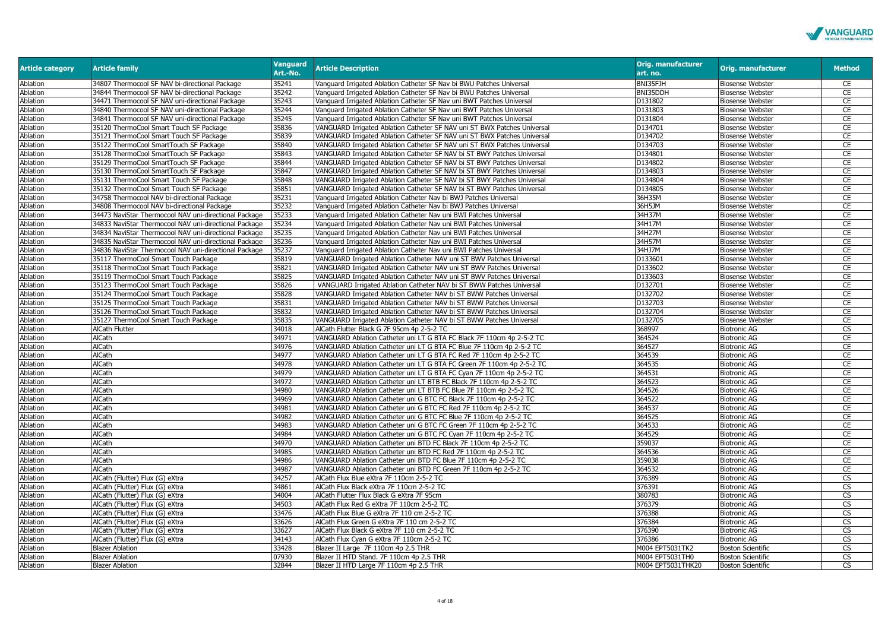| Article category | Article family | Vanguard Art.-No. | Article Description | Orig. manufacturer art. no. | Orig. manufacturer | Method |
|---|---|---|---|---|---|---|
| Ablation | 34807 Thermocool SF NAV bi-directional Package | 35241 | Vanguard Irrigated Ablation Catheter SF Nav bi BWU Patches Universal | BNI35FJH | Biosense Webster | CE |
| Ablation | 34844 Thermocool SF NAV bi-directional Package | 35242 | Vanguard Irrigated Ablation Catheter SF Nav bi BWU Patches Universal | BNI35DDH | Biosense Webster | CE |
| Ablation | 34471 Thermocool SF NAV uni-directional Package | 35243 | Vanguard Irrigated Ablation Catheter SF Nav uni BWT Patches Universal | D131802 | Biosense Webster | CE |
| Ablation | 34840 Thermocool SF NAV uni-directional Package | 35244 | Vanguard Irrigated Ablation Catheter SF Nav uni BWT Patches Universal | D131803 | Biosense Webster | CE |
| Ablation | 34841 Thermocool SF NAV uni-directional Package | 35245 | Vanguard Irrigated Ablation Catheter SF Nav uni BWT Patches Universal | D131804 | Biosense Webster | CE |
| Ablation | 35120 ThermoCool Smart Touch SF Package | 35836 | VANGUARD Irrigated Ablation Catheter SF NAV uni ST BWX Patches Universal | D134701 | Biosense Webster | CE |
| Ablation | 35121 ThermoCool Smart Touch SF Package | 35839 | VANGUARD Irrigated Ablation Catheter SF NAV uni ST BWX Patches Universal | D134702 | Biosense Webster | CE |
| Ablation | 35122 ThermoCool SmartTouch SF Package | 35840 | VANGUARD Irrigated Ablation Catheter SF NAV uni ST BWX Patches Universal | D134703 | Biosense Webster | CE |
| Ablation | 35128 ThermoCool SmartTouch SF Package | 35843 | VANGUARD Irrigated Ablation Catheter SF NAV bi ST BWY Patches Universal | D134801 | Biosense Webster | CE |
| Ablation | 35129 ThermoCool SmartTouch SF Package | 35844 | VANGUARD Irrigated Ablation Catheter SF NAV bi ST BWY Patches Universal | D134802 | Biosense Webster | CE |
| Ablation | 35130 ThermoCool SmartTouch SF Package | 35847 | VANGUARD Irrigated Ablation Catheter SF NAV bi ST BWY Patches Universal | D134803 | Biosense Webster | CE |
| Ablation | 35131 ThermoCool Smart Touch SF Package | 35848 | VANGUARD Irrigated Ablation Catheter SF NAV bi ST BWY Patches Universal | D134804 | Biosense Webster | CE |
| Ablation | 35132 ThermoCool Smart Touch SF Package | 35851 | VANGUARD Irrigated Ablation Catheter SF NAV bi ST BWY Patches Universal | D134805 | Biosense Webster | CE |
| Ablation | 34758 Thermocool NAV bi-directional Package | 35231 | Vanguard Irrigated Ablation Catheter Nav bi BWJ Patches Universal | 36H35M | Biosense Webster | CE |
| Ablation | 34808 Thermocool NAV bi-directional Package | 35232 | Vanguard Irrigated Ablation Catheter Nav bi BWJ Patches Universal | 36H5JM | Biosense Webster | CE |
| Ablation | 34473 NaviStar Thermocool NAV uni-directional Package | 35233 | Vanguard Irrigated Ablation Catheter Nav uni BWI Patches Universal | 34H37M | Biosense Webster | CE |
| Ablation | 34833 NaviStar Thermocool NAV uni-directional Package | 35234 | Vanguard Irrigated Ablation Catheter Nav uni BWI Patches Universal | 34H17M | Biosense Webster | CE |
| Ablation | 34834 NaviStar Thermocool NAV uni-directional Package | 35235 | Vanguard Irrigated Ablation Catheter Nav uni BWI Patches Universal | 34H27M | Biosense Webster | CE |
| Ablation | 34835 NaviStar Thermocool NAV uni-directional Package | 35236 | Vanguard Irrigated Ablation Catheter Nav uni BWI Patches Universal | 34H57M | Biosense Webster | CE |
| Ablation | 34836 NaviStar Thermocool NAV uni-directional Package | 35237 | Vanguard Irrigated Ablation Catheter Nav uni BWI Patches Universal | 34HJ7M | Biosense Webster | CE |
| Ablation | 35117 ThermoCool Smart Touch Package | 35819 | VANGUARD Irrigated Ablation Catheter NAV uni ST BWV Patches Universal | D133601 | Biosense Webster | CE |
| Ablation | 35118 ThermoCool Smart Touch Package | 35821 | VANGUARD Irrigated Ablation Catheter NAV uni ST BWV Patches Universal | D133602 | Biosense Webster | CE |
| Ablation | 35119 ThermoCool Smart Touch Package | 35825 | VANGUARD Irrigated Ablation Catheter NAV uni ST BWV Patches Universal | D133603 | Biosense Webster | CE |
| Ablation | 35123 ThermoCool Smart Touch Package | 35826 | VANGUARD Irrigated Ablation Catheter NAV bi ST BWW Patches Universal | D132701 | Biosense Webster | CE |
| Ablation | 35124 ThermoCool Smart Touch Package | 35828 | VANGUARD Irrigated Ablation Catheter NAV bi ST BWW Patches Universal | D132702 | Biosense Webster | CE |
| Ablation | 35125 ThermoCool Smart Touch Package | 35831 | VANGUARD Irrigated Ablation Catheter NAV bi ST BWW Patches Universal | D132703 | Biosense Webster | CE |
| Ablation | 35126 ThermoCool Smart Touch Package | 35832 | VANGUARD Irrigated Ablation Catheter NAV bi ST BWW Patches Universal | D132704 | Biosense Webster | CE |
| Ablation | 35127 ThermoCool Smart Touch Package | 35835 | VANGUARD Irrigated Ablation Catheter NAV bi ST BWW Patches Universal | D132705 | Biosense Webster | CE |
| Ablation | AlCath Flutter | 34018 | AlCath Flutter Black G 7F 95cm 4p 2-5-2 TC | 368997 | Biotronic AG | CS |
| Ablation | AlCath | 34971 | VANGUARD Ablation Catheter uni LT G BTA FC Black 7F 110cm 4p 2-5-2 TC | 364524 | Biotronic AG | CE |
| Ablation | AlCath | 34976 | VANGUARD Ablation Catheter uni LT G BTA FC Blue 7F 110cm 4p 2-5-2 TC | 364527 | Biotronic AG | CE |
| Ablation | AlCath | 34977 | VANGUARD Ablation Catheter uni LT G BTA FC Red 7F 110cm 4p 2-5-2 TC | 364539 | Biotronic AG | CE |
| Ablation | AlCath | 34978 | VANGUARD Ablation Catheter uni LT G BTA FC Green 7F 110cm 4p 2-5-2 TC | 364535 | Biotronic AG | CE |
| Ablation | AlCath | 34979 | VANGUARD Ablation Catheter uni LT G BTA FC Cyan 7F 110cm 4p 2-5-2 TC | 364531 | Biotronic AG | CE |
| Ablation | AlCath | 34972 | VANGUARD Ablation Catheter uni LT BTB FC Black 7F 110cm 4p 2-5-2 TC | 364523 | Biotronic AG | CE |
| Ablation | AlCath | 34980 | VANGUARD Ablation Catheter uni LT BTB FC Blue 7F 110cm 4p 2-5-2 TC | 364526 | Biotronic AG | CE |
| Ablation | AlCath | 34969 | VANGUARD Ablation Catheter uni G BTC FC Black 7F 110cm 4p 2-5-2 TC | 364522 | Biotronic AG | CE |
| Ablation | AlCath | 34981 | VANGUARD Ablation Catheter uni G BTC FC Red 7F 110cm 4p 2-5-2 TC | 364537 | Biotronic AG | CE |
| Ablation | AlCath | 34982 | VANGUARD Ablation Catheter uni G BTC FC Blue 7F 110cm 4p 2-5-2 TC | 364525 | Biotronic AG | CE |
| Ablation | AlCath | 34983 | VANGUARD Ablation Catheter uni G BTC FC Green 7F 110cm 4p 2-5-2 TC | 364533 | Biotronic AG | CE |
| Ablation | AlCath | 34984 | VANGUARD Ablation Catheter uni G BTC FC Cyan 7F 110cm 4p 2-5-2 TC | 364529 | Biotronic AG | CE |
| Ablation | AlCath | 34970 | VANGUARD Ablation Catheter uni BTD FC Black 7F 110cm 4p 2-5-2 TC | 359037 | Biotronic AG | CE |
| Ablation | AlCath | 34985 | VANGUARD Ablation Catheter uni BTD FC Red 7F 110cm 4p 2-5-2 TC | 364536 | Biotronic AG | CE |
| Ablation | AlCath | 34986 | VANGUARD Ablation Catheter uni BTD FC Blue 7F 110cm 4p 2-5-2 TC | 359038 | Biotronic AG | CE |
| Ablation | AlCath | 34987 | VANGUARD Ablation Catheter uni BTD FC Green 7F 110cm 4p 2-5-2 TC | 364532 | Biotronic AG | CE |
| Ablation | AlCath (Flutter) Flux (G) eXtra | 34257 | AlCath Flux Blue eXtra 7F 110cm 2-5-2 TC | 376389 | Biotronic AG | CS |
| Ablation | AlCath (Flutter) Flux (G) eXtra | 34861 | AlCath Flux Black eXtra 7F 110cm 2-5-2 TC | 376391 | Biotronic AG | CS |
| Ablation | AlCath (Flutter) Flux (G) eXtra | 34004 | AlCath Flutter Flux Black G eXtra 7F 95cm | 380783 | Biotronic AG | CS |
| Ablation | AlCath (Flutter) Flux (G) eXtra | 34503 | AlCath Flux Red G eXtra 7F 110cm 2-5-2 TC | 376379 | Biotronic AG | CS |
| Ablation | AlCath (Flutter) Flux (G) eXtra | 33476 | AlCath Flux Blue G eXtra 7F 110 cm 2-5-2 TC | 376388 | Biotronic AG | CS |
| Ablation | AlCath (Flutter) Flux (G) eXtra | 33626 | AlCath Flux Green G eXtra 7F 110 cm 2-5-2 TC | 376384 | Biotronic AG | CS |
| Ablation | AlCath (Flutter) Flux (G) eXtra | 33627 | AlCath Flux Black G eXtra 7F 110 cm 2-5-2 TC | 376390 | Biotronic AG | CS |
| Ablation | AlCath (Flutter) Flux (G) eXtra | 34143 | AlCath Flux Cyan G eXtra 7F 110cm 2-5-2 TC | 376386 | Biotronic AG | CS |
| Ablation | Blazer Ablation | 33428 | Blazer II Large 7F 110cm 4p 2.5 THR | M004 EPT5031TK2 | Boston Scientific | CS |
| Ablation | Blazer Ablation | 07930 | Blazer II HTD Stand. 7F 110cm 4p 2.5 THR | M004 EPT5031TH0 | Boston Scientific | CS |
| Ablation | Blazer Ablation | 32844 | Blazer II HTD Large 7F 110cm 4p 2.5 THR | M004 EPT5031THK20 | Boston Scientific | CS |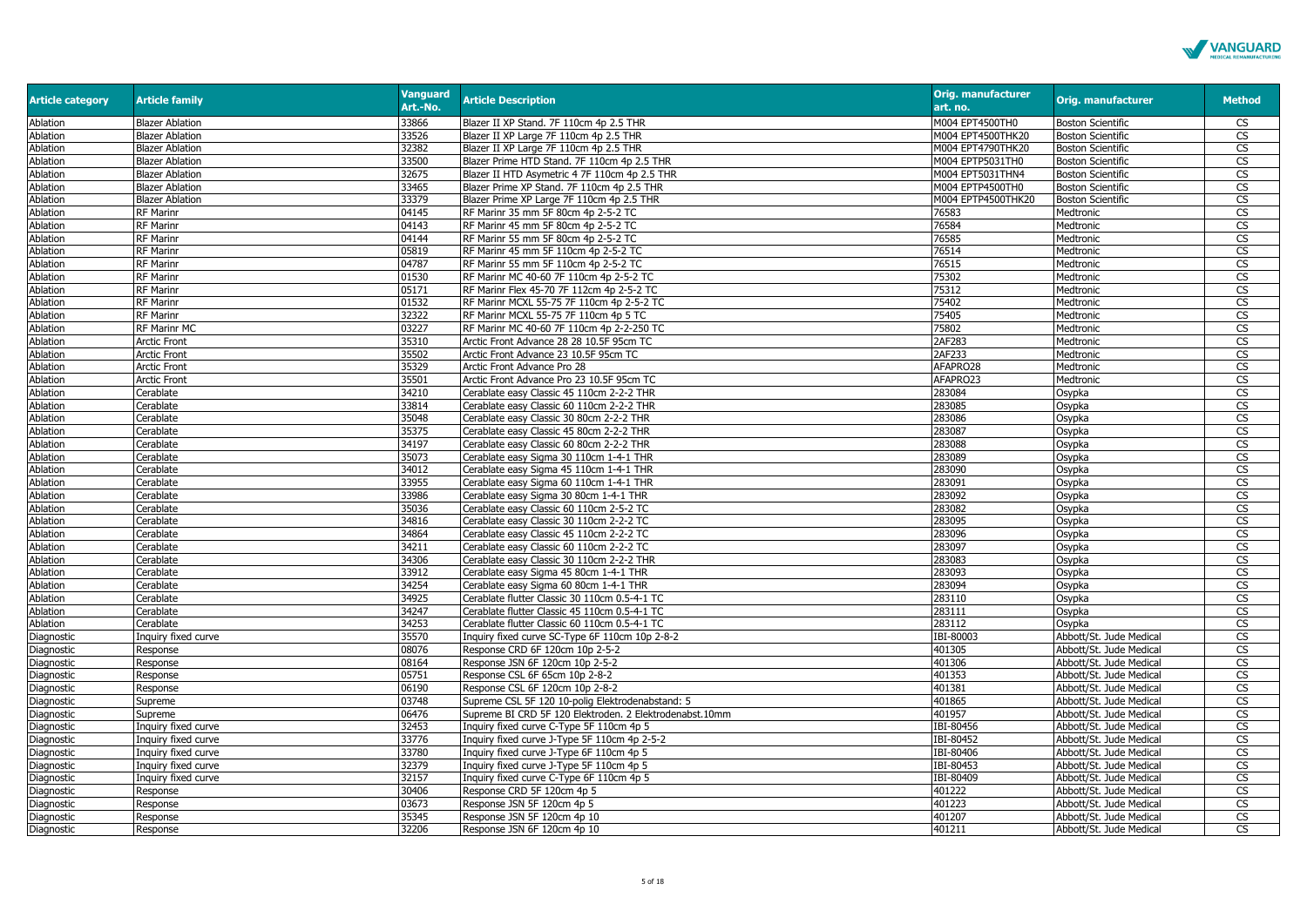| Article category | Article family | Vanguard Art.-No. | Article Description | Orig. manufacturer art. no. | Orig. manufacturer | Method |
|---|---|---|---|---|---|---|
| Ablation | Blazer Ablation | 33866 | Blazer II XP Stand. 7F 110cm 4p 2.5 THR | M004 EPT4500TH0 | Boston Scientific | CS |
| Ablation | Blazer Ablation | 33526 | Blazer II XP Large 7F 110cm 4p 2.5 THR | M004 EPT4500THK20 | Boston Scientific | CS |
| Ablation | Blazer Ablation | 32382 | Blazer II XP Large 7F 110cm 4p 2.5 THR | M004 EPT4790THK20 | Boston Scientific | CS |
| Ablation | Blazer Ablation | 33500 | Blazer Prime HTD Stand. 7F 110cm 4p 2.5 THR | M004 EPTP5031TH0 | Boston Scientific | CS |
| Ablation | Blazer Ablation | 32675 | Blazer II HTD Asymetric 4 7F 110cm 4p 2.5 THR | M004 EPT5031THN4 | Boston Scientific | CS |
| Ablation | Blazer Ablation | 33465 | Blazer Prime XP Stand. 7F 110cm 4p 2.5 THR | M004 EPTP4500TH0 | Boston Scientific | CS |
| Ablation | Blazer Ablation | 33379 | Blazer Prime XP Large 7F 110cm 4p 2.5 THR | M004 EPTP4500THK20 | Boston Scientific | CS |
| Ablation | RF Marinr | 04145 | RF Marinr 35 mm 5F 80cm 4p 2-5-2 TC | 76583 | Medtronic | CS |
| Ablation | RF Marinr | 04143 | RF Marinr 45 mm 5F 80cm 4p 2-5-2 TC | 76584 | Medtronic | CS |
| Ablation | RF Marinr | 04144 | RF Marinr 55 mm 5F 80cm 4p 2-5-2 TC | 76585 | Medtronic | CS |
| Ablation | RF Marinr | 05819 | RF Marinr 45 mm 5F 110cm 4p 2-5-2 TC | 76514 | Medtronic | CS |
| Ablation | RF Marinr | 04787 | RF Marinr 55 mm 5F 110cm 4p 2-5-2 TC | 76515 | Medtronic | CS |
| Ablation | RF Marinr | 01530 | RF Marinr MC 40-60 7F 110cm 4p 2-5-2 TC | 75302 | Medtronic | CS |
| Ablation | RF Marinr | 05171 | RF Marinr Flex 45-70 7F 112cm 4p 2-5-2 TC | 75312 | Medtronic | CS |
| Ablation | RF Marinr | 01532 | RF Marinr MCXL 55-75 7F 110cm 4p 2-5-2 TC | 75402 | Medtronic | CS |
| Ablation | RF Marinr | 32322 | RF Marinr MCXL 55-75 7F 110cm 4p 5 TC | 75405 | Medtronic | CS |
| Ablation | RF Marinr MC | 03227 | RF Marinr MC 40-60 7F 110cm 4p 2-2-250 TC | 75802 | Medtronic | CS |
| Ablation | Arctic Front | 35310 | Arctic Front Advance 28 28 10.5F 95cm TC | 2AF283 | Medtronic | CS |
| Ablation | Arctic Front | 35502 | Arctic Front Advance 23 10.5F 95cm TC | 2AF233 | Medtronic | CS |
| Ablation | Arctic Front | 35329 | Arctic Front Advance Pro 28 | AFAPRO28 | Medtronic | CS |
| Ablation | Arctic Front | 35501 | Arctic Front Advance Pro 23 10.5F 95cm TC | AFAPRO23 | Medtronic | CS |
| Ablation | Cerablate | 34210 | Cerablate easy Classic 45 110cm 2-2-2 THR | 283084 | Osypka | CS |
| Ablation | Cerablate | 33814 | Cerablate easy Classic 60 110cm 2-2-2 THR | 283085 | Osypka | CS |
| Ablation | Cerablate | 35048 | Cerablate easy Classic 30 80cm 2-2-2 THR | 283086 | Osypka | CS |
| Ablation | Cerablate | 35375 | Cerablate easy Classic 45 80cm 2-2-2 THR | 283087 | Osypka | CS |
| Ablation | Cerablate | 34197 | Cerablate easy Classic 60 80cm 2-2-2 THR | 283088 | Osypka | CS |
| Ablation | Cerablate | 35073 | Cerablate easy Sigma 30 110cm 1-4-1 THR | 283089 | Osypka | CS |
| Ablation | Cerablate | 34012 | Cerablate easy Sigma 45 110cm 1-4-1 THR | 283090 | Osypka | CS |
| Ablation | Cerablate | 33955 | Cerablate easy Sigma 60 110cm 1-4-1 THR | 283091 | Osypka | CS |
| Ablation | Cerablate | 33986 | Cerablate easy Sigma 30 80cm 1-4-1 THR | 283092 | Osypka | CS |
| Ablation | Cerablate | 35036 | Cerablate easy Classic 60 110cm 2-5-2 TC | 283082 | Osypka | CS |
| Ablation | Cerablate | 34816 | Cerablate easy Classic 30 110cm 2-2-2 TC | 283095 | Osypka | CS |
| Ablation | Cerablate | 34864 | Cerablate easy Classic 45 110cm 2-2-2 TC | 283096 | Osypka | CS |
| Ablation | Cerablate | 34211 | Cerablate easy Classic 60 110cm 2-2-2 TC | 283097 | Osypka | CS |
| Ablation | Cerablate | 34306 | Cerablate easy Classic 30 110cm 2-2-2 THR | 283083 | Osypka | CS |
| Ablation | Cerablate | 33912 | Cerablate easy Sigma 45 80cm 1-4-1 THR | 283093 | Osypka | CS |
| Ablation | Cerablate | 34254 | Cerablate easy Sigma 60 80cm 1-4-1 THR | 283094 | Osypka | CS |
| Ablation | Cerablate | 34925 | Cerablate flutter Classic 30 110cm 0.5-4-1 TC | 283110 | Osypka | CS |
| Ablation | Cerablate | 34247 | Cerablate flutter Classic 45 110cm 0.5-4-1 TC | 283111 | Osypka | CS |
| Ablation | Cerablate | 34253 | Cerablate flutter Classic 60 110cm 0.5-4-1 TC | 283112 | Osypka | CS |
| Diagnostic | Inquiry fixed curve | 35570 | Inquiry fixed curve SC-Type 6F 110cm 10p 2-8-2 | IBI-80003 | Abbott/St. Jude Medical | CS |
| Diagnostic | Response | 08076 | Response CRD 6F 120cm 10p 2-5-2 | 401305 | Abbott/St. Jude Medical | CS |
| Diagnostic | Response | 08164 | Response JSN 6F 120cm 10p 2-5-2 | 401306 | Abbott/St. Jude Medical | CS |
| Diagnostic | Response | 05751 | Response CSL 6F 65cm 10p 2-8-2 | 401353 | Abbott/St. Jude Medical | CS |
| Diagnostic | Response | 06190 | Response CSL 6F 120cm 10p 2-8-2 | 401381 | Abbott/St. Jude Medical | CS |
| Diagnostic | Supreme | 03748 | Supreme CSL 5F 120 10-polig Elektrodenabstand: 5 | 401865 | Abbott/St. Jude Medical | CS |
| Diagnostic | Supreme | 06476 | Supreme BI CRD 5F 120 Elektroden. 2 Elektrodenabst.10mm | 401957 | Abbott/St. Jude Medical | CS |
| Diagnostic | Inquiry fixed curve | 32453 | Inquiry fixed curve C-Type 5F 110cm 4p 5 | IBI-80456 | Abbott/St. Jude Medical | CS |
| Diagnostic | Inquiry fixed curve | 33776 | Inquiry fixed curve J-Type 5F 110cm 4p 2-5-2 | IBI-80452 | Abbott/St. Jude Medical | CS |
| Diagnostic | Inquiry fixed curve | 33780 | Inquiry fixed curve J-Type 6F 110cm 4p 5 | IBI-80406 | Abbott/St. Jude Medical | CS |
| Diagnostic | Inquiry fixed curve | 32379 | Inquiry fixed curve J-Type 5F 110cm 4p 5 | IBI-80453 | Abbott/St. Jude Medical | CS |
| Diagnostic | Inquiry fixed curve | 32157 | Inquiry fixed curve C-Type 6F 110cm 4p 5 | IBI-80409 | Abbott/St. Jude Medical | CS |
| Diagnostic | Response | 30406 | Response CRD 5F 120cm 4p 5 | 401222 | Abbott/St. Jude Medical | CS |
| Diagnostic | Response | 03673 | Response JSN 5F 120cm 4p 5 | 401223 | Abbott/St. Jude Medical | CS |
| Diagnostic | Response | 35345 | Response JSN 5F 120cm 4p 10 | 401207 | Abbott/St. Jude Medical | CS |
| Diagnostic | Response | 32206 | Response JSN 6F 120cm 4p 10 | 401211 | Abbott/St. Jude Medical | CS |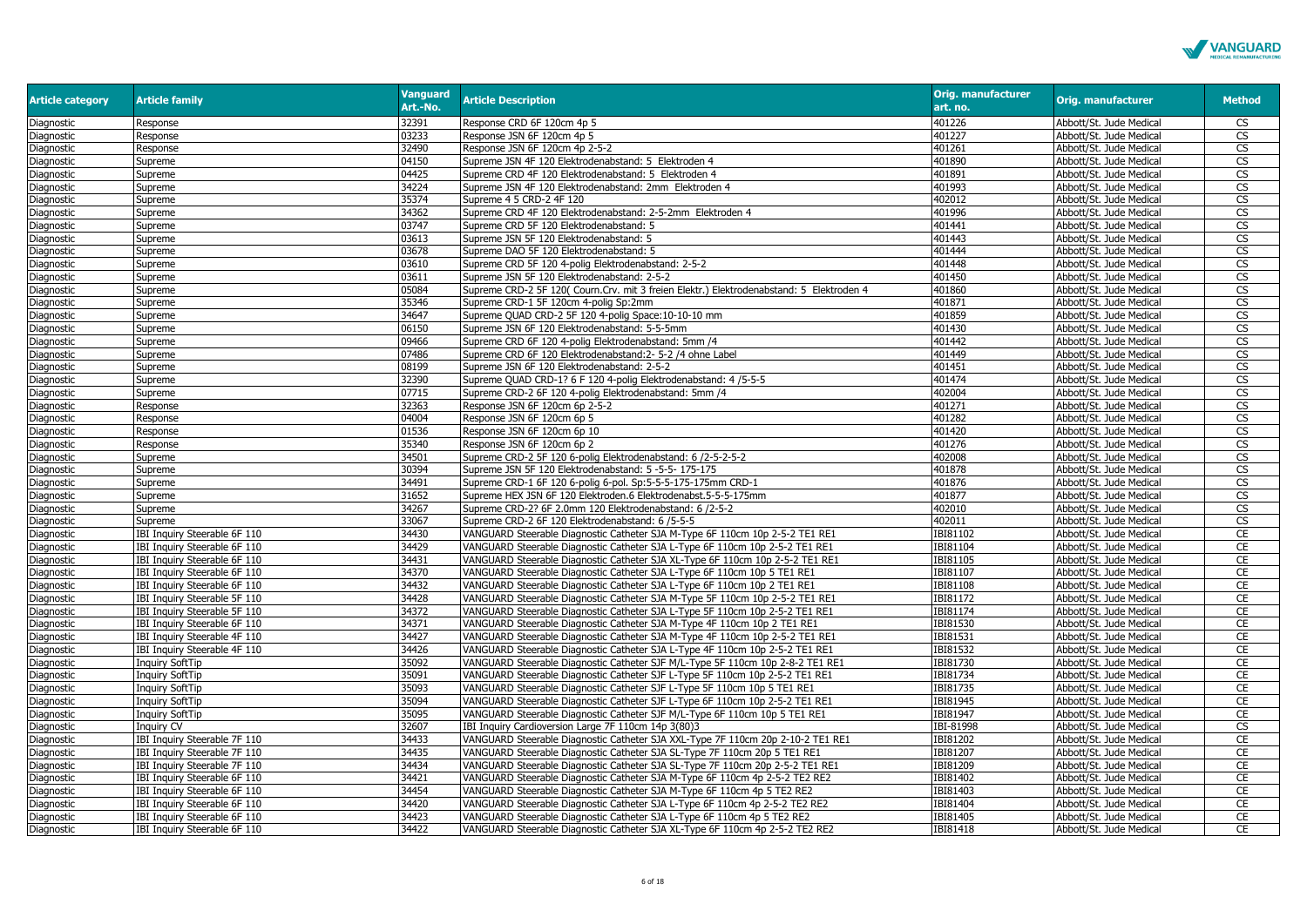| Article category | Article family | Vanguard Art.-No. | Article Description | Orig. manufacturer art. no. | Orig. manufacturer | Method |
|---|---|---|---|---|---|---|
| Diagnostic | Response | 32391 | Response CRD 6F 120cm 4p 5 | 401226 | Abbott/St. Jude Medical | CS |
| Diagnostic | Response | 03233 | Response JSN 6F 120cm 4p 5 | 401227 | Abbott/St. Jude Medical | CS |
| Diagnostic | Response | 32490 | Response JSN 6F 120cm 4p 2-5-2 | 401261 | Abbott/St. Jude Medical | CS |
| Diagnostic | Supreme | 04150 | Supreme JSN 4F 120 Elektrodenabstand: 5 Elektroden 4 | 401890 | Abbott/St. Jude Medical | CS |
| Diagnostic | Supreme | 04425 | Supreme CRD 4F 120 Elektrodenabstand: 5 Elektroden 4 | 401891 | Abbott/St. Jude Medical | CS |
| Diagnostic | Supreme | 34224 | Supreme JSN 4F 120 Elektrodenabstand: 2mm Elektroden 4 | 401993 | Abbott/St. Jude Medical | CS |
| Diagnostic | Supreme | 35374 | Supreme 4 5 CRD-2 4F 120 | 402012 | Abbott/St. Jude Medical | CS |
| Diagnostic | Supreme | 34362 | Supreme CRD 4F 120 Elektrodenabstand: 2-5-2mm Elektroden 4 | 401996 | Abbott/St. Jude Medical | CS |
| Diagnostic | Supreme | 03747 | Supreme CRD 5F 120 Elektrodenabstand: 5 | 401441 | Abbott/St. Jude Medical | CS |
| Diagnostic | Supreme | 03613 | Supreme JSN 5F 120 Elektrodenabstand: 5 | 401443 | Abbott/St. Jude Medical | CS |
| Diagnostic | Supreme | 03678 | Supreme DAO 5F 120 Elektrodenabstand: 5 | 401444 | Abbott/St. Jude Medical | CS |
| Diagnostic | Supreme | 03610 | Supreme CRD 5F 120 4-polig Elektrodenabstand: 2-5-2 | 401448 | Abbott/St. Jude Medical | CS |
| Diagnostic | Supreme | 03611 | Supreme JSN 5F 120 Elektrodenabstand: 2-5-2 | 401450 | Abbott/St. Jude Medical | CS |
| Diagnostic | Supreme | 05084 | Supreme CRD-2 5F 120( Courn.Crv. mit 3 freien Elektr.) Elektrodenabstand: 5 Elektroden 4 | 401860 | Abbott/St. Jude Medical | CS |
| Diagnostic | Supreme | 35346 | Supreme CRD-1 5F 120cm 4-polig Sp:2mm | 401871 | Abbott/St. Jude Medical | CS |
| Diagnostic | Supreme | 34647 | Supreme QUAD CRD-2 5F 120 4-polig Space:10-10-10 mm | 401859 | Abbott/St. Jude Medical | CS |
| Diagnostic | Supreme | 06150 | Supreme JSN 6F 120 Elektrodenabstand: 5-5-5mm | 401430 | Abbott/St. Jude Medical | CS |
| Diagnostic | Supreme | 09466 | Supreme CRD 6F 120 4-polig Elektrodenabstand: 5mm /4 | 401442 | Abbott/St. Jude Medical | CS |
| Diagnostic | Supreme | 07486 | Supreme CRD 6F 120 Elektrodenabstand:2- 5-2 /4 ohne Label | 401449 | Abbott/St. Jude Medical | CS |
| Diagnostic | Supreme | 08199 | Supreme JSN 6F 120 Elektrodenabstand: 2-5-2 | 401451 | Abbott/St. Jude Medical | CS |
| Diagnostic | Supreme | 32390 | Supreme QUAD CRD-1? 6 F 120 4-polig Elektrodenabstand: 4 /5-5-5 | 401474 | Abbott/St. Jude Medical | CS |
| Diagnostic | Supreme | 07715 | Supreme CRD-2 6F 120 4-polig Elektrodenabstand: 5mm /4 | 402004 | Abbott/St. Jude Medical | CS |
| Diagnostic | Response | 32363 | Response JSN 6F 120cm 6p 2-5-2 | 401271 | Abbott/St. Jude Medical | CS |
| Diagnostic | Response | 04004 | Response JSN 6F 120cm 6p 5 | 401282 | Abbott/St. Jude Medical | CS |
| Diagnostic | Response | 01536 | Response JSN 6F 120cm 6p 10 | 401420 | Abbott/St. Jude Medical | CS |
| Diagnostic | Response | 35340 | Response JSN 6F 120cm 6p 2 | 401276 | Abbott/St. Jude Medical | CS |
| Diagnostic | Supreme | 34501 | Supreme CRD-2 5F 120 6-polig Elektrodenabstand: 6 /2-5-2-5-2 | 402008 | Abbott/St. Jude Medical | CS |
| Diagnostic | Supreme | 30394 | Supreme JSN 5F 120 Elektrodenabstand: 5 -5-5- 175-175 | 401878 | Abbott/St. Jude Medical | CS |
| Diagnostic | Supreme | 34491 | Supreme CRD-1 6F 120 6-polig 6-pol. Sp:5-5-5-175-175mm CRD-1 | 401876 | Abbott/St. Jude Medical | CS |
| Diagnostic | Supreme | 31652 | Supreme HEX JSN 6F 120 Elektroden.6 Elektrodenabst.5-5-5-175mm | 401877 | Abbott/St. Jude Medical | CS |
| Diagnostic | Supreme | 34267 | Supreme CRD-2? 6F 2.0mm 120 Elektrodenabstand: 6 /2-5-2 | 402010 | Abbott/St. Jude Medical | CS |
| Diagnostic | Supreme | 33067 | Supreme CRD-2 6F 120 Elektrodenabstand: 6 /5-5-5 | 402011 | Abbott/St. Jude Medical | CS |
| Diagnostic | IBI Inquiry Steerable 6F 110 | 34430 | VANGUARD Steerable Diagnostic Catheter SJA M-Type 6F 110cm 10p 2-5-2 TE1 RE1 | IBI81102 | Abbott/St. Jude Medical | CE |
| Diagnostic | IBI Inquiry Steerable 6F 110 | 34429 | VANGUARD Steerable Diagnostic Catheter SJA L-Type 6F 110cm 10p 2-5-2 TE1 RE1 | IBI81104 | Abbott/St. Jude Medical | CE |
| Diagnostic | IBI Inquiry Steerable 6F 110 | 34431 | VANGUARD Steerable Diagnostic Catheter SJA XL-Type 6F 110cm 10p 2-5-2 TE1 RE1 | IBI81105 | Abbott/St. Jude Medical | CE |
| Diagnostic | IBI Inquiry Steerable 6F 110 | 34370 | VANGUARD Steerable Diagnostic Catheter SJA L-Type 6F 110cm 10p 5 TE1 RE1 | IBI81107 | Abbott/St. Jude Medical | CE |
| Diagnostic | IBI Inquiry Steerable 6F 110 | 34432 | VANGUARD Steerable Diagnostic Catheter SJA L-Type 6F 110cm 10p 2 TE1 RE1 | IBI81108 | Abbott/St. Jude Medical | CE |
| Diagnostic | IBI Inquiry Steerable 5F 110 | 34428 | VANGUARD Steerable Diagnostic Catheter SJA M-Type 5F 110cm 10p 2-5-2 TE1 RE1 | IBI81172 | Abbott/St. Jude Medical | CE |
| Diagnostic | IBI Inquiry Steerable 5F 110 | 34372 | VANGUARD Steerable Diagnostic Catheter SJA L-Type 5F 110cm 10p 2-5-2 TE1 RE1 | IBI81174 | Abbott/St. Jude Medical | CE |
| Diagnostic | IBI Inquiry Steerable 6F 110 | 34371 | VANGUARD Steerable Diagnostic Catheter SJA M-Type 4F 110cm 10p 2 TE1 RE1 | IBI81530 | Abbott/St. Jude Medical | CE |
| Diagnostic | IBI Inquiry Steerable 4F 110 | 34427 | VANGUARD Steerable Diagnostic Catheter SJA M-Type 4F 110cm 10p 2-5-2 TE1 RE1 | IBI81531 | Abbott/St. Jude Medical | CE |
| Diagnostic | IBI Inquiry Steerable 4F 110 | 34426 | VANGUARD Steerable Diagnostic Catheter SJA L-Type 4F 110cm 10p 2-5-2 TE1 RE1 | IBI81532 | Abbott/St. Jude Medical | CE |
| Diagnostic | Inquiry SoftTip | 35092 | VANGUARD Steerable Diagnostic Catheter SJF M/L-Type 5F 110cm 10p 2-8-2 TE1 RE1 | IBI81730 | Abbott/St. Jude Medical | CE |
| Diagnostic | Inquiry SoftTip | 35091 | VANGUARD Steerable Diagnostic Catheter SJF L-Type 5F 110cm 10p 2-5-2 TE1 RE1 | IBI81734 | Abbott/St. Jude Medical | CE |
| Diagnostic | Inquiry SoftTip | 35093 | VANGUARD Steerable Diagnostic Catheter SJF L-Type 5F 110cm 10p 5 TE1 RE1 | IBI81735 | Abbott/St. Jude Medical | CE |
| Diagnostic | Inquiry SoftTip | 35094 | VANGUARD Steerable Diagnostic Catheter SJF L-Type 6F 110cm 10p 2-5-2 TE1 RE1 | IBI81945 | Abbott/St. Jude Medical | CE |
| Diagnostic | Inquiry SoftTip | 35095 | VANGUARD Steerable Diagnostic Catheter SJF M/L-Type 6F 110cm 10p 5 TE1 RE1 | IBI81947 | Abbott/St. Jude Medical | CE |
| Diagnostic | Inquiry CV | 32607 | IBI Inquiry Cardioversion Large 7F 110cm 14p 3(80)3 | IBI-81998 | Abbott/St. Jude Medical | CS |
| Diagnostic | IBI Inquiry Steerable 7F 110 | 34433 | VANGUARD Steerable Diagnostic Catheter SJA XXL-Type 7F 110cm 20p 2-10-2 TE1 RE1 | IBI81202 | Abbott/St. Jude Medical | CE |
| Diagnostic | IBI Inquiry Steerable 7F 110 | 34435 | VANGUARD Steerable Diagnostic Catheter SJA SL-Type 7F 110cm 20p 5 TE1 RE1 | IBI81207 | Abbott/St. Jude Medical | CE |
| Diagnostic | IBI Inquiry Steerable 7F 110 | 34434 | VANGUARD Steerable Diagnostic Catheter SJA SL-Type 7F 110cm 20p 2-5-2 TE1 RE1 | IBI81209 | Abbott/St. Jude Medical | CE |
| Diagnostic | IBI Inquiry Steerable 6F 110 | 34421 | VANGUARD Steerable Diagnostic Catheter SJA M-Type 6F 110cm 4p 2-5-2 TE2 RE2 | IBI81402 | Abbott/St. Jude Medical | CE |
| Diagnostic | IBI Inquiry Steerable 6F 110 | 34454 | VANGUARD Steerable Diagnostic Catheter SJA M-Type 6F 110cm 4p 5 TE2 RE2 | IBI81403 | Abbott/St. Jude Medical | CE |
| Diagnostic | IBI Inquiry Steerable 6F 110 | 34420 | VANGUARD Steerable Diagnostic Catheter SJA L-Type 6F 110cm 4p 2-5-2 TE2 RE2 | IBI81404 | Abbott/St. Jude Medical | CE |
| Diagnostic | IBI Inquiry Steerable 6F 110 | 34423 | VANGUARD Steerable Diagnostic Catheter SJA L-Type 6F 110cm 4p 5 TE2 RE2 | IBI81405 | Abbott/St. Jude Medical | CE |
| Diagnostic | IBI Inquiry Steerable 6F 110 | 34422 | VANGUARD Steerable Diagnostic Catheter SJA XL-Type 6F 110cm 4p 2-5-2 TE2 RE2 | IBI81418 | Abbott/St. Jude Medical | CE |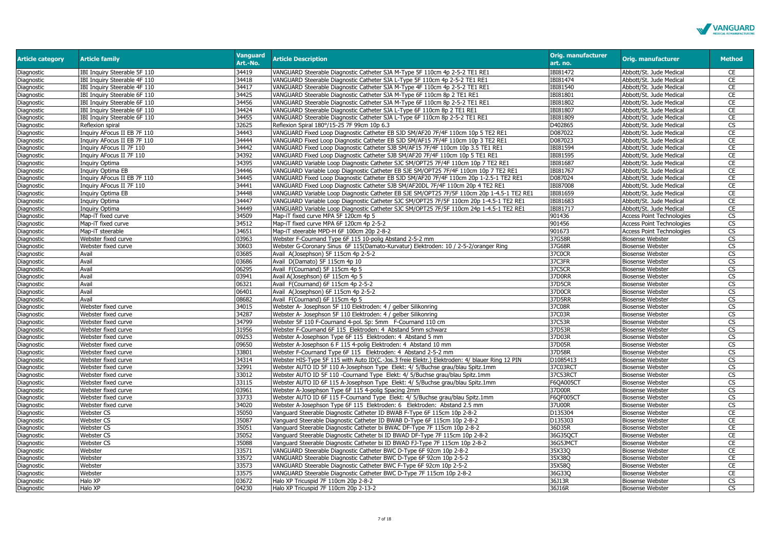| Article category | Article family | Vanguard Art.-No. | Article Description | Orig. manufacturer art. no. | Orig. manufacturer | Method |
|---|---|---|---|---|---|---|
| Diagnostic | IBI Inquiry Steerable 5F 110 | 34419 | VANGUARD Steerable Diagnostic Catheter SJA M-Type 5F 110cm 4p 2-5-2 TE1 RE1 | IBI81472 | Abbott/St. Jude Medical | CE |
| Diagnostic | IBI Inquiry Steerable 4F 110 | 34418 | VANGUARD Steerable Diagnostic Catheter SJA L-Type 5F 110cm 4p 2-5-2 TE1 RE1 | IBI81474 | Abbott/St. Jude Medical | CE |
| Diagnostic | IBI Inquiry Steerable 4F 110 | 34417 | VANGUARD Steerable Diagnostic Catheter SJA M-Type 4F 110cm 4p 2-5-2 TE1 RE1 | IBI81540 | Abbott/St. Jude Medical | CE |
| Diagnostic | IBI Inquiry Steerable 6F 110 | 34425 | VANGUARD Steerable Diagnostic Catheter SJA M-Type 6F 110cm 8p 2 TE1 RE1 | IBI81801 | Abbott/St. Jude Medical | CE |
| Diagnostic | IBI Inquiry Steerable 6F 110 | 34456 | VANGUARD Steerable Diagnostic Catheter SJA M-Type 6F 110cm 8p 2-5-2 TE1 RE1 | IBI81802 | Abbott/St. Jude Medical | CE |
| Diagnostic | IBI Inquiry Steerable 6F 110 | 34424 | VANGUARD Steerable Diagnostic Catheter SJA L-Type 6F 110cm 8p 2 TE1 RE1 | IBI81807 | Abbott/St. Jude Medical | CE |
| Diagnostic | IBI Inquiry Steerable 6F 110 | 34455 | VANGUARD Steerable Diagnostic Catheter SJA L-Type 6F 110cm 8p 2-5-2 TE1 RE1 | IBI81809 | Abbott/St. Jude Medical | CE |
| Diagnostic | Reflexion spiral | 32625 | Reflexion Spiral 180°/15-25 7F 99cm 10p 6.3 | D402865 | Abbott/St. Jude Medical | CS |
| Diagnostic | Inquiry AFocus II EB 7F 110 | 34443 | VANGUARD Fixed Loop Diagnostic Catheter EB SJD SM/AF20 7F/4F 110cm 10p 5 TE2 RE1 | D087022 | Abbott/St. Jude Medical | CE |
| Diagnostic | Inquiry AFocus II EB 7F 110 | 34444 | VANGUARD Fixed Loop Diagnostic Catheter EB SJD SM/AF15 7F/4F 110cm 10p 3 TE2 RE1 | D087023 | Abbott/St. Jude Medical | CE |
| Diagnostic | Inquiry AFocus II 7F 110 | 34442 | VANGUARD Fixed Loop Diagnostic Catheter SJB SM/AF15 7F/4F 110cm 10p 3.5 TE1 RE1 | IBI81594 | Abbott/St. Jude Medical | CE |
| Diagnostic | Inquiry AFocus II 7F 110 | 34392 | VANGUARD Fixed Loop Diagnostic Catheter SJB SM/AF20 7F/4F 110cm 10p 5 TE1 RE1 | IBI81595 | Abbott/St. Jude Medical | CE |
| Diagnostic | Inquiry Optima | 34395 | VANGUARD Variable Loop Diagnostic Catheter SJC SM/OPT25 7F/4F 110cm 10p 7 TE2 RE1 | IBI81687 | Abbott/St. Jude Medical | CE |
| Diagnostic | Inquiry Optima EB | 34446 | VANGUARD Variable Loop Diagnostic Catheter EB SJE SM/OPT25 7F/4F 110cm 10p 7 TE2 RE1 | IBI81767 | Abbott/St. Jude Medical | CE |
| Diagnostic | Inquiry AFocus II EB 7F 110 | 34445 | VANGUARD Fixed Loop Diagnostic Catheter EB SJD SM/AF20 7F/4F 110cm 20p 1-2.5-1 TE2 RE1 | D087024 | Abbott/St. Jude Medical | CE |
| Diagnostic | Inquiry AFocus II 7F 110 | 34441 | VANGUARD Fixed Loop Diagnostic Catheter SJB SM/AF20DL 7F/4F 110cm 20p 4 TE2 RE1 | IBI87008 | Abbott/St. Jude Medical | CE |
| Diagnostic | Inquiry Optima EB | 34448 | VANGUARD Variable Loop Diagnostic Catheter EB SJE SM/OPT25 7F/5F 110cm 20p 1-4.5-1 TE2 RE1 | IBI81659 | Abbott/St. Jude Medical | CE |
| Diagnostic | Inquiry Optima | 34447 | VANGUARD Variable Loop Diagnostic Catheter SJC SM/OPT25 7F/5F 110cm 20p 1-4.5-1 TE2 RE1 | IBI81683 | Abbott/St. Jude Medical | CE |
| Diagnostic | Inquiry Optima | 34449 | VANGUARD Variable Loop Diagnostic Catheter SJC SM/OPT25 7F/5F 110cm 24p 1-4.5-1 TE2 RE1 | IBI81717 | Abbott/St. Jude Medical | CE |
| Diagnostic | Map-iT fixed curve | 34509 | Map-iT fixed curve MPA 5F 120cm 4p 5 | 901436 | Access Point Technologies | CS |
| Diagnostic | Map-iT fixed curve | 34512 | Map-iT fixed curve MPA 6F 120cm 4p 2-5-2 | 901456 | Access Point Technologies | CS |
| Diagnostic | Map-iT steerable | 34651 | Map-iT steerable MPD-H 6F 100cm 20p 2-8-2 | 901673 | Access Point Technologies | CS |
| Diagnostic | Webster fixed curve | 03963 | Webster F-Cournand Type 6F 115 10-polig Abstand 2-5-2 mm | 37G58R | Biosense Webster | CS |
| Diagnostic | Webster fixed curve | 30603 | Webster G-Coronary Sinus 6F 115(Damato-Kurvatur) Elektroden: 10 / 2-5-2/oranger Ring | 37G68R | Biosense Webster | CS |
| Diagnostic | Avail | 03685 | Avail A(Josephson) 5F 115cm 4p 2-5-2 | 37C0CR | Biosense Webster | CS |
| Diagnostic | Avail | 03686 | Avail D(Damato) 5F 115cm 4p 10 | 37C3FR | Biosense Webster | CS |
| Diagnostic | Avail | 06295 | Avail F(Cournand) 5F 115cm 4p 5 | 37C5CR | Biosense Webster | CS |
| Diagnostic | Avail | 03941 | Avail A(Josephson) 6F 115cm 4p 5 | 37D0RR | Biosense Webster | CS |
| Diagnostic | Avail | 06321 | Avail F(Cournand) 6F 115cm 4p 2-5-2 | 37D5CR | Biosense Webster | CS |
| Diagnostic | Avail | 06401 | Avail A(Josephson) 6F 115cm 4p 2-5-2 | 37D0CR | Biosense Webster | CS |
| Diagnostic | Avail | 08682 | Avail F(Cournand) 6F 115cm 4p 5 | 37D5RR | Biosense Webster | CS |
| Diagnostic | Webster fixed curve | 34015 | Webster A- Josephson 5F 110 Elektroden: 4 / gelber Silikonring | 37C08R | Biosense Webster | CS |
| Diagnostic | Webster fixed curve | 34287 | Webster A- Josephson 5F 110 Elektroden: 4 / gelber Silikonring | 37C03R | Biosense Webster | CS |
| Diagnostic | Webster fixed curve | 34799 | Webster 5F 110 F-Cournand 4-pol. Sp: 5mm F-Cournand 110 cm | 37C53R | Biosense Webster | CS |
| Diagnostic | Webster fixed curve | 31956 | Webster F-Cournand 6F 115 Elektroden: 4 Abstand 5mm schwarz | 37D53R | Biosense Webster | CS |
| Diagnostic | Webster fixed curve | 09253 | Webster A-Josephson Type 6F 115 Elektroden: 4 Abstand 5 mm | 37D03R | Biosense Webster | CS |
| Diagnostic | Webster fixed curve | 09650 | Webster A-Josephson 6 F 115 4-polig Elektroden: 4 Abstand 10 mm | 37D05R | Biosense Webster | CS |
| Diagnostic | Webster fixed curve | 33801 | Webster F-Cournand Type 6F 115 Elektroden: 4 Abstand 2-5-2 mm | 37D58R | Biosense Webster | CS |
| Diagnostic | Webster fixed curve | 34314 | Webster HIS-Type 5F 115 with Auto ID(C.-Jos.3 freie Elektr.) Elektroden: 4/ blauer Ring 12 PIN | D1085413 | Biosense Webster | CS |
| Diagnostic | Webster fixed curve | 32991 | Webster AUTO ID 5F 110 A-Josephson Type Elekt: 4/ 5/Buchse grau/blau Spitz.1mm | 37C03RCT | Biosense Webster | CS |
| Diagnostic | Webster fixed curve | 33012 | Webster AUTO ID 5F 110 -Cournand Type Elekt: 4/ 5/Buchse grau/blau Spitz.1mm | 37C53RCT | Biosense Webster | CS |
| Diagnostic | Webster fixed curve | 33115 | Webster AUTO ID 6F 115 A-Josephson Type Elekt: 4/ 5/Buchse grau/blau Spitz.1mm | F6QA005CT | Biosense Webster | CS |
| Diagnostic | Webster fixed curve | 03961 | Webster A-Josephson Type 6F 115 4-polig Spacing 2mm | 37D00R | Biosense Webster | CS |
| Diagnostic | Webster fixed curve | 33733 | Webster AUTO ID 6F 115 F-Cournand Type Elekt: 4/ 5/Buchse grau/blau Spitz.1mm | F6QF005CT | Biosense Webster | CS |
| Diagnostic | Webster fixed curve | 34020 | Webster A-Josephson Type 6F 115 Elektroden: 6 Elektroden: Abstand 2.5 mm | 37U00R | Biosense Webster | CS |
| Diagnostic | Webster CS | 35050 | Vanguard Steerable Diagnostic Catheter ID BWAB F-Type 6F 115cm 10p 2-8-2 | D135304 | Biosense Webster | CE |
| Diagnostic | Webster CS | 35087 | Vanguard Steerable Diagnostic Catheter ID BWAB D-Type 6F 115cm 10p 2-8-2 | D135303 | Biosense Webster | CE |
| Diagnostic | Webster CS | 35051 | Vanguard Steerable Diagnostic Catheter bi BWAC DF-Type 7F 115cm 10p 2-8-2 | 36D35R | Biosense Webster | CE |
| Diagnostic | Webster CS | 35052 | Vanguard Steerable Diagnostic Catheter bi ID BWAD DF-Type 7F 115cm 10p 2-8-2 | 36G35QCT | Biosense Webster | CE |
| Diagnostic | Webster CS | 35088 | Vanguard Steerable Diagnostic Catheter bi ID BWAD FJ-Type 7F 115cm 10p 2-8-2 | 36G5JMCT | Biosense Webster | CE |
| Diagnostic | Webster | 33571 | VANGUARD Steerable Diagnostic Catheter BWC D-Type 6F 92cm 10p 2-8-2 | 35X33Q | Biosense Webster | CE |
| Diagnostic | Webster | 33572 | VANGUARD Steerable Diagnostic Catheter BWC D-Type 6F 92cm 10p 2-5-2 | 35X38Q | Biosense Webster | CE |
| Diagnostic | Webster | 33573 | VANGUARD Steerable Diagnostic Catheter BWC F-Type 6F 92cm 10p 2-5-2 | 35X58Q | Biosense Webster | CE |
| Diagnostic | Webster | 33575 | VANGUARD Steerable Diagnostic Catheter BWC D-Type 7F 115cm 10p 2-8-2 | 36G33Q | Biosense Webster | CE |
| Diagnostic | Halo XP | 03672 | Halo XP Tricuspid 7F 110cm 20p 2-8-2 | 36J13R | Biosense Webster | CS |
| Diagnostic | Halo XP | 04230 | Halo XP Tricuspid 7F 110cm 20p 2-13-2 | 36J16R | Biosense Webster | CS |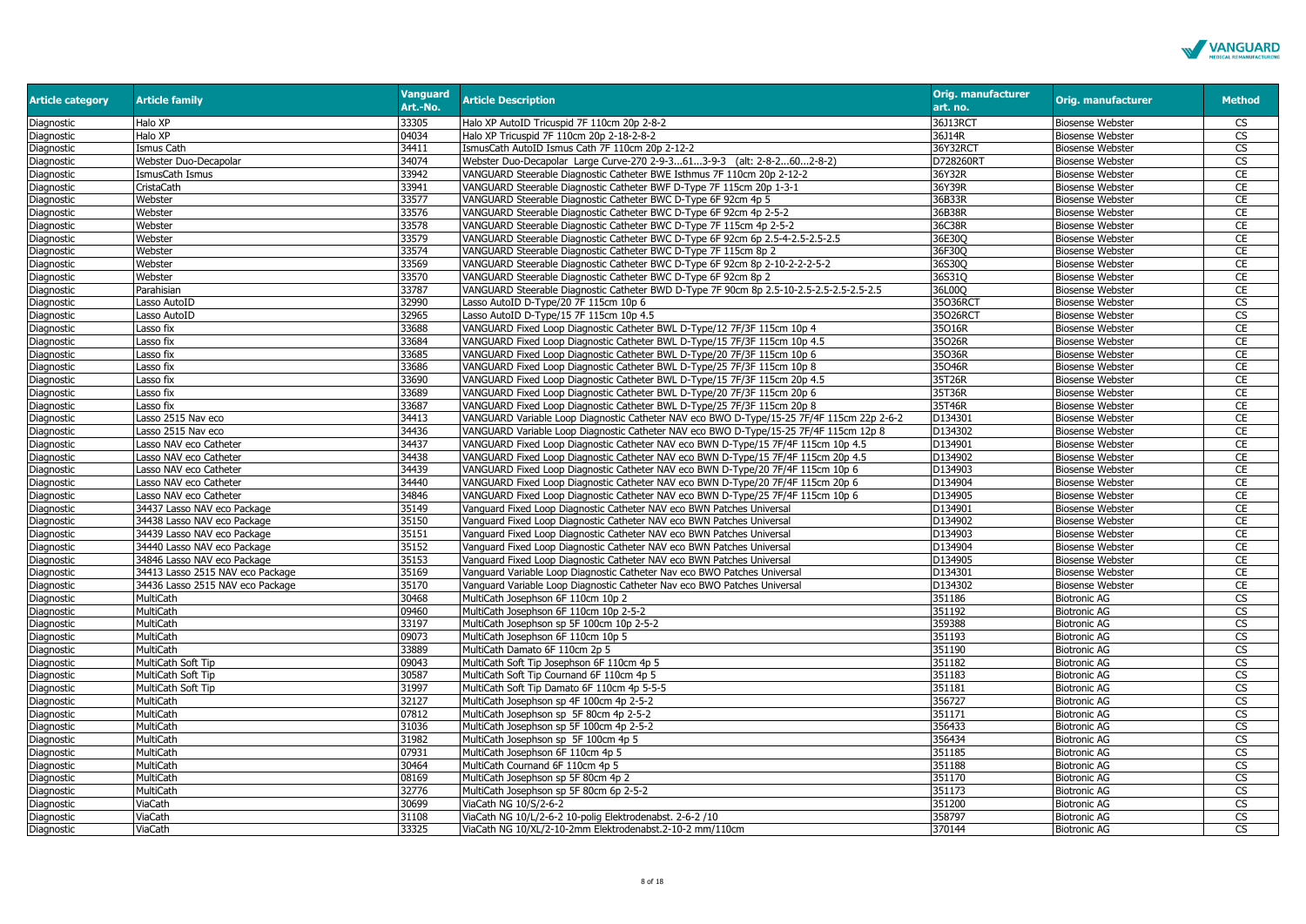| Article category | Article family | Vanguard Art.-No. | Article Description | Orig. manufacturer art. no. | Orig. manufacturer | Method |
|---|---|---|---|---|---|---|
| Diagnostic | Halo XP | 33305 | Halo XP AutoID Tricuspid 7F 110cm 20p 2-8-2 | 36J13RCT | Biosense Webster | CS |
| Diagnostic | Halo XP | 04034 | Halo XP Tricuspid 7F 110cm 20p 2-18-2-8-2 | 36J14R | Biosense Webster | CS |
| Diagnostic | Ismus Cath | 34411 | IsmusCath AutoID Ismus Cath 7F 110cm 20p 2-12-2 | 36Y32RCT | Biosense Webster | CS |
| Diagnostic | Webster Duo-Decapolar | 34074 | Webster Duo-Decapolar Large Curve-270 2-9-3...61...3-9-3 (alt: 2-8-2...60...2-8-2) | D728260RT | Biosense Webster | CS |
| Diagnostic | IsmusCath Ismus | 33942 | VANGUARD Steerable Diagnostic Catheter BWE Isthmus 7F 110cm 20p 2-12-2 | 36Y32R | Biosense Webster | CE |
| Diagnostic | CristaCath | 33941 | VANGUARD Steerable Diagnostic Catheter BWF D-Type 7F 115cm 20p 1-3-1 | 36Y39R | Biosense Webster | CE |
| Diagnostic | Webster | 33577 | VANGUARD Steerable Diagnostic Catheter BWC D-Type 6F 92cm 4p 5 | 36B33R | Biosense Webster | CE |
| Diagnostic | Webster | 33576 | VANGUARD Steerable Diagnostic Catheter BWC D-Type 6F 92cm 4p 2-5-2 | 36B38R | Biosense Webster | CE |
| Diagnostic | Webster | 33578 | VANGUARD Steerable Diagnostic Catheter BWC D-Type 7F 115cm 4p 2-5-2 | 36C38R | Biosense Webster | CE |
| Diagnostic | Webster | 33579 | VANGUARD Steerable Diagnostic Catheter BWC D-Type 6F 92cm 6p 2.5-4-2.5-2.5 | 36E30Q | Biosense Webster | CE |
| Diagnostic | Webster | 33574 | VANGUARD Steerable Diagnostic Catheter BWC D-Type 7F 115cm 8p 2 | 36F30Q | Biosense Webster | CE |
| Diagnostic | Webster | 33569 | VANGUARD Steerable Diagnostic Catheter BWC D-Type 6F 92cm 8p 2-10-2-2-2-5-2 | 36S30Q | Biosense Webster | CE |
| Diagnostic | Webster | 33570 | VANGUARD Steerable Diagnostic Catheter BWC D-Type 6F 92cm 8p 2 | 36S31Q | Biosense Webster | CE |
| Diagnostic | Parahisian | 33787 | VANGUARD Steerable Diagnostic Catheter BWD D-Type 7F 90cm 8p 2.5-10-2.5-2.5-2.5-2.5-2.5 | 36L00Q | Biosense Webster | CE |
| Diagnostic | Lasso AutoID | 32990 | Lasso AutoID D-Type/20 7F 115cm 10p 6 | 35O36RCT | Biosense Webster | CS |
| Diagnostic | Lasso AutoID | 32965 | Lasso AutoID D-Type/15 7F 115cm 10p 4.5 | 35O26RCT | Biosense Webster | CS |
| Diagnostic | Lasso fix | 33688 | VANGUARD Fixed Loop Diagnostic Catheter BWL D-Type/12 7F/3F 115cm 10p 4 | 35O16R | Biosense Webster | CE |
| Diagnostic | Lasso fix | 33684 | VANGUARD Fixed Loop Diagnostic Catheter BWL D-Type/15 7F/3F 115cm 10p 4.5 | 35O26R | Biosense Webster | CE |
| Diagnostic | Lasso fix | 33685 | VANGUARD Fixed Loop Diagnostic Catheter BWL D-Type/20 7F/3F 115cm 10p 6 | 35O36R | Biosense Webster | CE |
| Diagnostic | Lasso fix | 33686 | VANGUARD Fixed Loop Diagnostic Catheter BWL D-Type/25 7F/3F 115cm 10p 8 | 35O46R | Biosense Webster | CE |
| Diagnostic | Lasso fix | 33690 | VANGUARD Fixed Loop Diagnostic Catheter BWL D-Type/15 7F/3F 115cm 20p 4.5 | 35T26R | Biosense Webster | CE |
| Diagnostic | Lasso fix | 33689 | VANGUARD Fixed Loop Diagnostic Catheter BWL D-Type/20 7F/3F 115cm 20p 6 | 35T36R | Biosense Webster | CE |
| Diagnostic | Lasso fix | 33687 | VANGUARD Fixed Loop Diagnostic Catheter BWL D-Type/25 7F/3F 115cm 20p 8 | 35T46R | Biosense Webster | CE |
| Diagnostic | Lasso 2515 Nav eco | 34413 | VANGUARD Variable Loop Diagnostic Catheter NAV eco BWO D-Type/15-25 7F/4F 115cm 22p 2-6-2 | D134301 | Biosense Webster | CE |
| Diagnostic | Lasso 2515 Nav eco | 34436 | VANGUARD Variable Loop Diagnostic Catheter NAV eco BWO D-Type/15-25 7F/4F 115cm 12p 8 | D134302 | Biosense Webster | CE |
| Diagnostic | Lasso NAV eco Catheter | 34437 | VANGUARD Fixed Loop Diagnostic Catheter NAV eco BWN D-Type/15 7F/4F 115cm 10p 4.5 | D134901 | Biosense Webster | CE |
| Diagnostic | Lasso NAV eco Catheter | 34438 | VANGUARD Fixed Loop Diagnostic Catheter NAV eco BWN D-Type/15 7F/4F 115cm 20p 4.5 | D134902 | Biosense Webster | CE |
| Diagnostic | Lasso NAV eco Catheter | 34439 | VANGUARD Fixed Loop Diagnostic Catheter NAV eco BWN D-Type/20 7F/4F 115cm 10p 6 | D134903 | Biosense Webster | CE |
| Diagnostic | Lasso NAV eco Catheter | 34440 | VANGUARD Fixed Loop Diagnostic Catheter NAV eco BWN D-Type/20 7F/4F 115cm 20p 6 | D134904 | Biosense Webster | CE |
| Diagnostic | Lasso NAV eco Catheter | 34846 | VANGUARD Fixed Loop Diagnostic Catheter NAV eco BWN D-Type/25 7F/4F 115cm 10p 6 | D134905 | Biosense Webster | CE |
| Diagnostic | 34437 Lasso NAV eco Package | 35149 | Vanguard Fixed Loop Diagnostic Catheter NAV eco BWN Patches Universal | D134901 | Biosense Webster | CE |
| Diagnostic | 34438 Lasso NAV eco Package | 35150 | Vanguard Fixed Loop Diagnostic Catheter NAV eco BWN Patches Universal | D134902 | Biosense Webster | CE |
| Diagnostic | 34439 Lasso NAV eco Package | 35151 | Vanguard Fixed Loop Diagnostic Catheter NAV eco BWN Patches Universal | D134903 | Biosense Webster | CE |
| Diagnostic | 34440 Lasso NAV eco Package | 35152 | Vanguard Fixed Loop Diagnostic Catheter NAV eco BWN Patches Universal | D134904 | Biosense Webster | CE |
| Diagnostic | 34846 Lasso NAV eco Package | 35153 | Vanguard Fixed Loop Diagnostic Catheter NAV eco BWN Patches Universal | D134905 | Biosense Webster | CE |
| Diagnostic | 34413 Lasso 2515 NAV eco Package | 35169 | Vanguard Variable Loop Diagnostic Catheter Nav eco BWO Patches Universal | D134301 | Biosense Webster | CE |
| Diagnostic | 34436 Lasso 2515 NAV eco Package | 35170 | Vanguard Variable Loop Diagnostic Catheter Nav eco BWO Patches Universal | D134302 | Biosense Webster | CE |
| Diagnostic | MultiCath | 30468 | MultiCath Josephson 6F 110cm 10p 2 | 351186 | Biotronic AG | CS |
| Diagnostic | MultiCath | 09460 | MultiCath Josephson 6F 110cm 10p 2-5-2 | 351192 | Biotronic AG | CS |
| Diagnostic | MultiCath | 33197 | MultiCath Josephson sp 5F 100cm 10p 2-5-2 | 359388 | Biotronic AG | CS |
| Diagnostic | MultiCath | 09073 | MultiCath Josephson 6F 110cm 10p 5 | 351193 | Biotronic AG | CS |
| Diagnostic | MultiCath | 33889 | MultiCath Damato 6F 110cm 2p 5 | 351190 | Biotronic AG | CS |
| Diagnostic | MultiCath Soft Tip | 09043 | MultiCath Soft Tip Josephson 6F 110cm 4p 5 | 351182 | Biotronic AG | CS |
| Diagnostic | MultiCath Soft Tip | 30587 | MultiCath Soft Tip Cournand 6F 110cm 4p 5 | 351183 | Biotronic AG | CS |
| Diagnostic | MultiCath Soft Tip | 31997 | MultiCath Soft Tip Damato 6F 110cm 4p 5-5-5 | 351181 | Biotronic AG | CS |
| Diagnostic | MultiCath | 32127 | MultiCath Josephson sp 4F 100cm 4p 2-5-2 | 356727 | Biotronic AG | CS |
| Diagnostic | MultiCath | 07812 | MultiCath Josephson sp 5F 80cm 4p 2-5-2 | 351171 | Biotronic AG | CS |
| Diagnostic | MultiCath | 31036 | MultiCath Josephson sp 5F 100cm 4p 2-5-2 | 356433 | Biotronic AG | CS |
| Diagnostic | MultiCath | 31982 | MultiCath Josephson sp 5F 100cm 4p 5 | 356434 | Biotronic AG | CS |
| Diagnostic | MultiCath | 07931 | MultiCath Josephson 6F 110cm 4p 5 | 351185 | Biotronic AG | CS |
| Diagnostic | MultiCath | 30464 | MultiCath Cournand 6F 110cm 4p 5 | 351188 | Biotronic AG | CS |
| Diagnostic | MultiCath | 08169 | MultiCath Josephson sp 5F 80cm 4p 2 | 351170 | Biotronic AG | CS |
| Diagnostic | MultiCath | 32776 | MultiCath Josephson sp 5F 80cm 6p 2-5-2 | 351173 | Biotronic AG | CS |
| Diagnostic | ViaCath | 30699 | ViaCath NG 10/S/2-6-2 | 351200 | Biotronic AG | CS |
| Diagnostic | ViaCath | 31108 | ViaCath NG 10/L/2-6-2 10-polig Elektrodenabst. 2-6-2 /10 | 358797 | Biotronic AG | CS |
| Diagnostic | ViaCath | 33325 | ViaCath NG 10/XL/2-10-2mm Elektrodenabst.2-10-2 mm/110cm | 370144 | Biotronic AG | CS |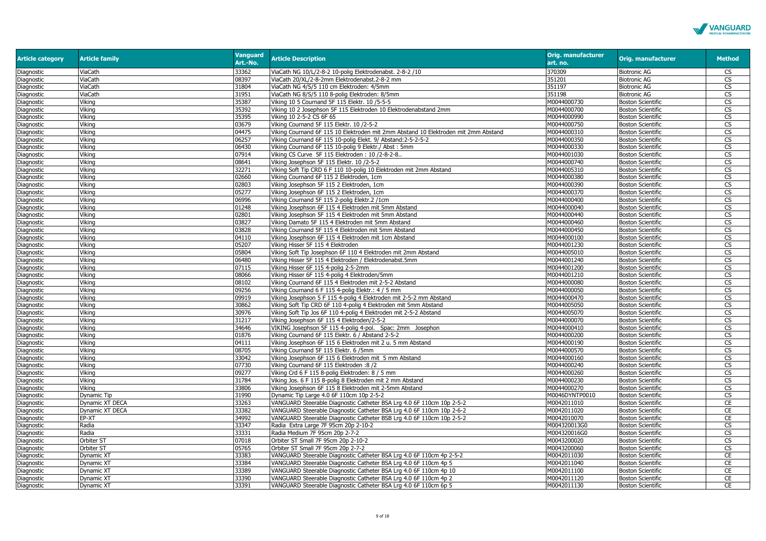| Article category | Article family | Vanguard Art.-No. | Article Description | Orig. manufacturer art. no. | Orig. manufacturer | Method |
|---|---|---|---|---|---|---|
| Diagnostic | ViaCath | 33362 | ViaCath NG 10/L/2-8-2 10-polig Elektrodenabst. 2-8-2 /10 | 370309 | Biotronic AG | CS |
| Diagnostic | ViaCath | 08397 | ViaCath 20/XL/2-8-2mm Elektrodenabst.2-8-2 mm | 351201 | Biotronic AG | CS |
| Diagnostic | ViaCath | 31804 | ViaCath NG 4/S/5 110 cm Elektroden: 4/5mm | 351197 | Biotronic AG | CS |
| Diagnostic | ViaCath | 31951 | ViaCath NG 8/S/5 110 8-polig Elektroden: 8/5mm | 351198 | Biotronic AG | CS |
| Diagnostic | Viking | 35387 | Viking 10 5 Cournand 5F 115 Elektr. 10 /5-5-5 | M0044000730 | Boston Scientific | CS |
| Diagnostic | Viking | 35392 | Viking 10 2 Josephson 5F 115 Elektroden 10 Elektrodenabstand 2mm | M0044000700 | Boston Scientific | CS |
| Diagnostic | Viking | 35395 | Viking 10 2-5-2 CS 6F 65 | M0044000990 | Boston Scientific | CS |
| Diagnostic | Viking | 03679 | Viking Cournand 5F 115 Elektr. 10 /2-5-2 | M0044000750 | Boston Scientific | CS |
| Diagnostic | Viking | 04475 | Viking Cournand 6F 115 10 Elektroden mit 2mm Abstand 10 Elektroden mit 2mm Abstand | M0044000310 | Boston Scientific | CS |
| Diagnostic | Viking | 06257 | Viking Cournand 6F 115 10-polig Elekt. 9/ Abstand:2-5-2-5-2 | M0044000350 | Boston Scientific | CS |
| Diagnostic | Viking | 06430 | Viking Cournand 6F 115 10-polig 9 Elektr./ Abst : 5mm | M0044000330 | Boston Scientific | CS |
| Diagnostic | Viking | 07914 | Viking CS Curve 5F 115 Elektroden : 10 /2-8-2-8.. | M0044001030 | Boston Scientific | CS |
| Diagnostic | Viking | 08641 | Viking Josephson 5F 115 Elektr. 10 /2-5-2 | M0044000740 | Boston Scientific | CS |
| Diagnostic | Viking | 32271 | Viking Soft Tip CRD 6 F 110 10-polig 10 Elektroden mit 2mm Abstand | M0044005310 | Boston Scientific | CS |
| Diagnostic | Viking | 02660 | Viking Cournand 6F 115 2 Elektroden, 1cm | M0044000380 | Boston Scientific | CS |
| Diagnostic | Viking | 02803 | Viking Josephson 5F 115 2 Elektroden, 1cm | M0044000390 | Boston Scientific | CS |
| Diagnostic | Viking | 05277 | Viking Josephson 6F 115 2 Elektroden, 1cm | M0044000370 | Boston Scientific | CS |
| Diagnostic | Viking | 06996 | Viking Cournand 5F 115 2-polig Elektr.2 /1cm | M0044000400 | Boston Scientific | CS |
| Diagnostic | Viking | 01248 | Viking Josephson 6F 115 4 Elektroden mit 5mm Abstand | M0044000040 | Boston Scientific | CS |
| Diagnostic | Viking | 02801 | Viking Josephson 5F 115 4 Elektroden mit 5mm Abstand | M0044000440 | Boston Scientific | CS |
| Diagnostic | Viking | 03827 | Viking Damato 5F 115 4 Elektroden mit 5mm Abstand | M0044000460 | Boston Scientific | CS |
| Diagnostic | Viking | 03828 | Viking Cournand 5F 115 4 Elektroden mit 5mm Abstand | M0044000450 | Boston Scientific | CS |
| Diagnostic | Viking | 04110 | Viking Josephson 6F 115 4 Elektroden mit 1cm Abstand | M0044000100 | Boston Scientific | CS |
| Diagnostic | Viking | 05207 | Viking Hisser 5F 115 4 Elektroden | M0044001230 | Boston Scientific | CS |
| Diagnostic | Viking | 05804 | Viking Soft Tip Josephson 6F 110 4 Elektroden mit 2mm Abstand | M0044005010 | Boston Scientific | CS |
| Diagnostic | Viking | 06480 | Viking Hisser 5F 115 4 Elektroden / Elektrodenabst.5mm | M0044001240 | Boston Scientific | CS |
| Diagnostic | Viking | 07115 | Viking Hisser 6F 115 4-polig 2-5-2mm | M0044001200 | Boston Scientific | CS |
| Diagnostic | Viking | 08066 | Viking Hisser 6F 115 4-polig 4 Elektroden/5mm | M0044001210 | Boston Scientific | CS |
| Diagnostic | Viking | 08102 | Viking Cournand 6F 115 4 Elektroden mit 2-5-2 Abstand | M0044000080 | Boston Scientific | CS |
| Diagnostic | Viking | 09256 | Viking Cournand 6 F 115 4-polig Elektr.: 4 / 5 mm | M0044000050 | Boston Scientific | CS |
| Diagnostic | Viking | 09919 | Viking Josephson 5 F 115 4-polig 4 Elektroden mit 2-5-2 mm Abstand | M0044000470 | Boston Scientific | CS |
| Diagnostic | Viking | 30862 | Viking Soft Tip CRD 6F 110 4-polig 4 Elektroden mit 5mm Abstand | M0044005050 | Boston Scientific | CS |
| Diagnostic | Viking | 30976 | Viking Soft Tip Jos 6F 110 4-polig 4 Elektroden mit 2-5-2 Abstand | M0044005070 | Boston Scientific | CS |
| Diagnostic | Viking | 31217 | Viking Josephson 6F 115 4 Elektroden/2-5-2 | M0044000070 | Boston Scientific | CS |
| Diagnostic | Viking | 34646 | VIKING Josephson 5F 115 4-polig 4-pol. Spac: 2mm Josephon | M0044000410 | Boston Scientific | CS |
| Diagnostic | Viking | 01876 | Viking Cournand 6F 115 Elektr. 6 / Abstand 2-5-2 | M0044000200 | Boston Scientific | CS |
| Diagnostic | Viking | 04111 | Viking Josephson 6F 115 6 Elektroden mit 2 u. 5 mm Abstand | M0044000190 | Boston Scientific | CS |
| Diagnostic | Viking | 08705 | Viking Cournand 5F 115 Elektr. 6 /5mm | M0044000570 | Boston Scientific | CS |
| Diagnostic | Viking | 33042 | Viking Josephson 6F 115 6 Elektroden mit 5 mm Abstand | M0044000160 | Boston Scientific | CS |
| Diagnostic | Viking | 07730 | Viking Cournand 6F 115 Elektroden :8 /2 | M0044000240 | Boston Scientific | CS |
| Diagnostic | Viking | 09277 | Viking Crd 6 F 115 8-polig Elektroden: 8 / 5 mm | M0044000260 | Boston Scientific | CS |
| Diagnostic | Viking | 31784 | Viking Jos. 6 F 115 8-polig 8 Elektroden mit 2 mm Abstand | M0044000230 | Boston Scientific | CS |
| Diagnostic | Viking | 33806 | Viking Josephson 6F 115 8 Elektroden mit 2-5mm Abstand | M0044000270 | Boston Scientific | CS |
| Diagnostic | Dynamic Tip | 31990 | Dynamic Tip Large 4.0 6F 110cm 10p 2-5-2 | M0046DYNTP0010 | Boston Scientific | CS |
| Diagnostic | Dynamic XT DECA | 33263 | VANGUARD Steerable Diagnostic Catheter BSA Lrg 4.0 6F 110cm 10p 2-5-2 | M0042011010 | Boston Scientific | CE |
| Diagnostic | Dynamic XT DECA | 33382 | VANGUARD Steerable Diagnostic Catheter BSA Lrg 4.0 6F 110cm 10p 2-6-2 | M0042011020 | Boston Scientific | CE |
| Diagnostic | EP-XT | 34992 | VANGUARD Steerable Diagnostic Catheter BSB Lrg 4.0 6F 110cm 10p 2-5-2 | M0042010070 | Boston Scientific | CE |
| Diagnostic | Radia | 33347 | Radia Extra Large 7F 95cm 20p 2-10-2 | M004320013G0 | Boston Scientific | CS |
| Diagnostic | Radia | 33331 | Radia Medium 7F 95cm 20p 2-7-2 | M004320016G0 | Boston Scientific | CS |
| Diagnostic | Orbiter ST | 07018 | Orbiter ST Small 7F 95cm 20p 2-10-2 | M0043200020 | Boston Scientific | CS |
| Diagnostic | Orbiter ST | 05765 | Orbiter ST Small 7F 95cm 20p 2-7-2 | M0043200060 | Boston Scientific | CS |
| Diagnostic | Dynamic XT | 33383 | VANGUARD Steerable Diagnostic Catheter BSA Lrg 4.0 6F 110cm 4p 2-5-2 | M0042011030 | Boston Scientific | CE |
| Diagnostic | Dynamic XT | 33384 | VANGUARD Steerable Diagnostic Catheter BSA Lrg 4.0 6F 110cm 4p 5 | M0042011040 | Boston Scientific | CE |
| Diagnostic | Dynamic XT | 33389 | VANGUARD Steerable Diagnostic Catheter BSA Lrg 4.0 6F 110cm 4p 10 | M0042011100 | Boston Scientific | CE |
| Diagnostic | Dynamic XT | 33390 | VANGUARD Steerable Diagnostic Catheter BSA Lrg 4.0 6F 110cm 4p 2 | M0042011120 | Boston Scientific | CE |
| Diagnostic | Dynamic XT | 33391 | VANGUARD Steerable Diagnostic Catheter BSA Lrg 4.0 6F 110cm 6p 5 | M0042011130 | Boston Scientific | CE |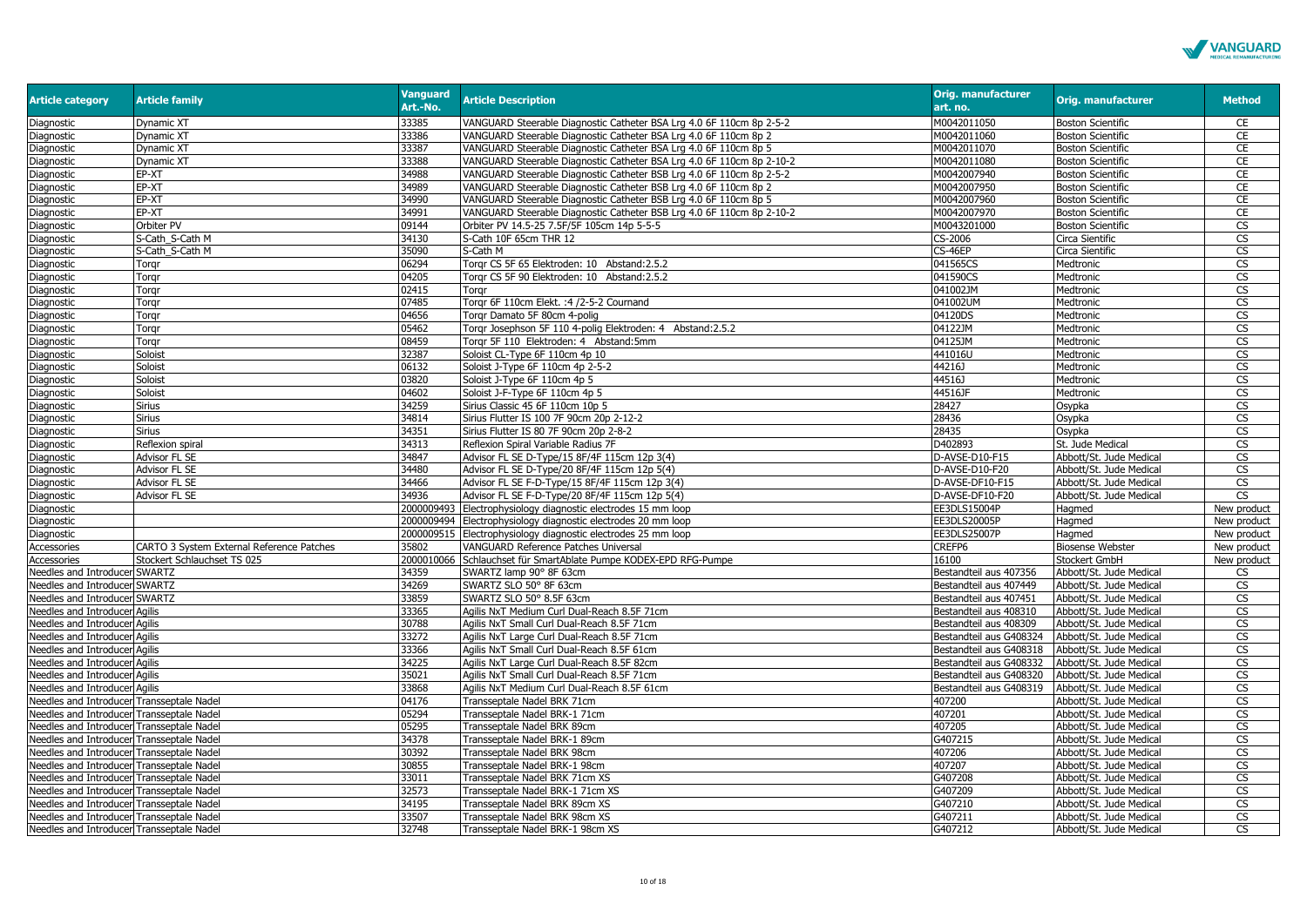| Article category | Article family | Vanguard Art.-No. | Article Description | Orig. manufacturer art. no. | Orig. manufacturer | Method |
|---|---|---|---|---|---|---|
| Diagnostic | Dynamic XT | 33385 | VANGUARD Steerable Diagnostic Catheter BSA Lrg 4.0 6F 110cm 8p 2-5-2 | M0042011050 | Boston Scientific | CE |
| Diagnostic | Dynamic XT | 33386 | VANGUARD Steerable Diagnostic Catheter BSA Lrg 4.0 6F 110cm 8p 2 | M0042011060 | Boston Scientific | CE |
| Diagnostic | Dynamic XT | 33387 | VANGUARD Steerable Diagnostic Catheter BSA Lrg 4.0 6F 110cm 8p 5 | M0042011070 | Boston Scientific | CE |
| Diagnostic | Dynamic XT | 33388 | VANGUARD Steerable Diagnostic Catheter BSA Lrg 4.0 6F 110cm 8p 2-10-2 | M0042011080 | Boston Scientific | CE |
| Diagnostic | EP-XT | 34988 | VANGUARD Steerable Diagnostic Catheter BSB Lrg 4.0 6F 110cm 8p 2-5-2 | M0042007940 | Boston Scientific | CE |
| Diagnostic | EP-XT | 34989 | VANGUARD Steerable Diagnostic Catheter BSB Lrg 4.0 6F 110cm 8p 2 | M0042007950 | Boston Scientific | CE |
| Diagnostic | EP-XT | 34990 | VANGUARD Steerable Diagnostic Catheter BSB Lrg 4.0 6F 110cm 8p 5 | M0042007960 | Boston Scientific | CE |
| Diagnostic | EP-XT | 34991 | VANGUARD Steerable Diagnostic Catheter BSB Lrg 4.0 6F 110cm 8p 2-10-2 | M0042007970 | Boston Scientific | CE |
| Diagnostic | Orbiter PV | 09144 | Orbiter PV 14.5-25 7.5F/5F 105cm 14p 5-5-5 | M0043201000 | Boston Scientific | CS |
| Diagnostic | S-Cath_S-Cath M | 34130 | S-Cath 10F 65cm THR 12 | CS-2006 | Circa Sientific | CS |
| Diagnostic | S-Cath_S-Cath M | 35090 | S-Cath M | CS-46EP | Circa Sientific | CS |
| Diagnostic | Torqr | 06294 | Torqr CS 5F 65 Elektroden: 10 Abstand:2.5.2 | 041565CS | Medtronic | CS |
| Diagnostic | Torqr | 04205 | Torqr CS 5F 90 Elektroden: 10 Abstand:2.5.2 | 041590CS | Medtronic | CS |
| Diagnostic | Torqr | 02415 | Torqr | 041002JM | Medtronic | CS |
| Diagnostic | Torqr | 07485 | Torqr 6F 110cm Elekt. :4 /2-5-2 Cournand | 041002UM | Medtronic | CS |
| Diagnostic | Torqr | 04656 | Torqr Damato 5F 80cm 4-polig | 04120DS | Medtronic | CS |
| Diagnostic | Torqr | 05462 | Torqr Josephson 5F 110 4-polig Elektroden: 4 Abstand:2.5.2 | 04122JM | Medtronic | CS |
| Diagnostic | Torqr | 08459 | Torqr 5F 110 Elektroden: 4 Abstand:5mm | 04125JM | Medtronic | CS |
| Diagnostic | Soloist | 32387 | Soloist CL-Type 6F 110cm 4p 10 | 441016U | Medtronic | CS |
| Diagnostic | Soloist | 06132 | Soloist J-Type 6F 110cm 4p 2-5-2 | 44216J | Medtronic | CS |
| Diagnostic | Soloist | 03820 | Soloist J-Type 6F 110cm 4p 5 | 44516J | Medtronic | CS |
| Diagnostic | Soloist | 04602 | Soloist J-F-Type 6F 110cm 4p 5 | 44516JF | Medtronic | CS |
| Diagnostic | Sirius | 34259 | Sirius Classic 45 6F 110cm 10p 5 | 28427 | Osypka | CS |
| Diagnostic | Sirius | 34814 | Sirius Flutter IS 100 7F 90cm 20p 2-12-2 | 28436 | Osypka | CS |
| Diagnostic | Sirius | 34351 | Sirius Flutter IS 80 7F 90cm 20p 2-8-2 | 28435 | Osypka | CS |
| Diagnostic | Reflexion spiral | 34313 | Reflexion Spiral Variable Radius 7F | D402893 | St. Jude Medical | CS |
| Diagnostic | Advisor FL SE | 34847 | Advisor FL SE D-Type/15 8F/4F 115cm 12p 3(4) | D-AVSE-D10-F15 | Abbott/St. Jude Medical | CS |
| Diagnostic | Advisor FL SE | 34480 | Advisor FL SE D-Type/20 8F/4F 115cm 12p 5(4) | D-AVSE-D10-F20 | Abbott/St. Jude Medical | CS |
| Diagnostic | Advisor FL SE | 34466 | Advisor FL SE F-D-Type/15 8F/4F 115cm 12p 3(4) | D-AVSE-DF10-F15 | Abbott/St. Jude Medical | CS |
| Diagnostic | Advisor FL SE | 34936 | Advisor FL SE F-D-Type/20 8F/4F 115cm 12p 5(4) | D-AVSE-DF10-F20 | Abbott/St. Jude Medical | CS |
| Diagnostic | | 2000009493 | Electrophysiology diagnostic electrodes 15 mm loop | EE3DLS15004P | Hagmed | New product |
| Diagnostic | | 2000009494 | Electrophysiology diagnostic electrodes 20 mm loop | EE3DLS20005P | Hagmed | New product |
| Diagnostic | | 2000009515 | Electrophysiology diagnostic electrodes 25 mm loop | EE3DLS25007P | Hagmed | New product |
| Accessories | CARTO 3 System External Reference Patches | 35802 | VANGUARD Reference Patches Universal | CREFP6 | Biosense Webster | New product |
| Accessories | Stockert Schlauchset TS 025 | 2000010066 | Schlauchset für SmartAblate Pumpe KODEX-EPD RFG-Pumpe | 16100 | Stockert GmbH | New product |
| Needles and Introducer | SWARTZ | 34359 | SWARTZ lamp 90° 8F 63cm | Bestandteil aus 407356 | Abbott/St. Jude Medical | CS |
| Needles and Introducer | SWARTZ | 34269 | SWARTZ SLO 50° 8F 63cm | Bestandteil aus 407449 | Abbott/St. Jude Medical | CS |
| Needles and Introducer | SWARTZ | 33859 | SWARTZ SLO 50° 8.5F 63cm | Bestandteil aus 407451 | Abbott/St. Jude Medical | CS |
| Needles and Introducer | Agilis | 33365 | Agilis NxT Medium Curl Dual-Reach 8.5F 71cm | Bestandteil aus 408310 | Abbott/St. Jude Medical | CS |
| Needles and Introducer | Agilis | 30788 | Agilis NxT Small Curl Dual-Reach 8.5F 71cm | Bestandteil aus 408309 | Abbott/St. Jude Medical | CS |
| Needles and Introducer | Agilis | 33272 | Agilis NxT Large Curl Dual-Reach 8.5F 71cm | Bestandteil aus G408324 | Abbott/St. Jude Medical | CS |
| Needles and Introducer | Agilis | 33366 | Agilis NxT Small Curl Dual-Reach 8.5F 61cm | Bestandteil aus G408318 | Abbott/St. Jude Medical | CS |
| Needles and Introducer | Agilis | 34225 | Agilis NxT Large Curl Dual-Reach 8.5F 82cm | Bestandteil aus G408332 | Abbott/St. Jude Medical | CS |
| Needles and Introducer | Agilis | 35021 | Agilis NxT Small Curl Dual-Reach 8.5F 71cm | Bestandteil aus G408320 | Abbott/St. Jude Medical | CS |
| Needles and Introducer | Agilis | 33868 | Agilis NxT Medium Curl Dual-Reach 8.5F 61cm | Bestandteil aus G408319 | Abbott/St. Jude Medical | CS |
| Needles and Introducer | Transseptale Nadel | 04176 | Transseptale Nadel BRK 71cm | 407200 | Abbott/St. Jude Medical | CS |
| Needles and Introducer | Transseptale Nadel | 05294 | Transseptale Nadel BRK-1 71cm | 407201 | Abbott/St. Jude Medical | CS |
| Needles and Introducer | Transseptale Nadel | 05295 | Transseptale Nadel BRK 89cm | 407205 | Abbott/St. Jude Medical | CS |
| Needles and Introducer | Transseptale Nadel | 34378 | Transseptale Nadel BRK-1 89cm | G407215 | Abbott/St. Jude Medical | CS |
| Needles and Introducer | Transseptale Nadel | 30392 | Transseptale Nadel BRK 98cm | 407206 | Abbott/St. Jude Medical | CS |
| Needles and Introducer | Transseptale Nadel | 30855 | Transseptale Nadel BRK-1 98cm | 407207 | Abbott/St. Jude Medical | CS |
| Needles and Introducer | Transseptale Nadel | 33011 | Transseptale Nadel BRK 71cm XS | G407208 | Abbott/St. Jude Medical | CS |
| Needles and Introducer | Transseptale Nadel | 32573 | Transseptale Nadel BRK-1 71cm XS | G407209 | Abbott/St. Jude Medical | CS |
| Needles and Introducer | Transseptale Nadel | 34195 | Transseptale Nadel BRK 89cm XS | G407210 | Abbott/St. Jude Medical | CS |
| Needles and Introducer | Transseptale Nadel | 33507 | Transseptale Nadel BRK 98cm XS | G407211 | Abbott/St. Jude Medical | CS |
| Needles and Introducer | Transseptale Nadel | 32748 | Transseptale Nadel BRK-1 98cm XS | G407212 | Abbott/St. Jude Medical | CS |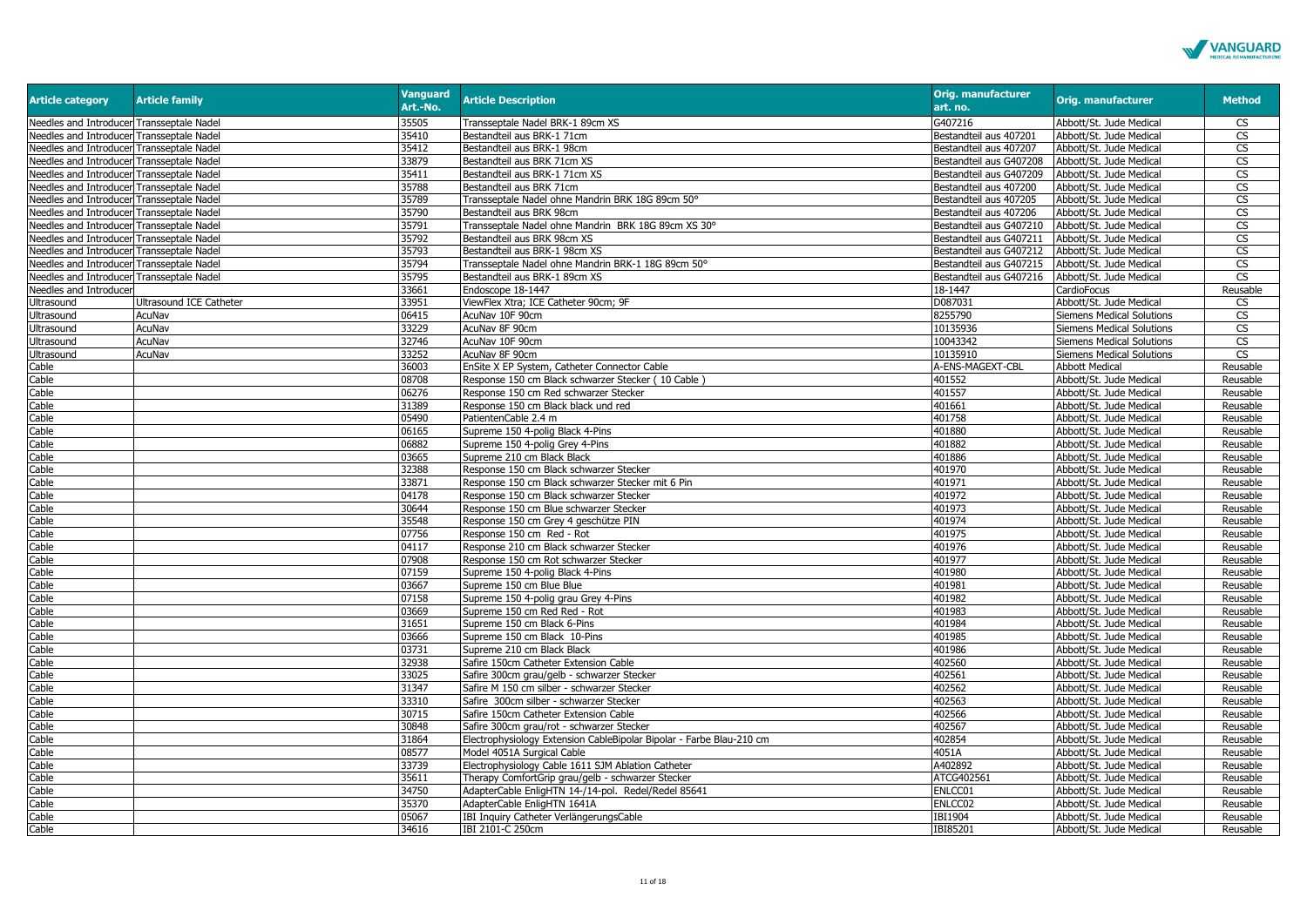| Article category | Article family | Vanguard Art.-No. | Article Description | Orig. manufacturer art. no. | Orig. manufacturer | Method |
|---|---|---|---|---|---|---|
| Needles and Introducer | Transseptale Nadel | 35505 | Transseptale Nadel BRK-1 89cm XS | G407216 | Abbott/St. Jude Medical | CS |
| Needles and Introducer | Transseptale Nadel | 35410 | Bestandteil aus BRK-1 71cm | Bestandteil aus 407201 | Abbott/St. Jude Medical | CS |
| Needles and Introducer | Transseptale Nadel | 35412 | Bestandteil aus BRK-1 98cm | Bestandteil aus 407207 | Abbott/St. Jude Medical | CS |
| Needles and Introducer | Transseptale Nadel | 33879 | Bestandteil aus BRK 71cm XS | Bestandteil aus G407208 | Abbott/St. Jude Medical | CS |
| Needles and Introducer | Transseptale Nadel | 35411 | Bestandteil aus BRK-1 71cm XS | Bestandteil aus G407209 | Abbott/St. Jude Medical | CS |
| Needles and Introducer | Transseptale Nadel | 35788 | Bestandteil aus BRK 71cm | Bestandteil aus 407200 | Abbott/St. Jude Medical | CS |
| Needles and Introducer | Transseptale Nadel | 35789 | Transseptale Nadel ohne Mandrin BRK 18G 89cm 50° | Bestandteil aus 407205 | Abbott/St. Jude Medical | CS |
| Needles and Introducer | Transseptale Nadel | 35790 | Bestandteil aus BRK 98cm | Bestandteil aus 407206 | Abbott/St. Jude Medical | CS |
| Needles and Introducer | Transseptale Nadel | 35791 | Transseptale Nadel ohne Mandrin BRK 18G 89cm XS 30° | Bestandteil aus G407210 | Abbott/St. Jude Medical | CS |
| Needles and Introducer | Transseptale Nadel | 35792 | Bestandteil aus BRK 98cm XS | Bestandteil aus G407211 | Abbott/St. Jude Medical | CS |
| Needles and Introducer | Transseptale Nadel | 35793 | Bestandteil aus BRK-1 98cm XS | Bestandteil aus G407212 | Abbott/St. Jude Medical | CS |
| Needles and Introducer | Transseptale Nadel | 35794 | Transseptale Nadel ohne Mandrin BRK-1 18G 89cm 50° | Bestandteil aus G407215 | Abbott/St. Jude Medical | CS |
| Needles and Introducer | Transseptale Nadel | 35795 | Bestandteil aus BRK-1 89cm XS | Bestandteil aus G407216 | Abbott/St. Jude Medical | CS |
| Needles and Introducer | | 33661 | Endoscope 18-1447 | 18-1447 | CardioFocus | Reusable |
| Ultrasound | Ultrasound ICE Catheter | 33951 | ViewFlex Xtra; ICE Catheter 90cm; 9F | D087031 | Abbott/St. Jude Medical | CS |
| Ultrasound | AcuNav | 06415 | AcuNav 10F 90cm | 8255790 | Siemens Medical Solutions | CS |
| Ultrasound | AcuNav | 33229 | AcuNav 8F 90cm | 10135936 | Siemens Medical Solutions | CS |
| Ultrasound | AcuNav | 32746 | AcuNav 10F 90cm | 10043342 | Siemens Medical Solutions | CS |
| Ultrasound | AcuNav | 33252 | AcuNav 8F 90cm | 10135910 | Siemens Medical Solutions | CS |
| Cable | | 36003 | EnSite X EP System, Catheter Connector Cable | A-ENS-MAGEXT-CBL | Abbott Medical | Reusable |
| Cable | | 08708 | Response 150 cm Black schwarzer Stecker ( 10 Cable ) | 401552 | Abbott/St. Jude Medical | Reusable |
| Cable | | 06276 | Response 150 cm Red schwarzer Stecker | 401557 | Abbott/St. Jude Medical | Reusable |
| Cable | | 31389 | Response 150 cm Black black und red | 401661 | Abbott/St. Jude Medical | Reusable |
| Cable | | 05490 | PatientenCable 2.4 m | 401758 | Abbott/St. Jude Medical | Reusable |
| Cable | | 06165 | Supreme 150 4-polig Black 4-Pins | 401880 | Abbott/St. Jude Medical | Reusable |
| Cable | | 06882 | Supreme 150 4-polig Grey 4-Pins | 401882 | Abbott/St. Jude Medical | Reusable |
| Cable | | 03665 | Supreme 210 cm Black Black | 401886 | Abbott/St. Jude Medical | Reusable |
| Cable | | 32388 | Response 150 cm Black schwarzer Stecker | 401970 | Abbott/St. Jude Medical | Reusable |
| Cable | | 33871 | Response 150 cm Black schwarzer Stecker mit 6 Pin | 401971 | Abbott/St. Jude Medical | Reusable |
| Cable | | 04178 | Response 150 cm Black schwarzer Stecker | 401972 | Abbott/St. Jude Medical | Reusable |
| Cable | | 30644 | Response 150 cm Blue schwarzer Stecker | 401973 | Abbott/St. Jude Medical | Reusable |
| Cable | | 35548 | Response 150 cm Grey 4 geschütze PIN | 401974 | Abbott/St. Jude Medical | Reusable |
| Cable | | 07756 | Response 150 cm Red - Rot | 401975 | Abbott/St. Jude Medical | Reusable |
| Cable | | 04117 | Response 210 cm Black schwarzer Stecker | 401976 | Abbott/St. Jude Medical | Reusable |
| Cable | | 07908 | Response 150 cm Rot schwarzer Stecker | 401977 | Abbott/St. Jude Medical | Reusable |
| Cable | | 07159 | Supreme 150 4-polig Black 4-Pins | 401980 | Abbott/St. Jude Medical | Reusable |
| Cable | | 03667 | Supreme 150 cm Blue Blue | 401981 | Abbott/St. Jude Medical | Reusable |
| Cable | | 07158 | Supreme 150 4-polig grau Grey 4-Pins | 401982 | Abbott/St. Jude Medical | Reusable |
| Cable | | 03669 | Supreme 150 cm Red Red - Rot | 401983 | Abbott/St. Jude Medical | Reusable |
| Cable | | 31651 | Supreme 150 cm Black 6-Pins | 401984 | Abbott/St. Jude Medical | Reusable |
| Cable | | 03666 | Supreme 150 cm Black 10-Pins | 401985 | Abbott/St. Jude Medical | Reusable |
| Cable | | 03731 | Supreme 210 cm Black Black | 401986 | Abbott/St. Jude Medical | Reusable |
| Cable | | 32938 | Safire 150cm Catheter Extension Cable | 402560 | Abbott/St. Jude Medical | Reusable |
| Cable | | 33025 | Safire 300cm grau/gelb - schwarzer Stecker | 402561 | Abbott/St. Jude Medical | Reusable |
| Cable | | 31347 | Safire M 150 cm silber - schwarzer Stecker | 402562 | Abbott/St. Jude Medical | Reusable |
| Cable | | 33310 | Safire 300cm silber - schwarzer Stecker | 402563 | Abbott/St. Jude Medical | Reusable |
| Cable | | 30715 | Safire 150cm Catheter Extension Cable | 402566 | Abbott/St. Jude Medical | Reusable |
| Cable | | 30848 | Safire 300cm grau/rot - schwarzer Stecker | 402567 | Abbott/St. Jude Medical | Reusable |
| Cable | | 31864 | Electrophysiology Extension CableBipolar Bipolar - Farbe Blau-210 cm | 402854 | Abbott/St. Jude Medical | Reusable |
| Cable | | 08577 | Model 4051A Surgical Cable | 4051A | Abbott/St. Jude Medical | Reusable |
| Cable | | 33739 | Electrophysiology Cable 1611 SJM Ablation Catheter | A402892 | Abbott/St. Jude Medical | Reusable |
| Cable | | 35611 | Therapy ComfortGrip grau/gelb - schwarzer Stecker | ATCG402561 | Abbott/St. Jude Medical | Reusable |
| Cable | | 34750 | AdapterCable EnligHTN 14-/14-pol. Redel/Redel 85641 | ENLCC01 | Abbott/St. Jude Medical | Reusable |
| Cable | | 35370 | AdapterCable EnligHTN 1641A | ENLCC02 | Abbott/St. Jude Medical | Reusable |
| Cable | | 05067 | IBI Inquiry Catheter VerlängerungsCable | IBI1904 | Abbott/St. Jude Medical | Reusable |
| Cable | | 34616 | IBI 2101-C 250cm | IBI85201 | Abbott/St. Jude Medical | Reusable |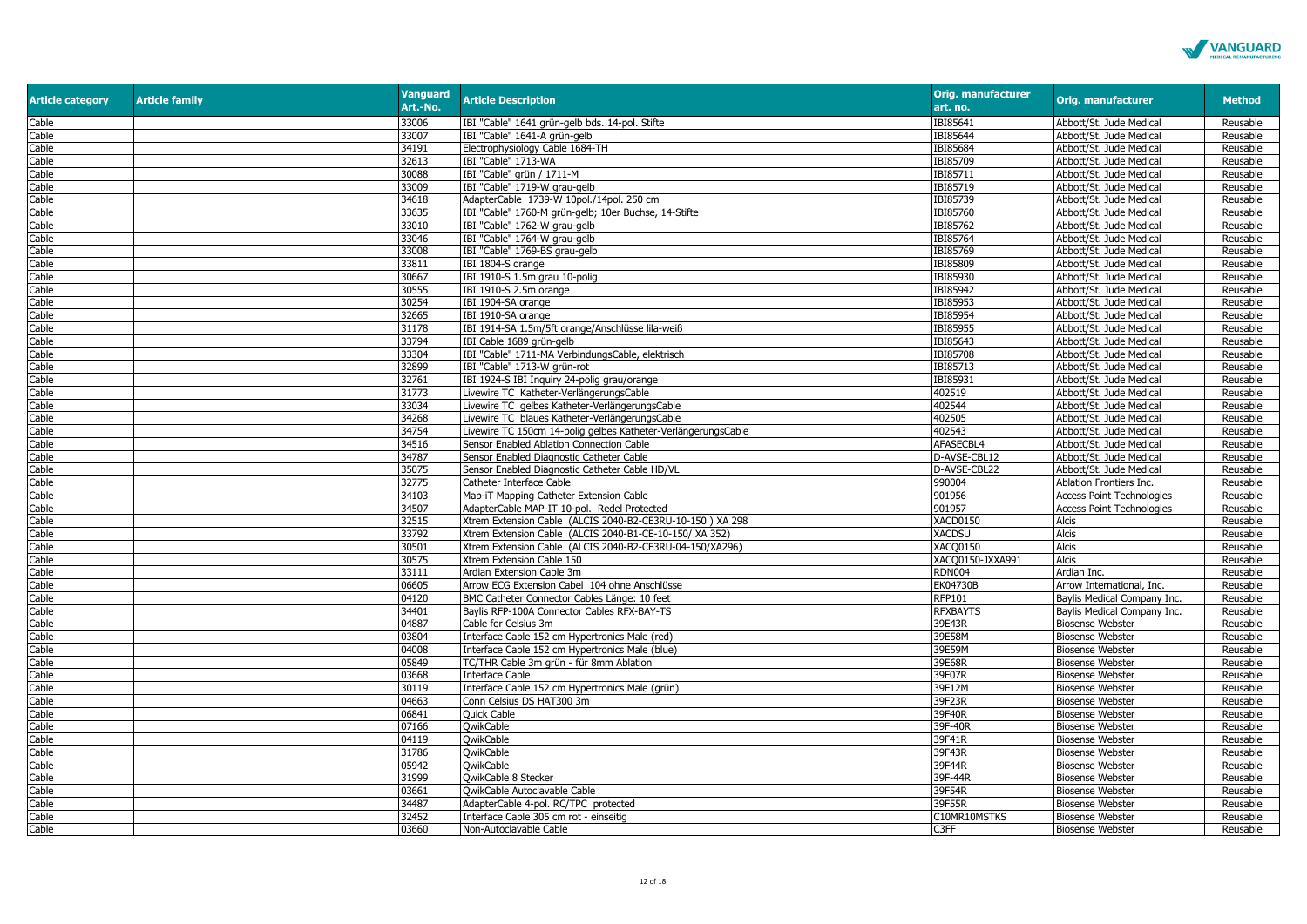| Article category | Article family | Vanguard Art.-No. | Article Description | Orig. manufacturer art. no. | Orig. manufacturer | Method |
|---|---|---|---|---|---|---|
| Cable | | 33006 | IBI "Cable" 1641 grün-gelb bds. 14-pol. Stifte | IBI85641 | Abbott/St. Jude Medical | Reusable |
| Cable | | 33007 | IBI "Cable" 1641-A grün-gelb | IBI85644 | Abbott/St. Jude Medical | Reusable |
| Cable | | 34191 | Electrophysiology Cable 1684-TH | IBI85684 | Abbott/St. Jude Medical | Reusable |
| Cable | | 32613 | IBI "Cable" 1713-WA | IBI85709 | Abbott/St. Jude Medical | Reusable |
| Cable | | 30088 | IBI "Cable" grün / 1711-M | IBI85711 | Abbott/St. Jude Medical | Reusable |
| Cable | | 33009 | IBI "Cable" 1719-W grau-gelb | IBI85719 | Abbott/St. Jude Medical | Reusable |
| Cable | | 34618 | AdapterCable 1739-W 10pol./14pol. 250 cm | IBI85739 | Abbott/St. Jude Medical | Reusable |
| Cable | | 33635 | IBI "Cable" 1760-M grün-gelb; 10er Buchse, 14-Stifte | IBI85760 | Abbott/St. Jude Medical | Reusable |
| Cable | | 33010 | IBI "Cable" 1762-W grau-gelb | IBI85762 | Abbott/St. Jude Medical | Reusable |
| Cable | | 33046 | IBI "Cable" 1764-W grau-gelb | IBI85764 | Abbott/St. Jude Medical | Reusable |
| Cable | | 33008 | IBI "Cable" 1769-BS grau-gelb | IBI85769 | Abbott/St. Jude Medical | Reusable |
| Cable | | 33811 | IBI 1804-S orange | IBI85809 | Abbott/St. Jude Medical | Reusable |
| Cable | | 30667 | IBI 1910-S 1.5m grau 10-polig | IBI85930 | Abbott/St. Jude Medical | Reusable |
| Cable | | 30555 | IBI 1910-S 2.5m orange | IBI85942 | Abbott/St. Jude Medical | Reusable |
| Cable | | 30254 | IBI 1904-SA orange | IBI85953 | Abbott/St. Jude Medical | Reusable |
| Cable | | 32665 | IBI 1910-SA orange | IBI85954 | Abbott/St. Jude Medical | Reusable |
| Cable | | 31178 | IBI 1914-SA 1.5m/5ft orange/Anschlüsse lila-weiß | IBI85955 | Abbott/St. Jude Medical | Reusable |
| Cable | | 33794 | IBI Cable 1689 grün-gelb | IBI85643 | Abbott/St. Jude Medical | Reusable |
| Cable | | 33304 | IBI "Cable" 1711-MA VerbindungsCable, elektrisch | IBI85708 | Abbott/St. Jude Medical | Reusable |
| Cable | | 32899 | IBI "Cable" 1713-W grün-rot | IBI85713 | Abbott/St. Jude Medical | Reusable |
| Cable | | 32761 | IBI 1924-S IBI Inquiry 24-polig grau/orange | IBI85931 | Abbott/St. Jude Medical | Reusable |
| Cable | | 31773 | Livewire TC Katheter-VerlängerungsCable | 402519 | Abbott/St. Jude Medical | Reusable |
| Cable | | 33034 | Livewire TC gelbes Katheter-VerlängerungsCable | 402544 | Abbott/St. Jude Medical | Reusable |
| Cable | | 34268 | Livewire TC blaues Katheter-VerlängerungsCable | 402505 | Abbott/St. Jude Medical | Reusable |
| Cable | | 34754 | Livewire TC 150cm 14-polig gelbes Katheter-VerlängerungsCable | 402543 | Abbott/St. Jude Medical | Reusable |
| Cable | | 34516 | Sensor Enabled Ablation Connection Cable | AFASECBL4 | Abbott/St. Jude Medical | Reusable |
| Cable | | 34787 | Sensor Enabled Diagnostic Catheter Cable | D-AVSE-CBL12 | Abbott/St. Jude Medical | Reusable |
| Cable | | 35075 | Sensor Enabled Diagnostic Catheter Cable HD/VL | D-AVSE-CBL22 | Abbott/St. Jude Medical | Reusable |
| Cable | | 32775 | Catheter Interface Cable | 990004 | Ablation Frontiers Inc. | Reusable |
| Cable | | 34103 | Map-iT Mapping Catheter Extension Cable | 901956 | Access Point Technologies | Reusable |
| Cable | | 34507 | AdapterCable MAP-IT 10-pol. Redel Protected | 901957 | Access Point Technologies | Reusable |
| Cable | | 32515 | Xtrem Extension Cable (ALCIS 2040-B2-CE3RU-10-150 ) XA 298 | XACD0150 | Alcis | Reusable |
| Cable | | 33792 | Xtrem Extension Cable (ALCIS 2040-B1-CE-10-150/ XA 352) | XACDSU | Alcis | Reusable |
| Cable | | 30501 | Xtrem Extension Cable (ALCIS 2040-B2-CE3RU-04-150/XA296) | XACQ0150 | Alcis | Reusable |
| Cable | | 30575 | Xtrem Extension Cable 150 | XACQ0150-JXXA991 | Alcis | Reusable |
| Cable | | 33111 | Ardian Extension Cable 3m | RDN004 | Ardian Inc. | Reusable |
| Cable | | 06605 | Arrow ECG Extension Cabel 104 ohne Anschlüsse | EK04730B | Arrow International, Inc. | Reusable |
| Cable | | 04120 | BMC Catheter Connector Cables Länge: 10 feet | RFP101 | Baylis Medical Company Inc. | Reusable |
| Cable | | 34401 | Baylis RFP-100A Connector Cables RFX-BAY-TS | RFXBAYTS | Baylis Medical Company Inc. | Reusable |
| Cable | | 04887 | Cable for Celsius 3m | 39E43R | Biosense Webster | Reusable |
| Cable | | 03804 | Interface Cable 152 cm Hypertronics Male (red) | 39E58M | Biosense Webster | Reusable |
| Cable | | 04008 | Interface Cable 152 cm Hypertronics Male (blue) | 39E59M | Biosense Webster | Reusable |
| Cable | | 05849 | TC/THR Cable 3m grün - für 8mm Ablation | 39E68R | Biosense Webster | Reusable |
| Cable | | 03668 | Interface Cable | 39F07R | Biosense Webster | Reusable |
| Cable | | 30119 | Interface Cable 152 cm Hypertronics Male (grün) | 39F12M | Biosense Webster | Reusable |
| Cable | | 04663 | Conn Celsius DS HAT300 3m | 39F23R | Biosense Webster | Reusable |
| Cable | | 06841 | Quick Cable | 39F40R | Biosense Webster | Reusable |
| Cable | | 07166 | QwikCable | 39F-40R | Biosense Webster | Reusable |
| Cable | | 04119 | QwikCable | 39F41R | Biosense Webster | Reusable |
| Cable | | 31786 | QwikCable | 39F43R | Biosense Webster | Reusable |
| Cable | | 05942 | QwikCable | 39F44R | Biosense Webster | Reusable |
| Cable | | 31999 | QwikCable 8 Stecker | 39F-44R | Biosense Webster | Reusable |
| Cable | | 03661 | QwikCable Autoclavable Cable | 39F54R | Biosense Webster | Reusable |
| Cable | | 34487 | AdapterCable 4-pol. RC/TPC protected | 39F55R | Biosense Webster | Reusable |
| Cable | | 32452 | Interface Cable 305 cm rot - einseitig | C10MR10MSTKS | Biosense Webster | Reusable |
| Cable | | 03660 | Non-Autoclavable Cable | C3FF | Biosense Webster | Reusable |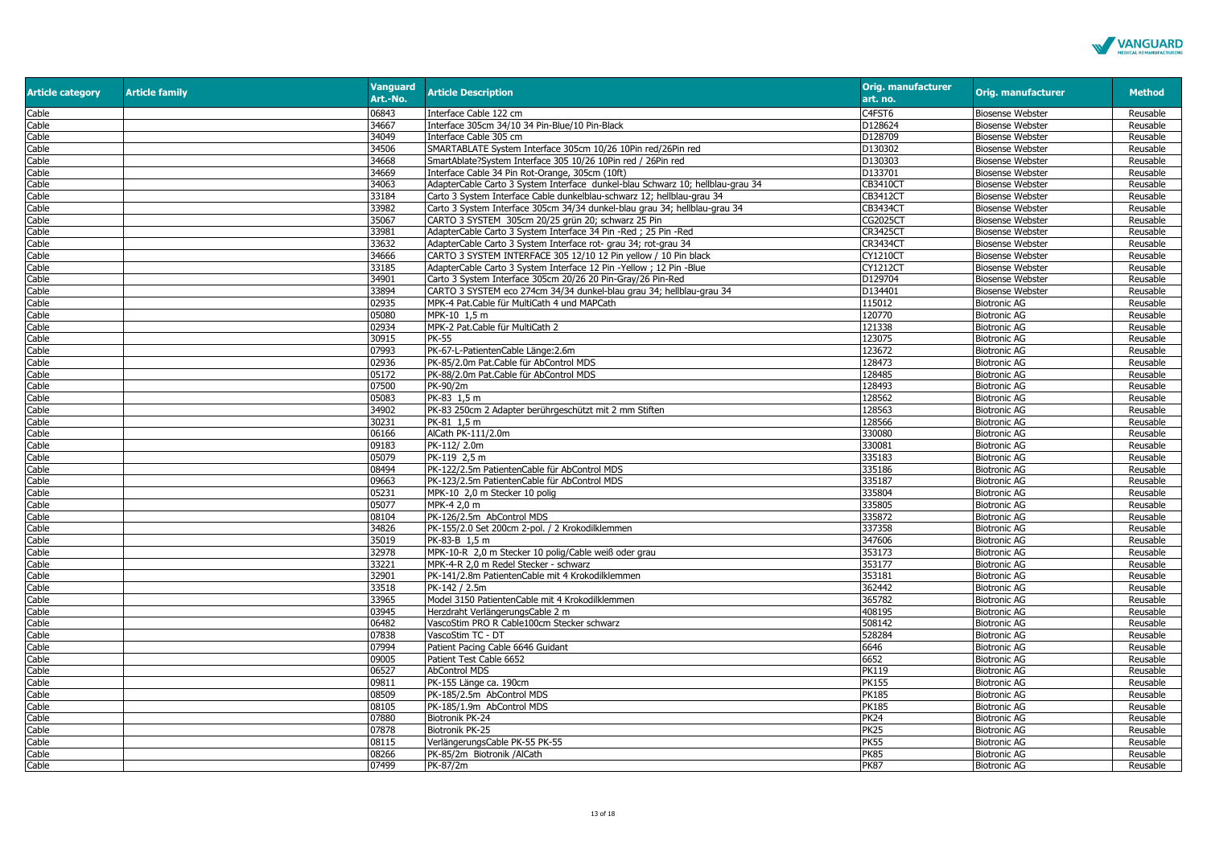| Article category | Article family | Vanguard Art.-No. | Article Description | Orig. manufacturer art. no. | Orig. manufacturer | Method |
|---|---|---|---|---|---|---|
| Cable | | 06843 | Interface Cable 122 cm | C4FST6 | Biosense Webster | Reusable |
| Cable | | 34667 | Interface 305cm 34/10 34 Pin-Blue/10 Pin-Black | D128624 | Biosense Webster | Reusable |
| Cable | | 34049 | Interface Cable 305 cm | D128709 | Biosense Webster | Reusable |
| Cable | | 34506 | SMARTABLATE System Interface 305cm 10/26 10Pin red/26Pin red | D130302 | Biosense Webster | Reusable |
| Cable | | 34668 | SmartAblate?System Interface 305 10/26 10Pin red / 26Pin red | D130303 | Biosense Webster | Reusable |
| Cable | | 34669 | Interface Cable 34 Pin Rot-Orange, 305cm (10ft) | D133701 | Biosense Webster | Reusable |
| Cable | | 34063 | AdapterCable Carto 3 System Interface dunkel-blau Schwarz 10; hellblau-grau 34 | CB3410CT | Biosense Webster | Reusable |
| Cable | | 33184 | Carto 3 System Interface Cable dunkelblau-schwarz 12; hellblau-grau 34 | CB3412CT | Biosense Webster | Reusable |
| Cable | | 33982 | Carto 3 System Interface 305cm 34/34 dunkel-blau grau 34; hellblau-grau 34 | CB3434CT | Biosense Webster | Reusable |
| Cable | | 35067 | CARTO 3 SYSTEM 305cm 20/25 grün 20; schwarz 25 Pin | CG2025CT | Biosense Webster | Reusable |
| Cable | | 33981 | AdapterCable Carto 3 System Interface 34 Pin -Red ; 25 Pin -Red | CR3425CT | Biosense Webster | Reusable |
| Cable | | 33632 | AdapterCable Carto 3 System Interface rot- grau 34; rot-grau 34 | CR3434CT | Biosense Webster | Reusable |
| Cable | | 34666 | CARTO 3 SYSTEM INTERFACE 305 12/10 12 Pin yellow / 10 Pin black | CY1210CT | Biosense Webster | Reusable |
| Cable | | 33185 | AdapterCable Carto 3 System Interface 12 Pin -Yellow ; 12 Pin -Blue | CY1212CT | Biosense Webster | Reusable |
| Cable | | 34901 | Carto 3 System Interface 305cm 20/26 20 Pin-Gray/26 Pin-Red | D129704 | Biosense Webster | Reusable |
| Cable | | 33894 | CARTO 3 SYSTEM eco 274cm 34/34 dunkel-blau grau 34; hellblau-grau 34 | D134401 | Biosense Webster | Reusable |
| Cable | | 02935 | MPK-4 Pat.Cable für MultiCath 4 und MAPCath | 115012 | Biotronic AG | Reusable |
| Cable | | 05080 | MPK-10 1,5 m | 120770 | Biotronic AG | Reusable |
| Cable | | 02934 | MPK-2 Pat.Cable für MultiCath 2 | 121338 | Biotronic AG | Reusable |
| Cable | | 30915 | PK-55 | 123075 | Biotronic AG | Reusable |
| Cable | | 07993 | PK-67-L-PatientenCable Länge:2.6m | 123672 | Biotronic AG | Reusable |
| Cable | | 02936 | PK-85/2.0m Pat.Cable für AbControl MDS | 128473 | Biotronic AG | Reusable |
| Cable | | 05172 | PK-88/2.0m Pat.Cable für AbControl MDS | 128485 | Biotronic AG | Reusable |
| Cable | | 07500 | PK-90/2m | 128493 | Biotronic AG | Reusable |
| Cable | | 05083 | PK-83 1,5 m | 128562 | Biotronic AG | Reusable |
| Cable | | 34902 | PK-83 250cm 2 Adapter berührgeschützt mit 2 mm Stiften | 128563 | Biotronic AG | Reusable |
| Cable | | 30231 | PK-81 1,5 m | 128566 | Biotronic AG | Reusable |
| Cable | | 06166 | AlCath PK-111/2.0m | 330080 | Biotronic AG | Reusable |
| Cable | | 09183 | PK-112/ 2.0m | 330081 | Biotronic AG | Reusable |
| Cable | | 05079 | PK-119 2,5 m | 335183 | Biotronic AG | Reusable |
| Cable | | 08494 | PK-122/2.5m PatientenCable für AbControl MDS | 335186 | Biotronic AG | Reusable |
| Cable | | 09663 | PK-123/2.5m PatientenCable für AbControl MDS | 335187 | Biotronic AG | Reusable |
| Cable | | 05231 | MPK-10 2,0 m Stecker 10 polig | 335804 | Biotronic AG | Reusable |
| Cable | | 05077 | MPK-4 2,0 m | 335805 | Biotronic AG | Reusable |
| Cable | | 08104 | PK-126/2.5m AbControl MDS | 335872 | Biotronic AG | Reusable |
| Cable | | 34826 | PK-155/2.0 Set 200cm 2-pol. / 2 Krokodilklemmen | 337358 | Biotronic AG | Reusable |
| Cable | | 35019 | PK-83-B 1,5 m | 347606 | Biotronic AG | Reusable |
| Cable | | 32978 | MPK-10-R 2,0 m Stecker 10 polig/Cable weiß oder grau | 353173 | Biotronic AG | Reusable |
| Cable | | 33221 | MPK-4-R 2,0 m Redel Stecker - schwarz | 353177 | Biotronic AG | Reusable |
| Cable | | 32901 | PK-141/2.8m PatientenCable mit 4 Krokodilklemmen | 353181 | Biotronic AG | Reusable |
| Cable | | 33518 | PK-142 / 2.5m | 362442 | Biotronic AG | Reusable |
| Cable | | 33965 | Model 3150 PatientenCable mit 4 Krokodilklemmen | 365782 | Biotronic AG | Reusable |
| Cable | | 03945 | Herzdraht VerlängerungsCable 2 m | 408195 | Biotronic AG | Reusable |
| Cable | | 06482 | VascoStim PRO R Cable100cm Stecker schwarz | 508142 | Biotronic AG | Reusable |
| Cable | | 07838 | VascoStim TC - DT | 528284 | Biotronic AG | Reusable |
| Cable | | 07994 | Patient Pacing Cable 6646 Guidant | 6646 | Biotronic AG | Reusable |
| Cable | | 09005 | Patient Test Cable 6652 | 6652 | Biotronic AG | Reusable |
| Cable | | 06527 | AbControl MDS | PK119 | Biotronic AG | Reusable |
| Cable | | 09811 | PK-155 Länge ca. 190cm | PK155 | Biotronic AG | Reusable |
| Cable | | 08509 | PK-185/2.5m AbControl MDS | PK185 | Biotronic AG | Reusable |
| Cable | | 08105 | PK-185/1.9m AbControl MDS | PK185 | Biotronic AG | Reusable |
| Cable | | 07880 | Biotronik PK-24 | PK24 | Biotronic AG | Reusable |
| Cable | | 07878 | Biotronik PK-25 | PK25 | Biotronic AG | Reusable |
| Cable | | 08115 | VerlängerungsCable PK-55 PK-55 | PK55 | Biotronic AG | Reusable |
| Cable | | 08266 | PK-85/2m Biotronik /AlCath | PK85 | Biotronic AG | Reusable |
| Cable | | 07499 | PK-87/2m | PK87 | Biotronic AG | Reusable |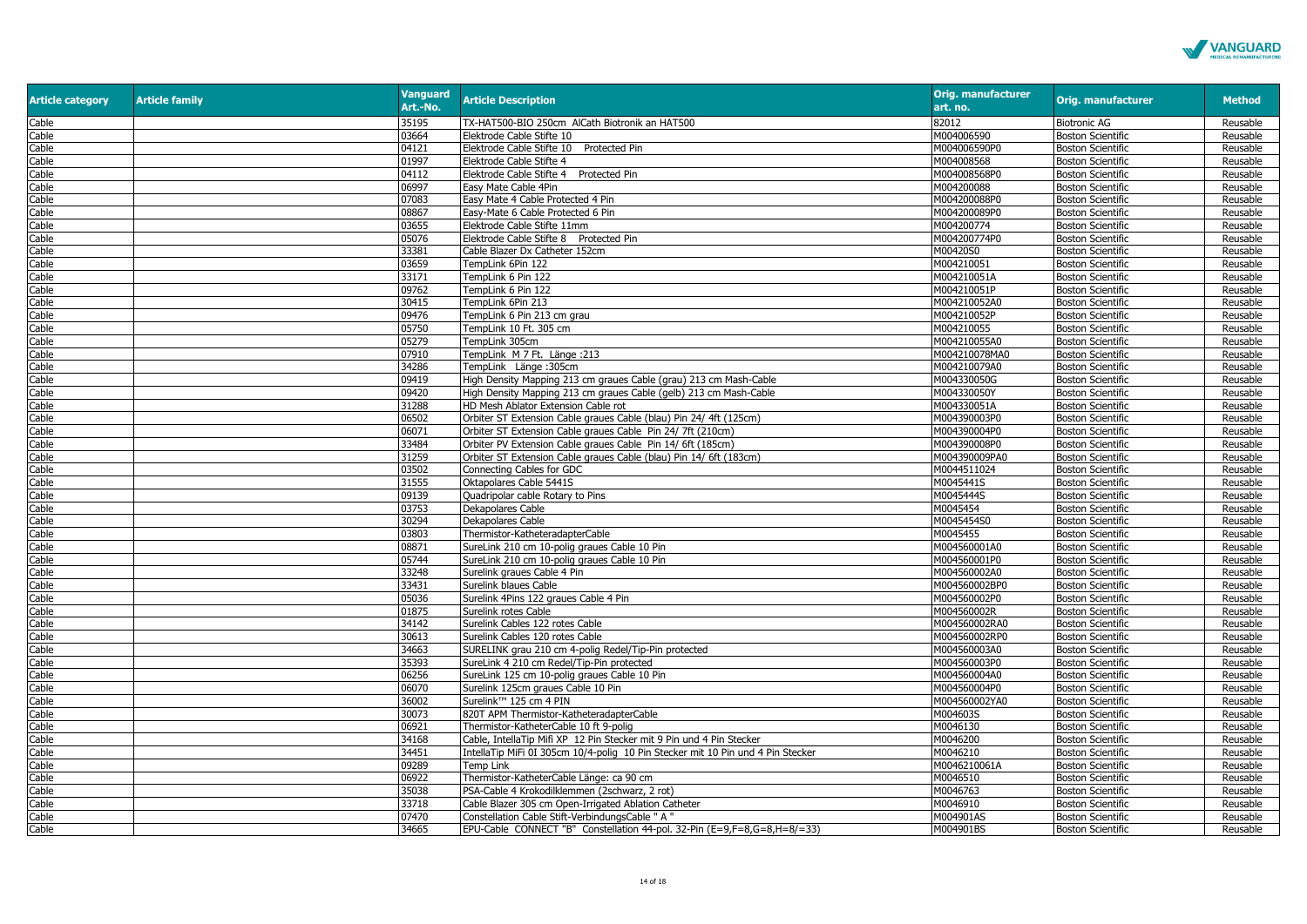| Article category | Article family | Vanguard Art.-No. | Article Description | Orig. manufacturer art. no. | Orig. manufacturer | Method |
|---|---|---|---|---|---|---|
| Cable | | 35195 | TX-HAT500-BIO 250cm AlCath Biotronik an HAT500 | 82012 | Biotronic AG | Reusable |
| Cable | | 03664 | Elektrode Cable Stifte 10 | M004006590 | Boston Scientific | Reusable |
| Cable | | 04121 | Elektrode Cable Stifte 10 Protected Pin | M004006590P0 | Boston Scientific | Reusable |
| Cable | | 01997 | Elektrode Cable Stifte 4 | M004008568 | Boston Scientific | Reusable |
| Cable | | 04112 | Elektrode Cable Stifte 4 Protected Pin | M004008568P0 | Boston Scientific | Reusable |
| Cable | | 06997 | Easy Mate Cable 4Pin | M004200088 | Boston Scientific | Reusable |
| Cable | | 07083 | Easy Mate 4 Cable Protected 4 Pin | M004200088P0 | Boston Scientific | Reusable |
| Cable | | 08867 | Easy-Mate 6 Cable Protected 6 Pin | M004200089P0 | Boston Scientific | Reusable |
| Cable | | 03655 | Elektrode Cable Stifte 11mm | M004200774 | Boston Scientific | Reusable |
| Cable | | 05076 | Elektrode Cable Stifte 8 Protected Pin | M004200774P0 | Boston Scientific | Reusable |
| Cable | | 33381 | Cable Blazer Dx Catheter 152cm | M00420S0 | Boston Scientific | Reusable |
| Cable | | 03659 | TempLink 6Pin 122 | M004210051 | Boston Scientific | Reusable |
| Cable | | 33171 | TempLink 6 Pin 122 | M004210051A | Boston Scientific | Reusable |
| Cable | | 09762 | TempLink 6 Pin 122 | M004210051P | Boston Scientific | Reusable |
| Cable | | 30415 | TempLink 6Pin 213 | M004210052A0 | Boston Scientific | Reusable |
| Cable | | 09476 | TempLink 6 Pin 213 cm grau | M004210052P | Boston Scientific | Reusable |
| Cable | | 05750 | TempLink 10 Ft. 305 cm | M004210055 | Boston Scientific | Reusable |
| Cable | | 05279 | TempLink 305cm | M004210055A0 | Boston Scientific | Reusable |
| Cable | | 07910 | TempLink M 7 Ft. Länge :213 | M004210078MA0 | Boston Scientific | Reusable |
| Cable | | 34286 | TempLink Länge :305cm | M004210079A0 | Boston Scientific | Reusable |
| Cable | | 09419 | High Density Mapping 213 cm graues Cable (grau) 213 cm Mash-Cable | M004330050G | Boston Scientific | Reusable |
| Cable | | 09420 | High Density Mapping 213 cm graues Cable (gelb) 213 cm Mash-Cable | M004330050Y | Boston Scientific | Reusable |
| Cable | | 31288 | HD Mesh Ablator Extension Cable rot | M004330051A | Boston Scientific | Reusable |
| Cable | | 06502 | Orbiter ST Extension Cable graues Cable (blau) Pin 24/ 4ft (125cm) | M004390003P0 | Boston Scientific | Reusable |
| Cable | | 06071 | Orbiter ST Extension Cable graues Cable Pin 24/ 7ft (210cm) | M004390004P0 | Boston Scientific | Reusable |
| Cable | | 33484 | Orbiter PV Extension Cable graues Cable Pin 14/ 6ft (185cm) | M004390008P0 | Boston Scientific | Reusable |
| Cable | | 31259 | Orbiter ST Extension Cable graues Cable (blau) Pin 14/ 6ft (183cm) | M004390009PA0 | Boston Scientific | Reusable |
| Cable | | 03502 | Connecting Cables for GDC | M0044511024 | Boston Scientific | Reusable |
| Cable | | 31555 | Oktapolares Cable 5441S | M0045441S | Boston Scientific | Reusable |
| Cable | | 09139 | Quadripolar cable Rotary to Pins | M0045444S | Boston Scientific | Reusable |
| Cable | | 03753 | Dekapolares Cable | M0045454 | Boston Scientific | Reusable |
| Cable | | 30294 | Dekapolares Cable | M0045454S0 | Boston Scientific | Reusable |
| Cable | | 03803 | Thermistor-KatheteradapterCable | M0045455 | Boston Scientific | Reusable |
| Cable | | 08871 | SureLink 210 cm 10-polig graues Cable 10 Pin | M004560001A0 | Boston Scientific | Reusable |
| Cable | | 05744 | SureLink 210 cm 10-polig graues Cable 10 Pin | M004560001P0 | Boston Scientific | Reusable |
| Cable | | 33248 | Surelink graues Cable 4 Pin | M004560002A0 | Boston Scientific | Reusable |
| Cable | | 33431 | Surelink blaues Cable | M004560002BP0 | Boston Scientific | Reusable |
| Cable | | 05036 | Surelink 4Pins 122 graues Cable 4 Pin | M004560002P0 | Boston Scientific | Reusable |
| Cable | | 01875 | Surelink rotes Cable | M004560002R | Boston Scientific | Reusable |
| Cable | | 34142 | Surelink Cables 122 rotes Cable | M004560002RA0 | Boston Scientific | Reusable |
| Cable | | 30613 | Surelink Cables 120 rotes Cable | M004560002RP0 | Boston Scientific | Reusable |
| Cable | | 34663 | SURELINK grau 210 cm 4-polig Redel/Tip-Pin protected | M004560003A0 | Boston Scientific | Reusable |
| Cable | | 35393 | SureLink 4 210 cm Redel/Tip-Pin protected | M004560003P0 | Boston Scientific | Reusable |
| Cable | | 06256 | SureLink 125 cm 10-polig graues Cable 10 Pin | M004560004A0 | Boston Scientific | Reusable |
| Cable | | 06070 | Surelink 125cm graues Cable 10 Pin | M004560004P0 | Boston Scientific | Reusable |
| Cable | | 36002 | Surelink™ 125 cm 4 PIN | M004560002YA0 | Boston Scientific | Reusable |
| Cable | | 30073 | 820T APM Thermistor-KatheteradapterCable | M004603S | Boston Scientific | Reusable |
| Cable | | 06921 | Thermistor-KatheterCable 10 ft 9-polig | M0046130 | Boston Scientific | Reusable |
| Cable | | 34168 | Cable, IntellaTip Mifi XP 12 Pin Stecker mit 9 Pin und 4 Pin Stecker | M0046200 | Boston Scientific | Reusable |
| Cable | | 34451 | IntellaTip MiFi 0I 305cm 10/4-polig 10 Pin Stecker mit 10 Pin und 4 Pin Stecker | M0046210 | Boston Scientific | Reusable |
| Cable | | 09289 | Temp Link | M0046210061A | Boston Scientific | Reusable |
| Cable | | 06922 | Thermistor-KatheterCable Länge: ca 90 cm | M0046510 | Boston Scientific | Reusable |
| Cable | | 35038 | PSA-Cable 4 Krokodilklemmen (2schwarz, 2 rot) | M0046763 | Boston Scientific | Reusable |
| Cable | | 33718 | Cable Blazer 305 cm Open-Irrigated Ablation Catheter | M0046910 | Boston Scientific | Reusable |
| Cable | | 07470 | Constellation Cable Stift-VerbindungsCable " A " | M004901AS | Boston Scientific | Reusable |
| Cable | | 34665 | EPU-Cable CONNECT "B" Constellation 44-pol. 32-Pin (E=9,F=8,G=8,H=8/=33) | M004901BS | Boston Scientific | Reusable |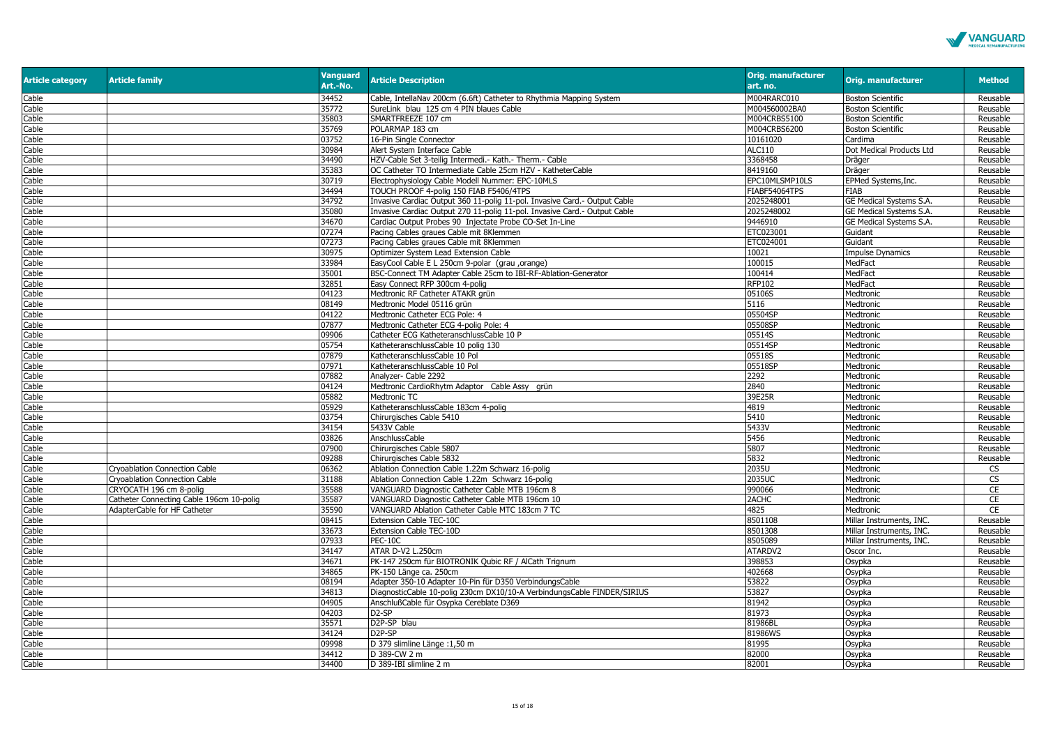| Article category | Article family | Vanguard Art.-No. | Article Description | Orig. manufacturer art. no. | Orig. manufacturer | Method |
|---|---|---|---|---|---|---|
| Cable | | 34452 | Cable, IntellaNav 200cm (6.6ft) Catheter to Rhythmia Mapping System | M004RARC010 | Boston Scientific | Reusable |
| Cable | | 35772 | SureLink blau 125 cm 4 PIN blaues Cable | M004560002BA0 | Boston Scientific | Reusable |
| Cable | | 35803 | SMARTFREEZE 107 cm | M004CRBS5100 | Boston Scientific | Reusable |
| Cable | | 35769 | POLARMAP 183 cm | M004CRBS6200 | Boston Scientific | Reusable |
| Cable | | 03752 | 16-Pin Single Connector | 10161020 | Cardima | Reusable |
| Cable | | 30984 | Alert System Interface Cable | ALC110 | Dot Medical Products Ltd | Reusable |
| Cable | | 34490 | HZV-Cable Set 3-teilig Intermedi.- Kath.- Therm.- Cable | 3368458 | Dräger | Reusable |
| Cable | | 35383 | OC Catheter TO Intermediate Cable 25cm HZV - KatheterCable | 8419160 | Dräger | Reusable |
| Cable | | 30719 | Electrophysiology Cable Modell Nummer: EPC-10MLS | EPC10MLSMP10LS | EPMed Systems,Inc. | Reusable |
| Cable | | 34494 | TOUCH PROOF 4-polig 150 FIAB F5406/4TPS | FIABF54064TPS | FIAB | Reusable |
| Cable | | 34792 | Invasive Cardiac Output 360 11-polig 11-pol. Invasive Card.- Output Cable | 2025248001 | GE Medical Systems S.A. | Reusable |
| Cable | | 35080 | Invasive Cardiac Output 270 11-polig 11-pol. Invasive Card.- Output Cable | 2025248002 | GE Medical Systems S.A. | Reusable |
| Cable | | 34670 | Cardiac Output Probes 90 Injectate Probe CO-Set In-Line | 9446910 | GE Medical Systems S.A. | Reusable |
| Cable | | 07274 | Pacing Cables graues Cable mit 8Klemmen | ETC023001 | Guidant | Reusable |
| Cable | | 07273 | Pacing Cables graues Cable mit 8Klemmen | ETC024001 | Guidant | Reusable |
| Cable | | 30975 | Optimizer System Lead Extension Cable | 10021 | Impulse Dynamics | Reusable |
| Cable | | 33984 | EasyCool Cable E L 250cm 9-polar (grau ,orange) | 100015 | MedFact | Reusable |
| Cable | | 35001 | BSC-Connect TM Adapter Cable 25cm to IBI-RF-Ablation-Generator | 100414 | MedFact | Reusable |
| Cable | | 32851 | Easy Connect RFP 300cm 4-polig | RFP102 | MedFact | Reusable |
| Cable | | 04123 | Medtronic RF Catheter ATAKR grün | 05106S | Medtronic | Reusable |
| Cable | | 08149 | Medtronic Model 05116 grün | 5116 | Medtronic | Reusable |
| Cable | | 04122 | Medtronic Catheter ECG Pole: 4 | 05504SP | Medtronic | Reusable |
| Cable | | 07877 | Medtronic Catheter ECG 4-polig Pole: 4 | 05508SP | Medtronic | Reusable |
| Cable | | 09906 | Catheter ECG KatheteranschlussCable 10 P | 05514S | Medtronic | Reusable |
| Cable | | 05754 | KatheteranschlussCable 10 polig 130 | 05514SP | Medtronic | Reusable |
| Cable | | 07879 | KatheteranschlussCable 10 Pol | 05518S | Medtronic | Reusable |
| Cable | | 07971 | KatheteranschlussCable 10 Pol | 05518SP | Medtronic | Reusable |
| Cable | | 07882 | Analyzer- Cable 2292 | 2292 | Medtronic | Reusable |
| Cable | | 04124 | Medtronic CardioRhytm Adaptor Cable Assy grün | 2840 | Medtronic | Reusable |
| Cable | | 05882 | Medtronic TC | 39E25R | Medtronic | Reusable |
| Cable | | 05929 | KatheteranschlussCable 183cm 4-polig | 4819 | Medtronic | Reusable |
| Cable | | 03754 | Chirurgisches Cable 5410 | 5410 | Medtronic | Reusable |
| Cable | | 34154 | 5433V Cable | 5433V | Medtronic | Reusable |
| Cable | | 03826 | AnschlussCable | 5456 | Medtronic | Reusable |
| Cable | | 07900 | Chirurgisches Cable 5807 | 5807 | Medtronic | Reusable |
| Cable | | 09288 | Chirurgisches Cable 5832 | 5832 | Medtronic | Reusable |
| Cable | Cryoablation Connection Cable | 06362 | Ablation Connection Cable 1.22m Schwarz 16-polig | 2035U | Medtronic | CS |
| Cable | Cryoablation Connection Cable | 31188 | Ablation Connection Cable 1.22m Schwarz 16-polig | 2035UC | Medtronic | CS |
| Cable | CRYOCATH 196 cm 8-polig | 35588 | VANGUARD Diagnostic Catheter Cable MTB 196cm 8 | 990066 | Medtronic | CE |
| Cable | Catheter Connecting Cable 196cm 10-polig | 35587 | VANGUARD Diagnostic Catheter Cable MTB 196cm 10 | 2ACHC | Medtronic | CE |
| Cable | AdapterCable for HF Catheter | 35590 | VANGUARD Ablation Catheter Cable MTC 183cm 7 TC | 4825 | Medtronic | CE |
| Cable | | 08415 | Extension Cable TEC-10C | 8501108 | Millar Instruments, INC. | Reusable |
| Cable | | 33673 | Extension Cable TEC-10D | 8501308 | Millar Instruments, INC. | Reusable |
| Cable | | 07933 | PEC-10C | 8505089 | Millar Instruments, INC. | Reusable |
| Cable | | 34147 | ATAR D-V2 L.250cm | ATARDV2 | Oscor Inc. | Reusable |
| Cable | | 34671 | PK-147 250cm für BIOTRONIK Qubic RF / AlCath Trignum | 398853 | Osypka | Reusable |
| Cable | | 34865 | PK-150 Länge ca. 250cm | 402668 | Osypka | Reusable |
| Cable | | 08194 | Adapter 350-10 Adapter 10-Pin für D350 VerbindungsCable | 53822 | Osypka | Reusable |
| Cable | | 34813 | DiagnosticCable 10-polig 230cm DX10/10-A VerbindungsCable FINDER/SIRIUS | 53827 | Osypka | Reusable |
| Cable | | 04905 | AnschlußCable für Osypka Cereblate D369 | 81942 | Osypka | Reusable |
| Cable | | 04203 | D2-SP | 81973 | Osypka | Reusable |
| Cable | | 35571 | D2P-SP blau | 81986BL | Osypka | Reusable |
| Cable | | 34124 | D2P-SP | 81986WS | Osypka | Reusable |
| Cable | | 09998 | D 379 slimline Länge :1,50 m | 81995 | Osypka | Reusable |
| Cable | | 34412 | D 389-CW 2 m | 82000 | Osypka | Reusable |
| Cable | | 34400 | D 389-IBI slimline 2 m | 82001 | Osypka | Reusable |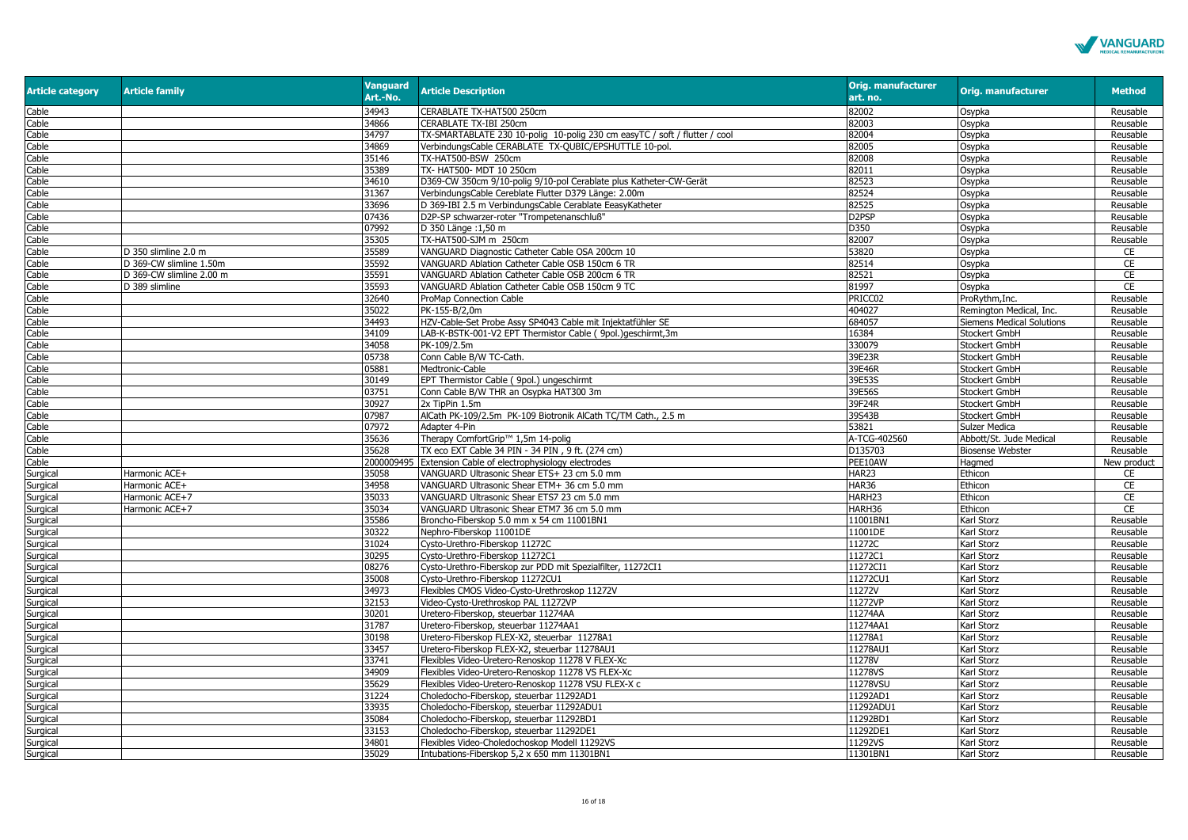| Article category | Article family | Vanguard Art.-No. | Article Description | Orig. manufacturer art. no. | Orig. manufacturer | Method |
|---|---|---|---|---|---|---|
| Cable | | 34943 | CERABLATE TX-HAT500 250cm | 82002 | Osypka | Reusable |
| Cable | | 34866 | CERABLATE TX-IBI 250cm | 82003 | Osypka | Reusable |
| Cable | | 34797 | TX-SMARTABLATE 230 10-polig 10-polig 230 cm easyTC / soft / flutter / cool | 82004 | Osypka | Reusable |
| Cable | | 34869 | VerbindungsCable CERABLATE TX-QUBIC/EPSHUTTLE 10-pol. | 82005 | Osypka | Reusable |
| Cable | | 35146 | TX-HAT500-BSW 250cm | 82008 | Osypka | Reusable |
| Cable | | 35389 | TX- HAT500- MDT 10 250cm | 82011 | Osypka | Reusable |
| Cable | | 34610 | D369-CW 350cm 9/10-polig 9/10-pol Cerablate plus Katheter-CW-Gerät | 82523 | Osypka | Reusable |
| Cable | | 31367 | VerbindungsCable Cereblate Flutter D379 Länge: 2.00m | 82524 | Osypka | Reusable |
| Cable | | 33696 | D 369-IBI 2.5 m VerbindungsCable Cerablate EeasyKatheter | 82525 | Osypka | Reusable |
| Cable | | 07436 | D2P-SP schwarzer-roter "Trompetenanschluß" | D2PSP | Osypka | Reusable |
| Cable | | 07992 | D 350 Länge :1,50 m | D350 | Osypka | Reusable |
| Cable | | 35305 | TX-HAT500-SJM m 250cm | 82007 | Osypka | Reusable |
| Cable | D 350 slimline 2.0 m | 35589 | VANGUARD Diagnostic Catheter Cable OSA 200cm 10 | 53820 | Osypka | CE |
| Cable | D 369-CW slimline 1.50m | 35592 | VANGUARD Ablation Catheter Cable OSB 150cm 6 TR | 82514 | Osypka | CE |
| Cable | D 369-CW slimline 2.00 m | 35591 | VANGUARD Ablation Catheter Cable OSB 200cm 6 TR | 82521 | Osypka | CE |
| Cable | D 389 slimline | 35593 | VANGUARD Ablation Catheter Cable OSB 150cm 9 TC | 81997 | Osypka | CE |
| Cable | | 32640 | ProMap Connection Cable | PRICC02 | ProRythm,Inc. | Reusable |
| Cable | | 35022 | PK-155-B/2,0m | 404027 | Remington Medical, Inc. | Reusable |
| Cable | | 34493 | HZV-Cable-Set Probe Assy SP4043 Cable mit Injektatfühler SE | 684057 | Siemens Medical Solutions | Reusable |
| Cable | | 34109 | LAB-K-BSTK-001-V2 EPT Thermistor Cable ( 9pol.)geschirmt,3m | 16384 | Stockert GmbH | Reusable |
| Cable | | 34058 | PK-109/2.5m | 330079 | Stockert GmbH | Reusable |
| Cable | | 05738 | Conn Cable B/W TC-Cath. | 39E23R | Stockert GmbH | Reusable |
| Cable | | 05881 | Medtronic-Cable | 39E46R | Stockert GmbH | Reusable |
| Cable | | 30149 | EPT Thermistor Cable ( 9pol.) ungeschirmt | 39E53S | Stockert GmbH | Reusable |
| Cable | | 03751 | Conn Cable B/W THR an Osypka HAT300 3m | 39E56S | Stockert GmbH | Reusable |
| Cable | | 30927 | 2x TipPin 1.5m | 39F24R | Stockert GmbH | Reusable |
| Cable | | 07987 | AlCath PK-109/2.5m PK-109 Biotronik AlCath TC/TM Cath., 2.5 m | 39S43B | Stockert GmbH | Reusable |
| Cable | | 07972 | Adapter 4-Pin | 53821 | Sulzer Medica | Reusable |
| Cable | | 35636 | Therapy ComfortGrip™ 1,5m 14-polig | A-TCG-402560 | Abbott/St. Jude Medical | Reusable |
| Cable | | 35628 | TX eco EXT Cable 34 PIN - 34 PIN , 9 ft. (274 cm) | D135703 | Biosense Webster | Reusable |
| Cable | | 2000009495 | Extension Cable of electrophysiology electrodes | PEE10AW | Hagmed | New product |
| Surgical | Harmonic ACE+ | 35058 | VANGUARD Ultrasonic Shear ETS+ 23 cm 5.0 mm | HAR23 | Ethicon | CE |
| Surgical | Harmonic ACE+ | 34958 | VANGUARD Ultrasonic Shear ETM+ 36 cm 5.0 mm | HAR36 | Ethicon | CE |
| Surgical | Harmonic ACE+7 | 35033 | VANGUARD Ultrasonic Shear ETS7 23 cm 5.0 mm | HARH23 | Ethicon | CE |
| Surgical | Harmonic ACE+7 | 35034 | VANGUARD Ultrasonic Shear ETM7 36 cm 5.0 mm | HARH36 | Ethicon | CE |
| Surgical | | 35586 | Broncho-Fiberskop 5.0 mm x 54 cm 11001BN1 | 11001BN1 | Karl Storz | Reusable |
| Surgical | | 30322 | Nephro-Fiberskop 11001DE | 11001DE | Karl Storz | Reusable |
| Surgical | | 31024 | Cysto-Urethro-Fiberskop 11272C | 11272C | Karl Storz | Reusable |
| Surgical | | 30295 | Cysto-Urethro-Fiberskop 11272C1 | 11272C1 | Karl Storz | Reusable |
| Surgical | | 08276 | Cysto-Urethro-Fiberskop zur PDD mit Spezialfilter, 11272CI1 | 11272CI1 | Karl Storz | Reusable |
| Surgical | | 35008 | Cysto-Urethro-Fiberskop 11272CU1 | 11272CU1 | Karl Storz | Reusable |
| Surgical | | 34973 | Flexibles CMOS Video-Cysto-Urethroskop 11272V | 11272V | Karl Storz | Reusable |
| Surgical | | 32153 | Video-Cysto-Urethroskop PAL 11272VP | 11272VP | Karl Storz | Reusable |
| Surgical | | 30201 | Uretero-Fiberskop, steuerbar 11274AA | 11274AA | Karl Storz | Reusable |
| Surgical | | 31787 | Uretero-Fiberskop, steuerbar 11274AA1 | 11274AA1 | Karl Storz | Reusable |
| Surgical | | 30198 | Uretero-Fiberskop FLEX-X2, steuerbar 11278A1 | 11278A1 | Karl Storz | Reusable |
| Surgical | | 33457 | Uretero-Fiberskop FLEX-X2, steuerbar 11278AU1 | 11278AU1 | Karl Storz | Reusable |
| Surgical | | 33741 | Flexibles Video-Uretero-Renoskop 11278 V FLEX-Xc | 11278V | Karl Storz | Reusable |
| Surgical | | 34909 | Flexibles Video-Uretero-Renoskop 11278 VS FLEX-Xc | 11278VS | Karl Storz | Reusable |
| Surgical | | 35629 | Flexibles Video-Uretero-Renoskop 11278 VSU FLEX-X c | 11278VSU | Karl Storz | Reusable |
| Surgical | | 31224 | Choledocho-Fiberskop, steuerbar 11292AD1 | 11292AD1 | Karl Storz | Reusable |
| Surgical | | 33935 | Choledocho-Fiberskop, steuerbar 11292ADU1 | 11292ADU1 | Karl Storz | Reusable |
| Surgical | | 35084 | Choledocho-Fiberskop, steuerbar 11292BD1 | 11292BD1 | Karl Storz | Reusable |
| Surgical | | 33153 | Choledocho-Fiberskop, steuerbar 11292DE1 | 11292DE1 | Karl Storz | Reusable |
| Surgical | | 34801 | Flexibles Video-Choledochoskop Modell 11292VS | 11292VS | Karl Storz | Reusable |
| Surgical | | 35029 | Intubations-Fiberskop 5,2 x 650 mm 11301BN1 | 11301BN1 | Karl Storz | Reusable |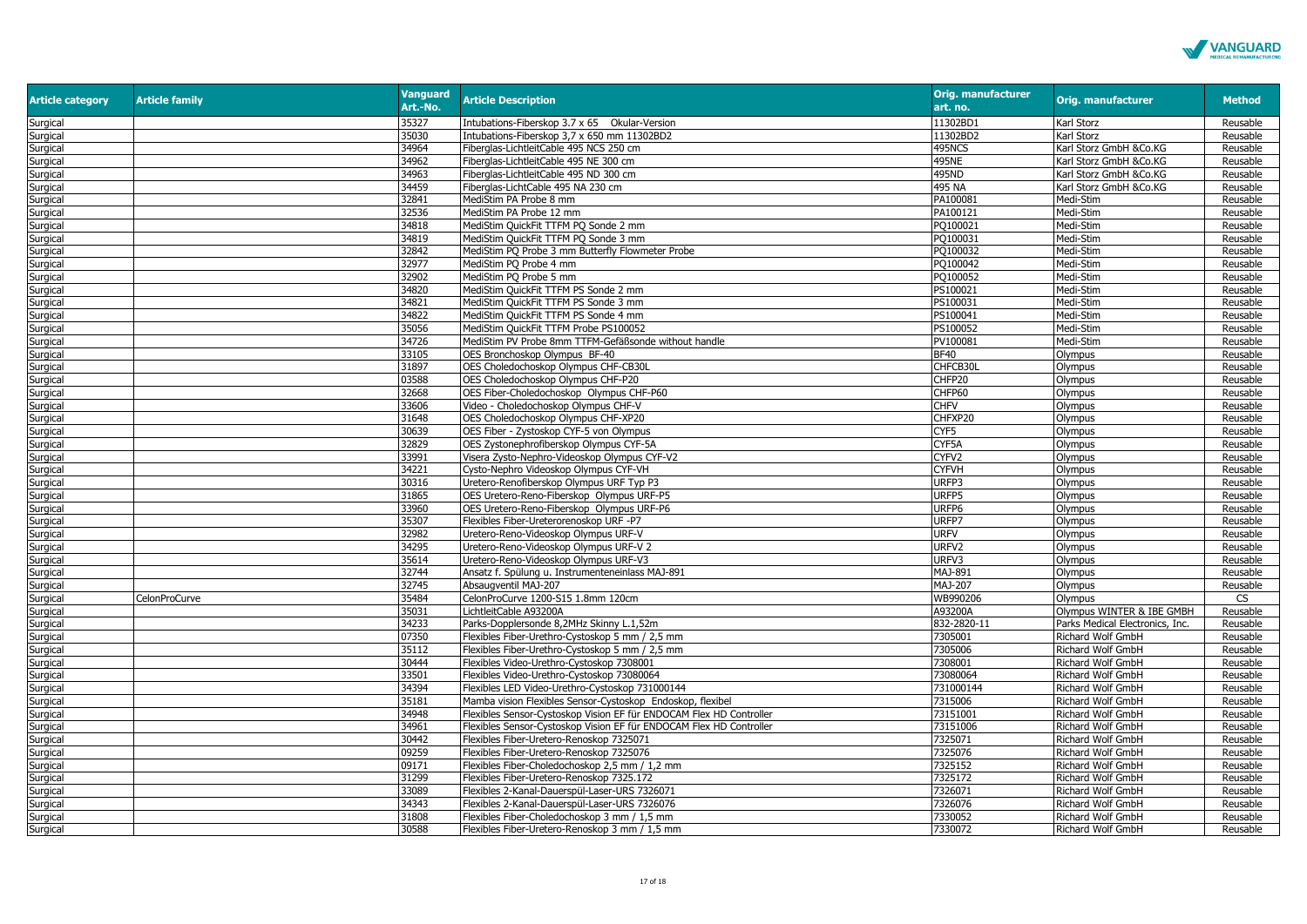| Article category | Article family | Vanguard Art.-No. | Article Description | Orig. manufacturer art. no. | Orig. manufacturer | Method |
|---|---|---|---|---|---|---|
| Surgical | | 35327 | Intubations-Fiberskop 3.7 x 65 Okular-Version | 11302BD1 | Karl Storz | Reusable |
| Surgical | | 35030 | Intubations-Fiberskop 3,7 x 650 mm 11302BD2 | 11302BD2 | Karl Storz | Reusable |
| Surgical | | 34964 | Fiberglas-LichtleitCable 495 NCS 250 cm | 495NCS | Karl Storz GmbH &Co.KG | Reusable |
| Surgical | | 34962 | Fiberglas-LichtleitCable 495 NE 300 cm | 495NE | Karl Storz GmbH &Co.KG | Reusable |
| Surgical | | 34963 | Fiberglas-LichtleitCable 495 ND 300 cm | 495ND | Karl Storz GmbH &Co.KG | Reusable |
| Surgical | | 34459 | Fiberglas-LichtCable 495 NA 230 cm | 495 NA | Karl Storz GmbH &Co.KG | Reusable |
| Surgical | | 32841 | MediStim PA Probe 8 mm | PA100081 | Medi-Stim | Reusable |
| Surgical | | 32536 | MediStim PA Probe 12 mm | PA100121 | Medi-Stim | Reusable |
| Surgical | | 34818 | MediStim QuickFit TTFM PQ Sonde 2 mm | PQ100021 | Medi-Stim | Reusable |
| Surgical | | 34819 | MediStim QuickFit TTFM PQ Sonde 3 mm | PQ100031 | Medi-Stim | Reusable |
| Surgical | | 32842 | MediStim PQ Probe 3 mm Butterfly Flowmeter Probe | PQ100032 | Medi-Stim | Reusable |
| Surgical | | 32977 | MediStim PQ Probe 4 mm | PQ100042 | Medi-Stim | Reusable |
| Surgical | | 32902 | MediStim PQ Probe 5 mm | PQ100052 | Medi-Stim | Reusable |
| Surgical | | 34820 | MediStim QuickFit TTFM PS Sonde 2 mm | PS100021 | Medi-Stim | Reusable |
| Surgical | | 34821 | MediStim QuickFit TTFM PS Sonde 3 mm | PS100031 | Medi-Stim | Reusable |
| Surgical | | 34822 | MediStim QuickFit TTFM PS Sonde 4 mm | PS100041 | Medi-Stim | Reusable |
| Surgical | | 35056 | MediStim QuickFit TTFM Probe PS100052 | PS100052 | Medi-Stim | Reusable |
| Surgical | | 34726 | MediStim PV Probe 8mm TTFM-Gefäßsonde without handle | PV100081 | Medi-Stim | Reusable |
| Surgical | | 33105 | OES Bronchoskop Olympus BF-40 | BF40 | Olympus | Reusable |
| Surgical | | 31897 | OES Choledochoskop Olympus CHF-CB30L | CHFCB30L | Olympus | Reusable |
| Surgical | | 03588 | OES Choledochoskop Olympus CHF-P20 | CHFP20 | Olympus | Reusable |
| Surgical | | 32668 | OES Fiber-Choledochoskop Olympus CHF-P60 | CHFP60 | Olympus | Reusable |
| Surgical | | 33606 | Video - Choledochoskop Olympus CHF-V | CHFV | Olympus | Reusable |
| Surgical | | 31648 | OES Choledochoskop Olympus CHF-XP20 | CHFXP20 | Olympus | Reusable |
| Surgical | | 30639 | OES Fiber - Zystoskop CYF-5 von Olympus | CYF5 | Olympus | Reusable |
| Surgical | | 32829 | OES Zystonephrofiberskop Olympus CYF-5A | CYF5A | Olympus | Reusable |
| Surgical | | 33991 | Visera Zysto-Nephro-Videoskop Olympus CYF-V2 | CYFV2 | Olympus | Reusable |
| Surgical | | 34221 | Cysto-Nephro Videoskop Olympus CYF-VH | CYFVH | Olympus | Reusable |
| Surgical | | 30316 | Uretero-Renofiberskop Olympus URF Typ P3 | URFP3 | Olympus | Reusable |
| Surgical | | 31865 | OES Uretero-Reno-Fiberskop Olympus URF-P5 | URFP5 | Olympus | Reusable |
| Surgical | | 33960 | OES Uretero-Reno-Fiberskop Olympus URF-P6 | URFP6 | Olympus | Reusable |
| Surgical | | 35307 | Flexibles Fiber-Ureterorenoskop URF -P7 | URFP7 | Olympus | Reusable |
| Surgical | | 32982 | Uretero-Reno-Videoskop Olympus URF-V | URFV | Olympus | Reusable |
| Surgical | | 34295 | Uretero-Reno-Videoskop Olympus URF-V 2 | URFV2 | Olympus | Reusable |
| Surgical | | 35614 | Uretero-Reno-Videoskop Olympus URF-V3 | URFV3 | Olympus | Reusable |
| Surgical | | 32744 | Ansatz f. Spülung u. Instrumenteneinlass MAJ-891 | MAJ-891 | Olympus | Reusable |
| Surgical | | 32745 | Absaugventil MAJ-207 | MAJ-207 | Olympus | Reusable |
| Surgical | CelonProCurve | 35484 | CelonProCurve 1200-S15 1.8mm 120cm | WB990206 | Olympus | CS |
| Surgical | | 35031 | LichtleitCable A93200A | A93200A | Olympus WINTER & IBE GMBH | Reusable |
| Surgical | | 34233 | Parks-Dopplersonde 8,2MHz Skinny L.1,52m | 832-2820-11 | Parks Medical Electronics, Inc. | Reusable |
| Surgical | | 07350 | Flexibles Fiber-Urethro-Cystoskop 5 mm / 2,5 mm | 7305001 | Richard Wolf GmbH | Reusable |
| Surgical | | 35112 | Flexibles Fiber-Urethro-Cystoskop 5 mm / 2,5 mm | 7305006 | Richard Wolf GmbH | Reusable |
| Surgical | | 30444 | Flexibles Video-Urethro-Cystoskop 7308001 | 7308001 | Richard Wolf GmbH | Reusable |
| Surgical | | 33501 | Flexibles Video-Urethro-Cystoskop 73080064 | 73080064 | Richard Wolf GmbH | Reusable |
| Surgical | | 34394 | Flexibles LED Video-Urethro-Cystoskop 731000144 | 731000144 | Richard Wolf GmbH | Reusable |
| Surgical | | 35181 | Mamba vision Flexibles Sensor-Cystoskop Endoskop, flexibel | 7315006 | Richard Wolf GmbH | Reusable |
| Surgical | | 34948 | Flexibles Sensor-Cystoskop Vision EF für ENDOCAM Flex HD Controller | 73151001 | Richard Wolf GmbH | Reusable |
| Surgical | | 34961 | Flexibles Sensor-Cystoskop Vision EF für ENDOCAM Flex HD Controller | 73151006 | Richard Wolf GmbH | Reusable |
| Surgical | | 30442 | Flexibles Fiber-Uretero-Renoskop 7325071 | 7325071 | Richard Wolf GmbH | Reusable |
| Surgical | | 09259 | Flexibles Fiber-Uretero-Renoskop 7325076 | 7325076 | Richard Wolf GmbH | Reusable |
| Surgical | | 09171 | Flexibles Fiber-Choledochoskop 2,5 mm / 1,2 mm | 7325152 | Richard Wolf GmbH | Reusable |
| Surgical | | 31299 | Flexibles Fiber-Uretero-Renoskop 7325.172 | 7325172 | Richard Wolf GmbH | Reusable |
| Surgical | | 33089 | Flexibles 2-Kanal-Dauerspül-Laser-URS 7326071 | 7326071 | Richard Wolf GmbH | Reusable |
| Surgical | | 34343 | Flexibles 2-Kanal-Dauerspül-Laser-URS 7326076 | 7326076 | Richard Wolf GmbH | Reusable |
| Surgical | | 31808 | Flexibles Fiber-Choledochoskop 3 mm / 1,5 mm | 7330052 | Richard Wolf GmbH | Reusable |
| Surgical | | 30588 | Flexibles Fiber-Uretero-Renoskop 3 mm / 1,5 mm | 7330072 | Richard Wolf GmbH | Reusable |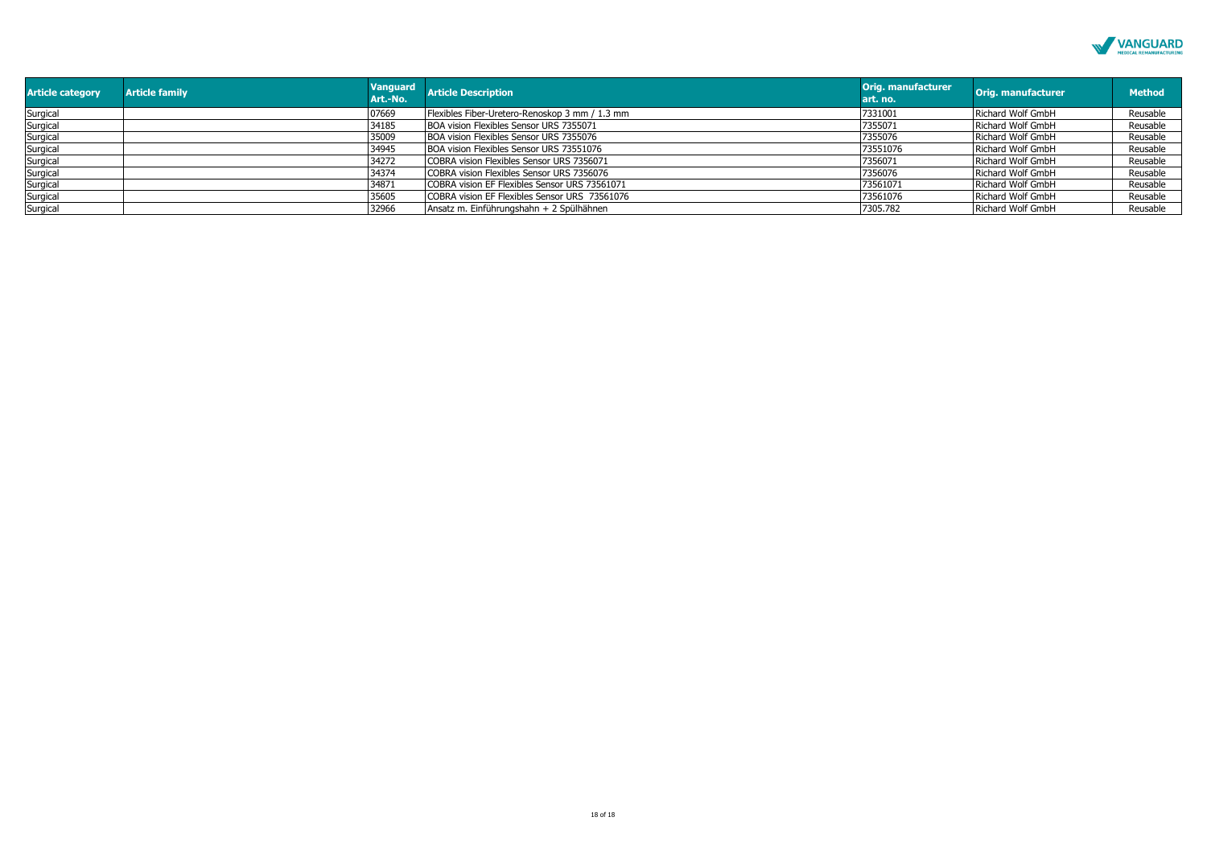| Article category | Article family | Vanguard Art.-No. | Article Description | Orig. manufacturer art. no. | Orig. manufacturer | Method |
|---|---|---|---|---|---|---|
| Surgical | | 07669 | Flexibles Fiber-Uretero-Renoskop 3 mm / 1.3 mm | 7331001 | Richard Wolf GmbH | Reusable |
| Surgical | | 34185 | BOA vision Flexibles Sensor URS 7355071 | 7355071 | Richard Wolf GmbH | Reusable |
| Surgical | | 35009 | BOA vision Flexibles Sensor URS 7355076 | 7355076 | Richard Wolf GmbH | Reusable |
| Surgical | | 34945 | BOA vision Flexibles Sensor URS 73551076 | 73551076 | Richard Wolf GmbH | Reusable |
| Surgical | | 34272 | COBRA vision Flexibles Sensor URS 7356071 | 7356071 | Richard Wolf GmbH | Reusable |
| Surgical | | 34374 | COBRA vision Flexibles Sensor URS 7356076 | 7356076 | Richard Wolf GmbH | Reusable |
| Surgical | | 34871 | COBRA vision EF Flexibles Sensor URS 73561071 | 73561071 | Richard Wolf GmbH | Reusable |
| Surgical | | 35605 | COBRA vision EF Flexibles Sensor URS 73561076 | 73561076 | Richard Wolf GmbH | Reusable |
| Surgical | | 32966 | Ansatz m. Einführungshahn + 2 Spülhähnen | 7305.782 | Richard Wolf GmbH | Reusable |